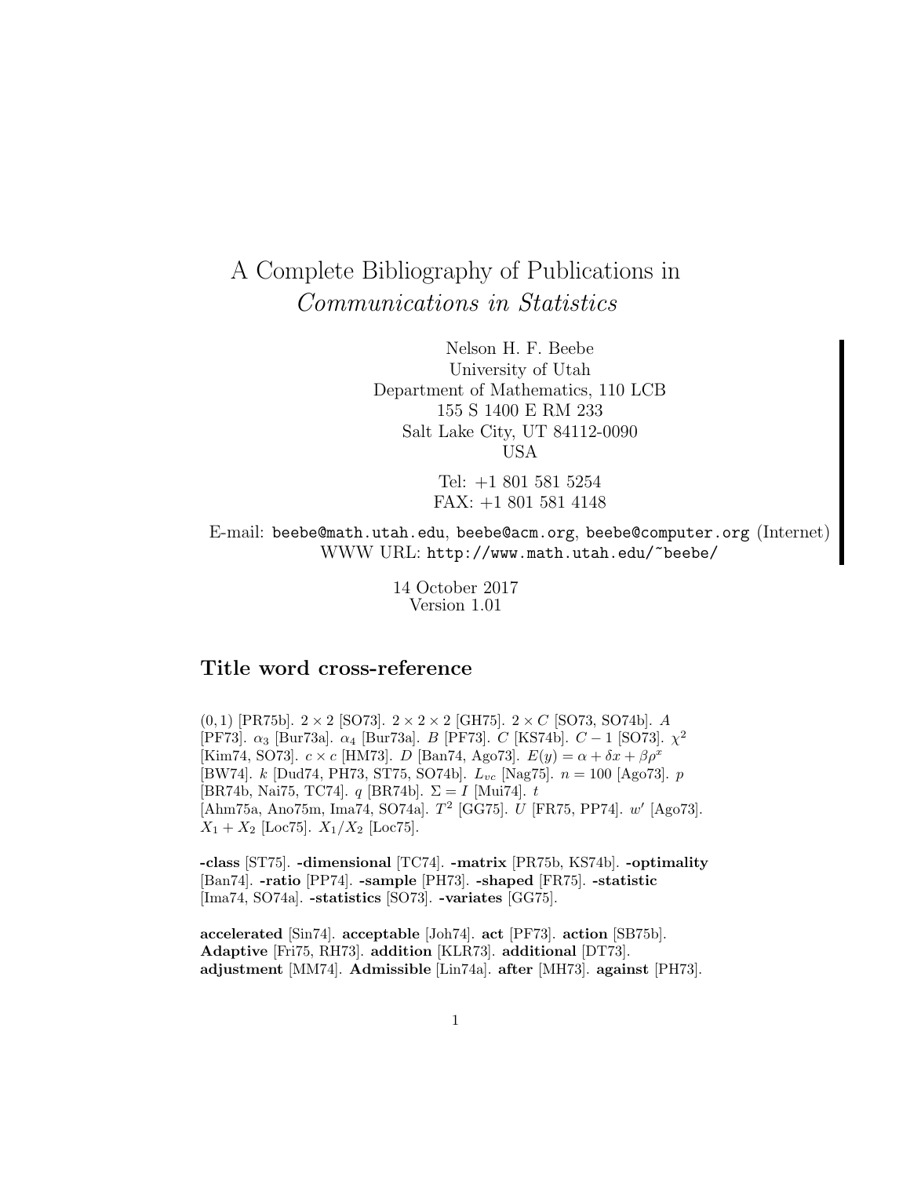# A Complete Bibliography of Publications in *Communications in Statistics*

Nelson H. F. Beebe
University of Utah
Department of Mathematics, 110 LCB
155 S 1400 E RM 233
Salt Lake City, UT 84112-0090
USA

Tel: +1 801 581 5254
FAX: +1 801 581 4148

E-mail: beebe@math.utah.edu, beebe@acm.org, beebe@computer.org (Internet)
WWW URL: http://www.math.utah.edu/~beebe/

14 October 2017
Version 1.01

## Title word cross-reference

$(0, 1)$ [PR75b]. $2 \times 2$ [SO73]. $2 \times 2 \times 2$ [GH75]. $2 \times C$ [SO73, SO74b]. $A$ [PF73]. $\alpha_3$ [Bur73a]. $\alpha_4$ [Bur73a]. $B$ [PF73]. $C$ [KS74b]. $C - 1$ [SO73]. $\chi^2$ [Kim74, SO73]. $c \times c$ [HM73]. $D$ [Ban74, Ago73]. $E(y) = \alpha + \delta x + \beta\rho^x$ [BW74]. $k$ [Dud74, PH73, ST75, SO74b]. $L_{vc}$ [Nag75]. $n = 100$ [Ago73]. $p$ [BR74b, Nai75, TC74]. $q$ [BR74b]. $\Sigma = I$ [Mui74]. $t$ [Ahm75a, Ano75m, Ima74, SO74a]. $T^2$ [GG75]. $U$ [FR75, PP74]. $w'$ [Ago73]. $X_1 + X_2$ [Loc75]. $X_1/X_2$ [Loc75].

**-class** [ST75]. **-dimensional** [TC74]. **-matrix** [PR75b, KS74b]. **-optimality** [Ban74]. **-ratio** [PP74]. **-sample** [PH73]. **-shaped** [FR75]. **-statistic** [Ima74, SO74a]. **-statistics** [SO73]. **-variates** [GG75].

**accelerated** [Sin74]. **acceptable** [Joh74]. **act** [PF73]. **action** [SB75b]. **Adaptive** [Fri75, RH73]. **addition** [KLR73]. **additional** [DT73]. **adjustment** [MM74]. **Admissible** [Lin74a]. **after** [MH73]. **against** [PH73].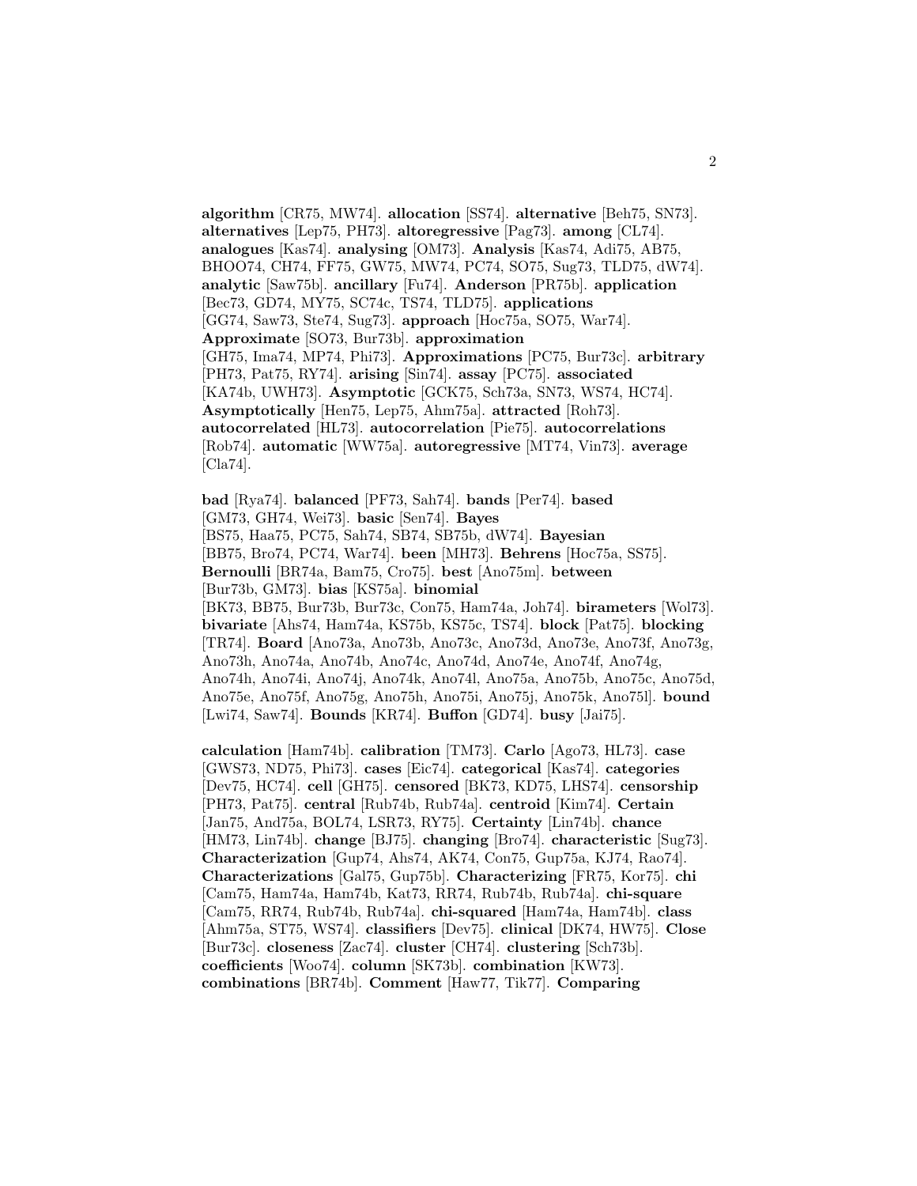**algorithm** [CR75, MW74]. **allocation** [SS74]. **alternative** [Beh75, SN73]. **alternatives** [Lep75, PH73]. **altoregressive** [Pag73]. **among** [CL74]. **analogues** [Kas74]. **analysing** [OM73]. **Analysis** [Kas74, Adi75, AB75, BHOO74, CH74, FF75, GW75, MW74, PC74, SO75, Sug73, TLD75, dW74]. **analytic** [Saw75b]. **ancillary** [Fu74]. **Anderson** [PR75b]. **application** [Bec73, GD74, MY75, SC74c, TS74, TLD75]. **applications** [GG74, Saw73, Ste74, Sug73]. **approach** [Hoc75a, SO75, War74]. **Approximate** [SO73, Bur73b]. **approximation** [GH75, Ima74, MP74, Phi73]. **Approximations** [PC75, Bur73c]. **arbitrary** [PH73, Pat75, RY74]. **arising** [Sin74]. **assay** [PC75]. **associated** [KA74b, UWH73]. **Asymptotic** [GCK75, Sch73a, SN73, WS74, HC74]. **Asymptotically** [Hen75, Lep75, Ahm75a]. **attracted** [Roh73]. **autocorrelated** [HL73]. **autocorrelation** [Pie75]. **autocorrelations** [Rob74]. **automatic** [WW75a]. **autoregressive** [MT74, Vin73]. **average** [Cla74].

**bad** [Rya74]. **balanced** [PF73, Sah74]. **bands** [Per74]. **based** [GM73, GH74, Wei73]. **basic** [Sen74]. **Bayes** [BS75, Haa75, PC75, Sah74, SB74, SB75b, dW74]. **Bayesian** [BB75, Bro74, PC74, War74]. **been** [MH73]. **Behrens** [Hoc75a, SS75]. **Bernoulli** [BR74a, Bam75, Cro75]. **best** [Ano75m]. **between** [Bur73b, GM73]. **bias** [KS75a]. **binomial** [BK73, BB75, Bur73b, Bur73c, Con75, Ham74a, Joh74]. **birameters** [Wol73]. **bivariate** [Ahs74, Ham74a, KS75b, KS75c, TS74]. **block** [Pat75]. **blocking** [TR74]. **Board** [Ano73a, Ano73b, Ano73c, Ano73d, Ano73e, Ano73f, Ano73g, Ano73h, Ano74a, Ano74b, Ano74c, Ano74d, Ano74e, Ano74f, Ano74g, Ano74h, Ano74i, Ano74j, Ano74k, Ano74l, Ano75a, Ano75b, Ano75c, Ano75d, Ano75e, Ano75f, Ano75g, Ano75h, Ano75i, Ano75j, Ano75k, Ano75l]. **bound** [Lwi74, Saw74]. **Bounds** [KR74]. **Buffon** [GD74]. **busy** [Jai75].

**calculation** [Ham74b]. **calibration** [TM73]. **Carlo** [Ago73, HL73]. **case** [GWS73, ND75, Phi73]. **cases** [Eic74]. **categorical** [Kas74]. **categories** [Dev75, HC74]. **cell** [GH75]. **censored** [BK73, KD75, LHS74]. **censorship** [PH73, Pat75]. **central** [Rub74b, Rub74a]. **centroid** [Kim74]. **Certain** [Jan75, And75a, BOL74, LSR73, RY75]. **Certainty** [Lin74b]. **chance** [HM73, Lin74b]. **change** [BJ75]. **changing** [Bro74]. **characteristic** [Sug73]. **Characterization** [Gup74, Ahs74, AK74, Con75, Gup75a, KJ74, Rao74]. **Characterizations** [Gal75, Gup75b]. **Characterizing** [FR75, Kor75]. **chi** [Cam75, Ham74a, Ham74b, Kat73, RR74, Rub74b, Rub74a]. **chi-square** [Cam75, RR74, Rub74b, Rub74a]. **chi-squared** [Ham74a, Ham74b]. **class** [Ahm75a, ST75, WS74]. **classifiers** [Dev75]. **clinical** [DK74, HW75]. **Close** [Bur73c]. **closeness** [Zac74]. **cluster** [CH74]. **clustering** [Sch73b]. **coefficients** [Woo74]. **column** [SK73b]. **combination** [KW73]. **combinations** [BR74b]. **Comment** [Haw77, Tik77]. **Comparing**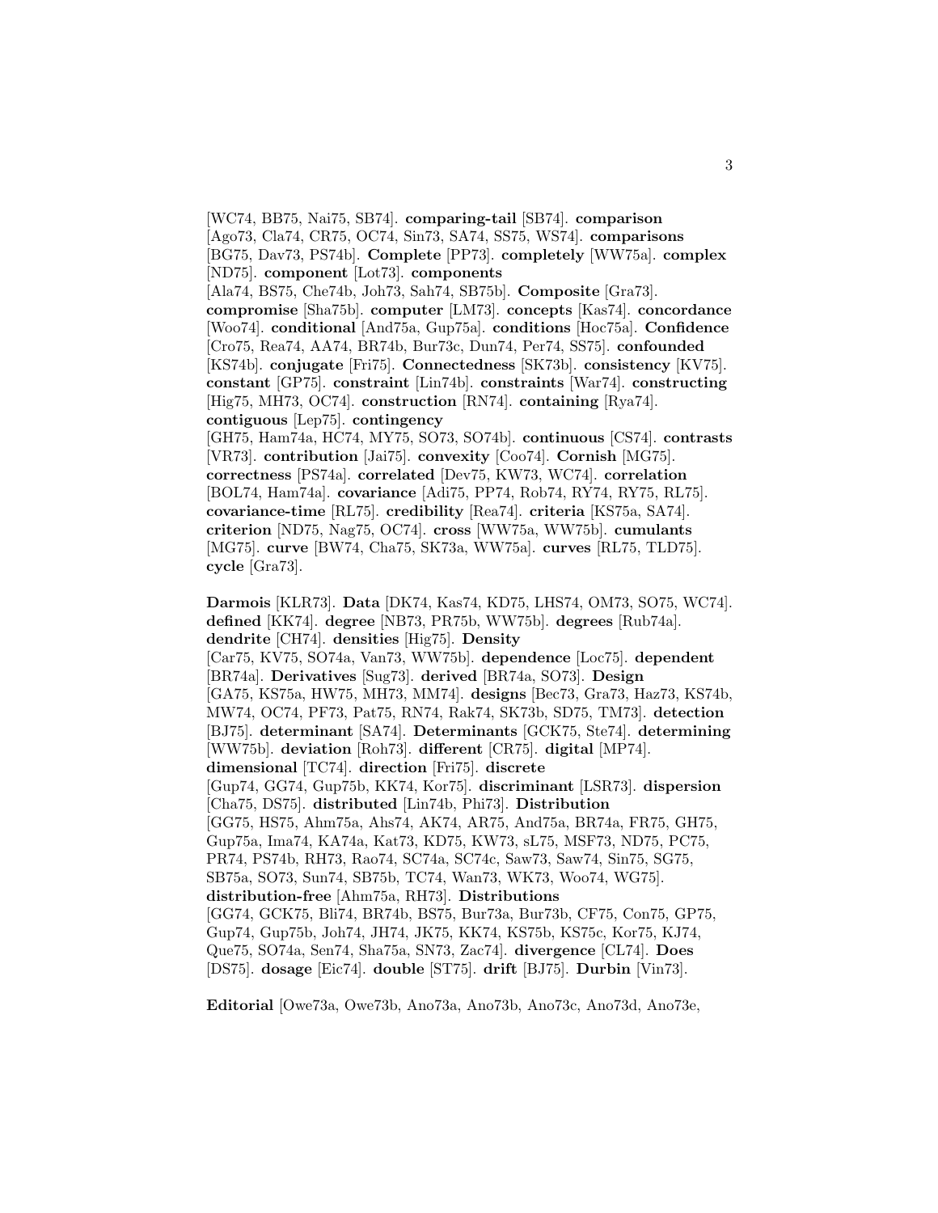[WC74, BB75, Nai75, SB74]. **comparing-tail** [SB74]. **comparison** [Ago73, Cla74, CR75, OC74, Sin73, SA74, SS75, WS74]. **comparisons** [BG75, Dav73, PS74b]. **Complete** [PP73]. **completely** [WW75a]. **complex** [ND75]. **component** [Lot73]. **components** [Ala74, BS75, Che74b, Joh73, Sah74, SB75b]. **Composite** [Gra73]. **compromise** [Sha75b]. **computer** [LM73]. **concepts** [Kas74]. **concordance** [Woo74]. **conditional** [And75a, Gup75a]. **conditions** [Hoc75a]. **Confidence** [Cro75, Rea74, AA74, BR74b, Bur73c, Dun74, Per74, SS75]. **confounded** [KS74b]. **conjugate** [Fri75]. **Connectedness** [SK73b]. **consistency** [KV75]. **constant** [GP75]. **constraint** [Lin74b]. **constraints** [War74]. **constructing** [Hig75, MH73, OC74]. **construction** [RN74]. **containing** [Rya74]. **contiguous** [Lep75]. **contingency** [GH75, Ham74a, HC74, MY75, SO73, SO74b]. **continuous** [CS74]. **contrasts** [VR73]. **contribution** [Jai75]. **convexity** [Coo74]. **Cornish** [MG75]. **correctness** [PS74a]. **correlated** [Dev75, KW73, WC74]. **correlation** [BOL74, Ham74a]. **covariance** [Adi75, PP74, Rob74, RY74, RY75, RL75]. **covariance-time** [RL75]. **credibility** [Rea74]. **criteria** [KS75a, SA74]. **criterion** [ND75, Nag75, OC74]. **cross** [WW75a, WW75b]. **cumulants** [MG75]. **curve** [BW74, Cha75, SK73a, WW75a]. **curves** [RL75, TLD75]. **cycle** [Gra73].

**Darmois** [KLR73]. **Data** [DK74, Kas74, KD75, LHS74, OM73, SO75, WC74]. **defined** [KK74]. **degree** [NB73, PR75b, WW75b]. **degrees** [Rub74a]. **dendrite** [CH74]. **densities** [Hig75]. **Density** [Car75, KV75, SO74a, Van73, WW75b]. **dependence** [Loc75]. **dependent** [BR74a]. **Derivatives** [Sug73]. **derived** [BR74a, SO73]. **Design** [GA75, KS75a, HW75, MH73, MM74]. **designs** [Bec73, Gra73, Haz73, KS74b, MW74, OC74, PF73, Pat75, RN74, Rak74, SK73b, SD75, TM73]. **detection** [BJ75]. **determinant** [SA74]. **Determinants** [GCK75, Ste74]. **determining** [WW75b]. **deviation** [Roh73]. **different** [CR75]. **digital** [MP74]. **dimensional** [TC74]. **direction** [Fri75]. **discrete** [Gup74, GG74, Gup75b, KK74, Kor75]. **discriminant** [LSR73]. **dispersion** [Cha75, DS75]. **distributed** [Lin74b, Phi73]. **Distribution** [GG75, HS75, Ahm75a, Ahs74, AK74, AR75, And75a, BR74a, FR75, GH75, Gup75a, Ima74, KA74a, Kat73, KD75, KW73, sL75, MSF73, ND75, PC75, PR74, PS74b, RH73, Rao74, SC74a, SC74c, Saw73, Saw74, Sin75, SG75, SB75a, SO73, Sun74, SB75b, TC74, Wan73, WK73, Woo74, WG75]. **distribution-free** [Ahm75a, RH73]. **Distributions** [GG74, GCK75, Bli74, BR74b, BS75, Bur73a, Bur73b, CF75, Con75, GP75, Gup74, Gup75b, Joh74, JH74, JK75, KK74, KS75b, KS75c, Kor75, KJ74, Que75, SO74a, Sen74, Sha75a, SN73, Zac74]. **divergence** [CL74]. **Does** [DS75]. **dosage** [Eic74]. **double** [ST75]. **drift** [BJ75]. **Durbin** [Vin73].

**Editorial** [Owe73a, Owe73b, Ano73a, Ano73b, Ano73c, Ano73d, Ano73e,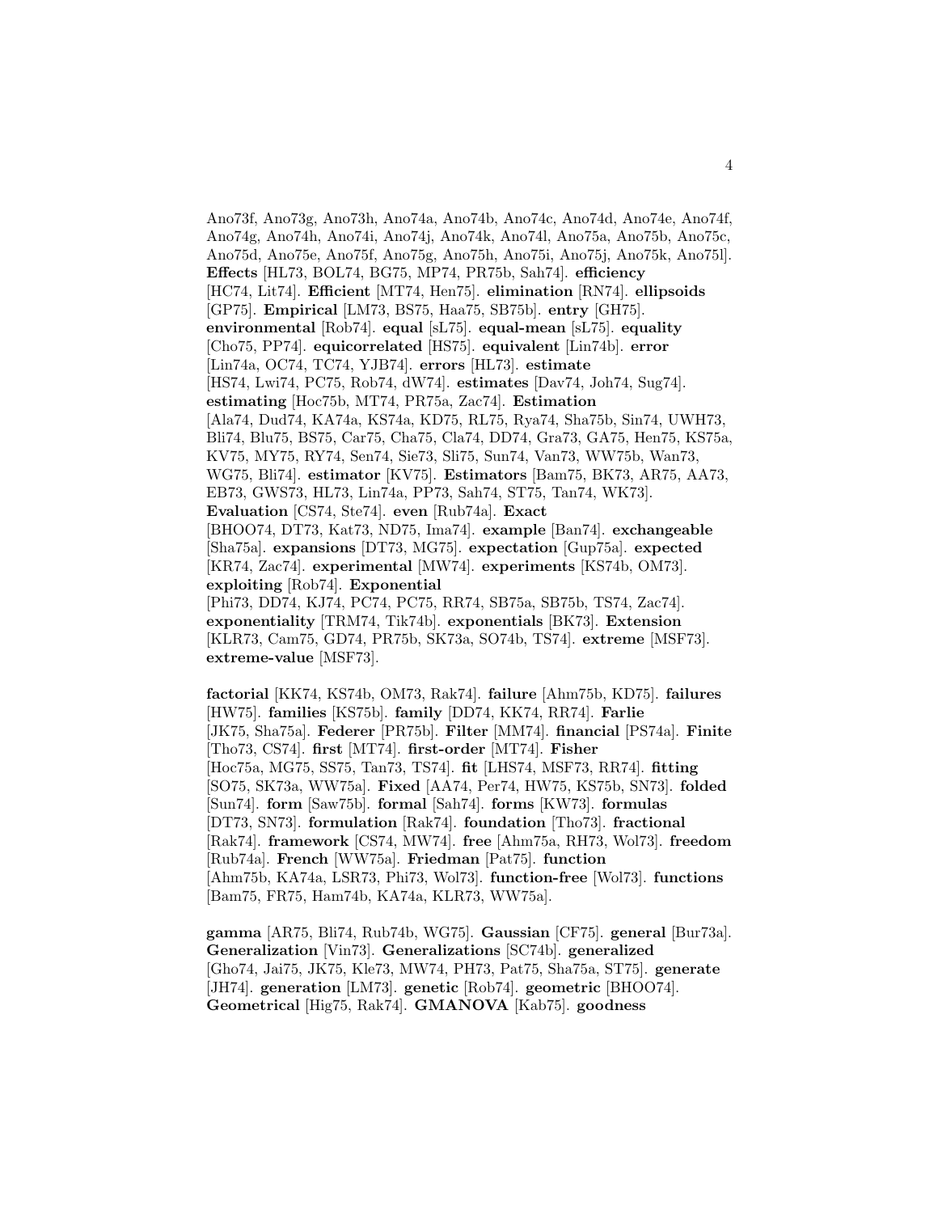Ano73f, Ano73g, Ano73h, Ano74a, Ano74b, Ano74c, Ano74d, Ano74e, Ano74f, Ano74g, Ano74h, Ano74i, Ano74j, Ano74k, Ano74l, Ano75a, Ano75b, Ano75c, Ano75d, Ano75e, Ano75f, Ano75g, Ano75h, Ano75i, Ano75j, Ano75k, Ano75l]. **Effects** [HL73, BOL74, BG75, MP74, PR75b, Sah74]. **efficiency** [HC74, Lit74]. **Efficient** [MT74, Hen75]. **elimination** [RN74]. **ellipsoids** [GP75]. **Empirical** [LM73, BS75, Haa75, SB75b]. **entry** [GH75]. **environmental** [Rob74]. **equal** [sL75]. **equal-mean** [sL75]. **equality** [Cho75, PP74]. **equicorrelated** [HS75]. **equivalent** [Lin74b]. **error** [Lin74a, OC74, TC74, YJB74]. **errors** [HL73]. **estimate** [HS74, Lwi74, PC75, Rob74, dW74]. **estimates** [Dav74, Joh74, Sug74]. **estimating** [Hoc75b, MT74, PR75a, Zac74]. **Estimation** [Ala74, Dud74, KA74a, KS74a, KD75, RL75, Rya74, Sha75b, Sin74, UWH73, Bli74, Blu75, BS75, Car75, Cha75, Cla74, DD74, Gra73, GA75, Hen75, KS75a, KV75, MY75, RY74, Sen74, Sie73, Sli75, Sun74, Van73, WW75b, Wan73, WG75, Bli74]. **estimator** [KV75]. **Estimators** [Bam75, BK73, AR75, AA73, EB73, GWS73, HL73, Lin74a, PP73, Sah74, ST75, Tan74, WK73]. **Evaluation** [CS74, Ste74]. **even** [Rub74a]. **Exact** [BHOO74, DT73, Kat73, ND75, Ima74]. **example** [Ban74]. **exchangeable** [Sha75a]. **expansions** [DT73, MG75]. **expectation** [Gup75a]. **expected** [KR74, Zac74]. **experimental** [MW74]. **experiments** [KS74b, OM73]. **exploiting** [Rob74]. **Exponential** [Phi73, DD74, KJ74, PC74, PC75, RR74, SB75a, SB75b, TS74, Zac74]. **exponentiality** [TRM74, Tik74b]. **exponentials** [BK73]. **Extension** [KLR73, Cam75, GD74, PR75b, SK73a, SO74b, TS74]. **extreme** [MSF73]. **extreme-value** [MSF73].

**factorial** [KK74, KS74b, OM73, Rak74]. **failure** [Ahm75b, KD75]. **failures** [HW75]. **families** [KS75b]. **family** [DD74, KK74, RR74]. **Farlie** [JK75, Sha75a]. **Federer** [PR75b]. **Filter** [MM74]. **financial** [PS74a]. **Finite** [Tho73, CS74]. **first** [MT74]. **first-order** [MT74]. **Fisher** [Hoc75a, MG75, SS75, Tan73, TS74]. **fit** [LHS74, MSF73, RR74]. **fitting** [SO75, SK73a, WW75a]. **Fixed** [AA74, Per74, HW75, KS75b, SN73]. **folded** [Sun74]. **form** [Saw75b]. **formal** [Sah74]. **forms** [KW73]. **formulas** [DT73, SN73]. **formulation** [Rak74]. **foundation** [Tho73]. **fractional** [Rak74]. **framework** [CS74, MW74]. **free** [Ahm75a, RH73, Wol73]. **freedom** [Rub74a]. **French** [WW75a]. **Friedman** [Pat75]. **function** [Ahm75b, KA74a, LSR73, Phi73, Wol73]. **function-free** [Wol73]. **functions** [Bam75, FR75, Ham74b, KA74a, KLR73, WW75a].

**gamma** [AR75, Bli74, Rub74b, WG75]. **Gaussian** [CF75]. **general** [Bur73a]. **Generalization** [Vin73]. **Generalizations** [SC74b]. **generalized** [Gho74, Jai75, JK75, Kle73, MW74, PH73, Pat75, Sha75a, ST75]. **generate** [JH74]. **generation** [LM73]. **genetic** [Rob74]. **geometric** [BHOO74]. **Geometrical** [Hig75, Rak74]. **GMANOVA** [Kab75]. **goodness**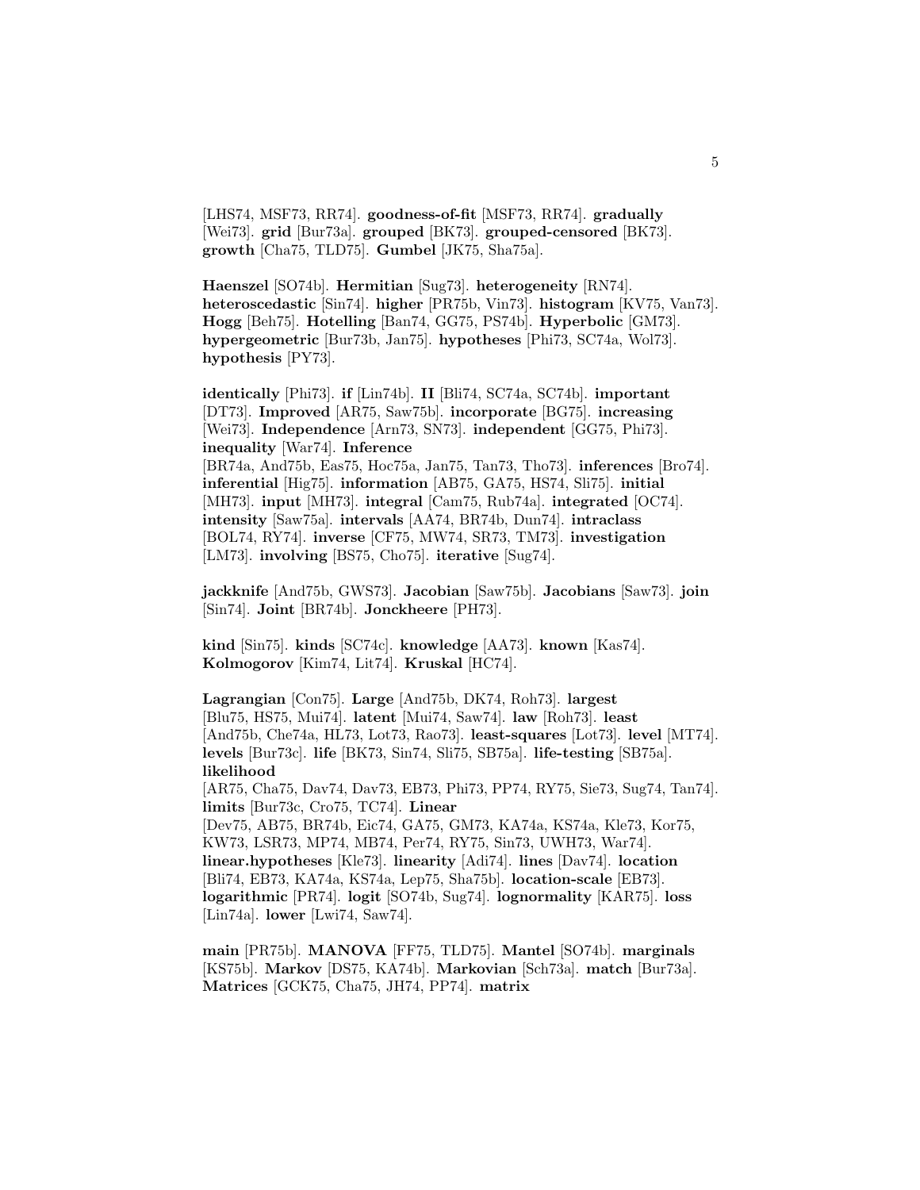[LHS74, MSF73, RR74]. **goodness-of-fit** [MSF73, RR74]. **gradually** [Wei73]. **grid** [Bur73a]. **grouped** [BK73]. **grouped-censored** [BK73]. **growth** [Cha75, TLD75]. **Gumbel** [JK75, Sha75a].

**Haenszel** [SO74b]. **Hermitian** [Sug73]. **heterogeneity** [RN74]. **heteroscedastic** [Sin74]. **higher** [PR75b, Vin73]. **histogram** [KV75, Van73]. **Hogg** [Beh75]. **Hotelling** [Ban74, GG75, PS74b]. **Hyperbolic** [GM73]. **hypergeometric** [Bur73b, Jan75]. **hypotheses** [Phi73, SC74a, Wol73]. **hypothesis** [PY73].

**identically** [Phi73]. **if** [Lin74b]. **II** [Bli74, SC74a, SC74b]. **important** [DT73]. **Improved** [AR75, Saw75b]. **incorporate** [BG75]. **increasing** [Wei73]. **Independence** [Arn73, SN73]. **independent** [GG75, Phi73]. **inequality** [War74]. **Inference** [BR74a, And75b, Eas75, Hoc75a, Jan75, Tan73, Tho73]. **inferences** [Bro74]. **inferential** [Hig75]. **information** [AB75, GA75, HS74, Sli75]. **initial** [MH73]. **input** [MH73]. **integral** [Cam75, Rub74a]. **integrated** [OC74]. **intensity** [Saw75a]. **intervals** [AA74, BR74b, Dun74]. **intraclass** [BOL74, RY74]. **inverse** [CF75, MW74, SR73, TM73]. **investigation** [LM73]. **involving** [BS75, Cho75]. **iterative** [Sug74].

**jackknife** [And75b, GWS73]. **Jacobian** [Saw75b]. **Jacobians** [Saw73]. **join** [Sin74]. **Joint** [BR74b]. **Jonckheere** [PH73].

**kind** [Sin75]. **kinds** [SC74c]. **knowledge** [AA73]. **known** [Kas74]. **Kolmogorov** [Kim74, Lit74]. **Kruskal** [HC74].

**Lagrangian** [Con75]. **Large** [And75b, DK74, Roh73]. **largest** [Blu75, HS75, Mui74]. **latent** [Mui74, Saw74]. **law** [Roh73]. **least** [And75b, Che74a, HL73, Lot73, Rao73]. **least-squares** [Lot73]. **level** [MT74]. **levels** [Bur73c]. **life** [BK73, Sin74, Sli75, SB75a]. **life-testing** [SB75a]. **likelihood** [AR75, Cha75, Dav74, Dav73, EB73, Phi73, PP74, RY75, Sie73, Sug74, Tan74]. **limits** [Bur73c, Cro75, TC74]. **Linear** [Dev75, AB75, BR74b, Eic74, GA75, GM73, KA74a, KS74a, Kle73, Kor75, KW73, LSR73, MP74, MB74, Per74, RY75, Sin73, UWH73, War74]. **linear.hypotheses** [Kle73]. **linearity** [Adi74]. **lines** [Dav74]. **location** [Bli74, EB73, KA74a, KS74a, Lep75, Sha75b]. **location-scale** [EB73]. **logarithmic** [PR74]. **logit** [SO74b, Sug74]. **lognormality** [KAR75]. **loss** [Lin74a]. **lower** [Lwi74, Saw74].

**main** [PR75b]. **MANOVA** [FF75, TLD75]. **Mantel** [SO74b]. **marginals** [KS75b]. **Markov** [DS75, KA74b]. **Markovian** [Sch73a]. **match** [Bur73a]. **Matrices** [GCK75, Cha75, JH74, PP74]. **matrix**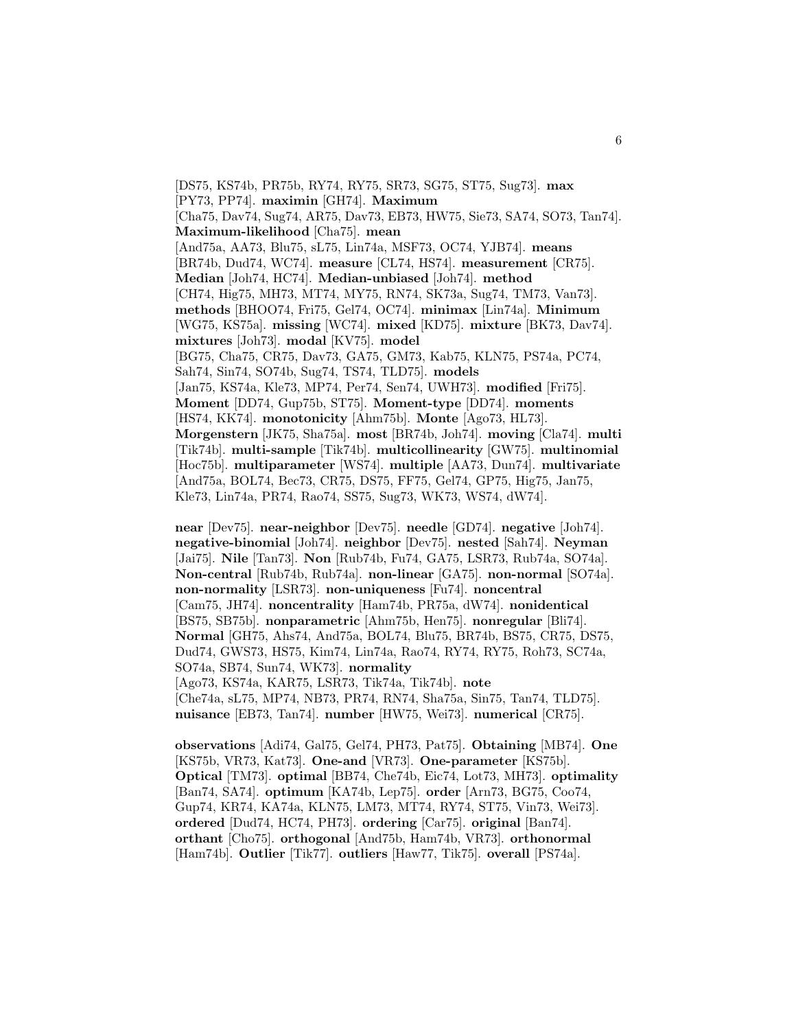[DS75, KS74b, PR75b, RY74, RY75, SR73, SG75, ST75, Sug73]. **max** [PY73, PP74]. **maximin** [GH74]. **Maximum** [Cha75, Dav74, Sug74, AR75, Dav73, EB73, HW75, Sie73, SA74, SO73, Tan74]. **Maximum-likelihood** [Cha75]. **mean** [And75a, AA73, Blu75, sL75, Lin74a, MSF73, OC74, YJB74]. **means** [BR74b, Dud74, WC74]. **measure** [CL74, HS74]. **measurement** [CR75]. **Median** [Joh74, HC74]. **Median-unbiased** [Joh74]. **method** [CH74, Hig75, MH73, MT74, MY75, RN74, SK73a, Sug74, TM73, Van73]. **methods** [BHOO74, Fri75, Gel74, OC74]. **minimax** [Lin74a]. **Minimum** [WG75, KS75a]. **missing** [WC74]. **mixed** [KD75]. **mixture** [BK73, Dav74]. **mixtures** [Joh73]. **modal** [KV75]. **model** [BG75, Cha75, CR75, Dav73, GA75, GM73, Kab75, KLN75, PS74a, PC74, Sah74, Sin74, SO74b, Sug74, TS74, TLD75]. **models** [Jan75, KS74a, Kle73, MP74, Per74, Sen74, UWH73]. **modified** [Fri75]. **Moment** [DD74, Gup75b, ST75]. **Moment-type** [DD74]. **moments** [HS74, KK74]. **monotonicity** [Ahm75b]. **Monte** [Ago73, HL73]. **Morgenstern** [JK75, Sha75a]. **most** [BR74b, Joh74]. **moving** [Cla74]. **multi** [Tik74b]. **multi-sample** [Tik74b]. **multicollinearity** [GW75]. **multinomial** [Hoc75b]. **multiparameter** [WS74]. **multiple** [AA73, Dun74]. **multivariate** [And75a, BOL74, Bec73, CR75, DS75, FF75, Gel74, GP75, Hig75, Jan75, Kle73, Lin74a, PR74, Rao74, SS75, Sug73, WK73, WS74, dW74].

**near** [Dev75]. **near-neighbor** [Dev75]. **needle** [GD74]. **negative** [Joh74]. **negative-binomial** [Joh74]. **neighbor** [Dev75]. **nested** [Sah74]. **Neyman** [Jai75]. **Nile** [Tan73]. **Non** [Rub74b, Fu74, GA75, LSR73, Rub74a, SO74a]. **Non-central** [Rub74b, Rub74a]. **non-linear** [GA75]. **non-normal** [SO74a]. **non-normality** [LSR73]. **non-uniqueness** [Fu74]. **noncentral** [Cam75, JH74]. **noncentrality** [Ham74b, PR75a, dW74]. **nonidentical** [BS75, SB75b]. **nonparametric** [Ahm75b, Hen75]. **nonregular** [Bli74]. **Normal** [GH75, Ahs74, And75a, BOL74, Blu75, BR74b, BS75, CR75, DS75, Dud74, GWS73, HS75, Kim74, Lin74a, Rao74, RY74, RY75, Roh73, SC74a, SO74a, SB74, Sun74, WK73]. **normality** [Ago73, KS74a, KAR75, LSR73, Tik74a, Tik74b]. **note** [Che74a, sL75, MP74, NB73, PR74, RN74, Sha75a, Sin75, Tan74, TLD75]. **nuisance** [EB73, Tan74]. **number** [HW75, Wei73]. **numerical** [CR75].

**observations** [Adi74, Gal75, Gel74, PH73, Pat75]. **Obtaining** [MB74]. **One** [KS75b, VR73, Kat73]. **One-and** [VR73]. **One-parameter** [KS75b]. **Optical** [TM73]. **optimal** [BB74, Che74b, Eic74, Lot73, MH73]. **optimality** [Ban74, SA74]. **optimum** [KA74b, Lep75]. **order** [Arn73, BG75, Coo74, Gup74, KR74, KA74a, KLN75, LM73, MT74, RY74, ST75, Vin73, Wei73]. **ordered** [Dud74, HC74, PH73]. **ordering** [Car75]. **original** [Ban74]. **orthant** [Cho75]. **orthogonal** [And75b, Ham74b, VR73]. **orthonormal** [Ham74b]. **Outlier** [Tik77]. **outliers** [Haw77, Tik75]. **overall** [PS74a].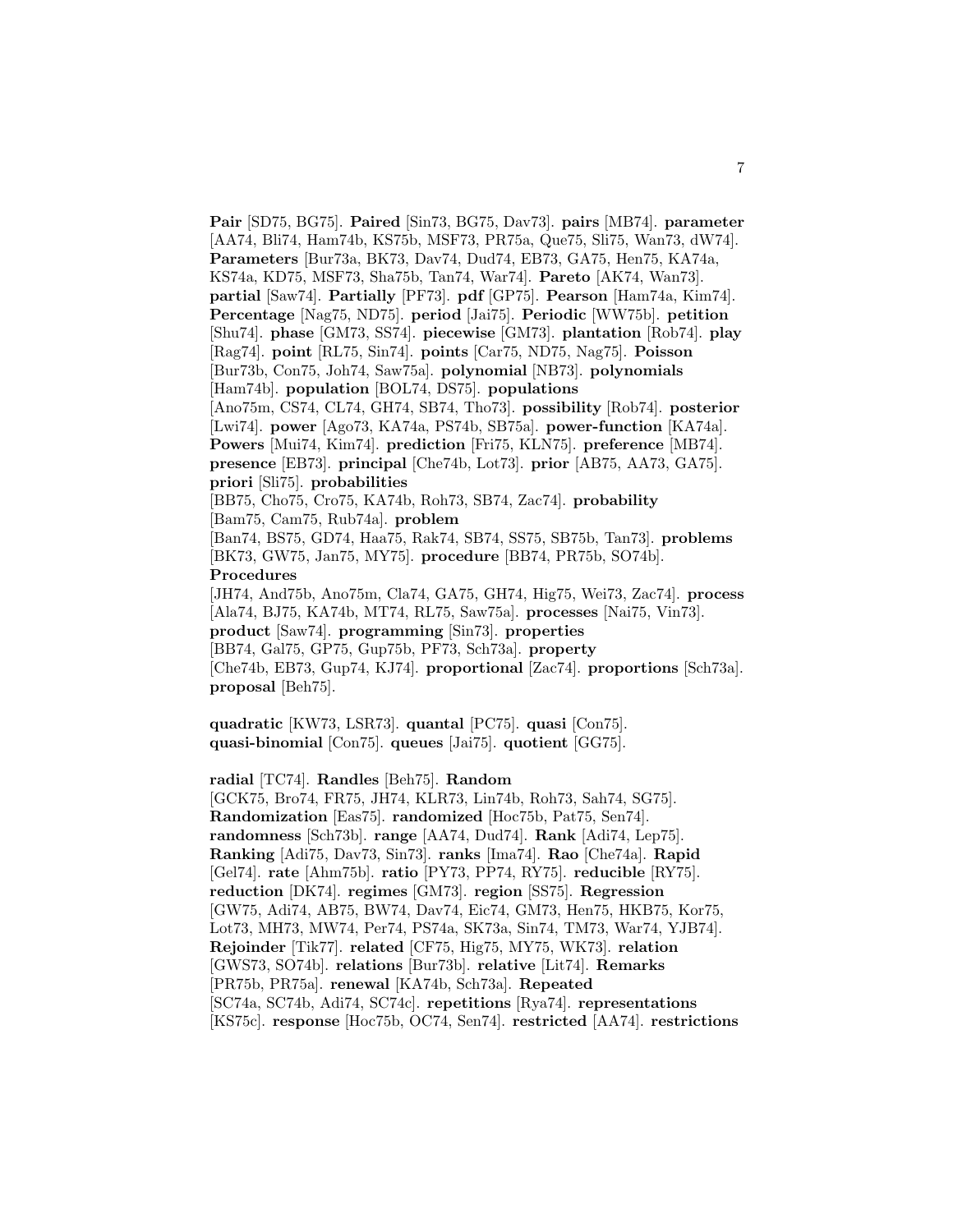**Pair** [SD75, BG75]. **Paired** [Sin73, BG75, Dav73]. **pairs** [MB74]. **parameter** [AA74, Bli74, Ham74b, KS75b, MSF73, PR75a, Que75, Sli75, Wan73, dW74]. **Parameters** [Bur73a, BK73, Dav74, Dud74, EB73, GA75, Hen75, KA74a, KS74a, KD75, MSF73, Sha75b, Tan74, War74]. **Pareto** [AK74, Wan73]. **partial** [Saw74]. **Partially** [PF73]. **pdf** [GP75]. **Pearson** [Ham74a, Kim74]. **Percentage** [Nag75, ND75]. **period** [Jai75]. **Periodic** [WW75b]. **petition** [Shu74]. **phase** [GM73, SS74]. **piecewise** [GM73]. **plantation** [Rob74]. **play** [Rag74]. **point** [RL75, Sin74]. **points** [Car75, ND75, Nag75]. **Poisson** [Bur73b, Con75, Joh74, Saw75a]. **polynomial** [NB73]. **polynomials** [Ham74b]. **population** [BOL74, DS75]. **populations** [Ano75m, CS74, CL74, GH74, SB74, Tho73]. **possibility** [Rob74]. **posterior** [Lwi74]. **power** [Ago73, KA74a, PS74b, SB75a]. **power-function** [KA74a]. **Powers** [Mui74, Kim74]. **prediction** [Fri75, KLN75]. **preference** [MB74]. **presence** [EB73]. **principal** [Che74b, Lot73]. **prior** [AB75, AA73, GA75]. **priori** [Sli75]. **probabilities** [BB75, Cho75, Cro75, KA74b, Roh73, SB74, Zac74]. **probability** [Bam75, Cam75, Rub74a]. **problem** [Ban74, BS75, GD74, Haa75, Rak74, SB74, SS75, SB75b, Tan73]. **problems** [BK73, GW75, Jan75, MY75]. **procedure** [BB74, PR75b, SO74b]. **Procedures** [JH74, And75b, Ano75m, Cla74, GA75, GH74, Hig75, Wei73, Zac74]. **process** [Ala74, BJ75, KA74b, MT74, RL75, Saw75a]. **processes** [Nai75, Vin73]. **product** [Saw74]. **programming** [Sin73]. **properties** [BB74, Gal75, GP75, Gup75b, PF73, Sch73a]. **property** [Che74b, EB73, Gup74, KJ74]. **proportional** [Zac74]. **proportions** [Sch73a]. **proposal** [Beh75].

**quadratic** [KW73, LSR73]. **quantal** [PC75]. **quasi** [Con75]. **quasi-binomial** [Con75]. **queues** [Jai75]. **quotient** [GG75].

**radial** [TC74]. **Randles** [Beh75]. **Random** [GCK75, Bro74, FR75, JH74, KLR73, Lin74b, Roh73, Sah74, SG75]. **Randomization** [Eas75]. **randomized** [Hoc75b, Pat75, Sen74]. **randomness** [Sch73b]. **range** [AA74, Dud74]. **Rank** [Adi74, Lep75]. **Ranking** [Adi75, Dav73, Sin73]. **ranks** [Ima74]. **Rao** [Che74a]. **Rapid** [Gel74]. **rate** [Ahm75b]. **ratio** [PY73, PP74, RY75]. **reducible** [RY75]. **reduction** [DK74]. **regimes** [GM73]. **region** [SS75]. **Regression** [GW75, Adi74, AB75, BW74, Dav74, Eic74, GM73, Hen75, HKB75, Kor75, Lot73, MH73, MW74, Per74, PS74a, SK73a, Sin74, TM73, War74, YJB74]. **Rejoinder** [Tik77]. **related** [CF75, Hig75, MY75, WK73]. **relation** [GWS73, SO74b]. **relations** [Bur73b]. **relative** [Lit74]. **Remarks** [PR75b, PR75a]. **renewal** [KA74b, Sch73a]. **Repeated** [SC74a, SC74b, Adi74, SC74c]. **repetitions** [Rya74]. **representations** [KS75c]. **response** [Hoc75b, OC74, Sen74]. **restricted** [AA74]. **restrictions**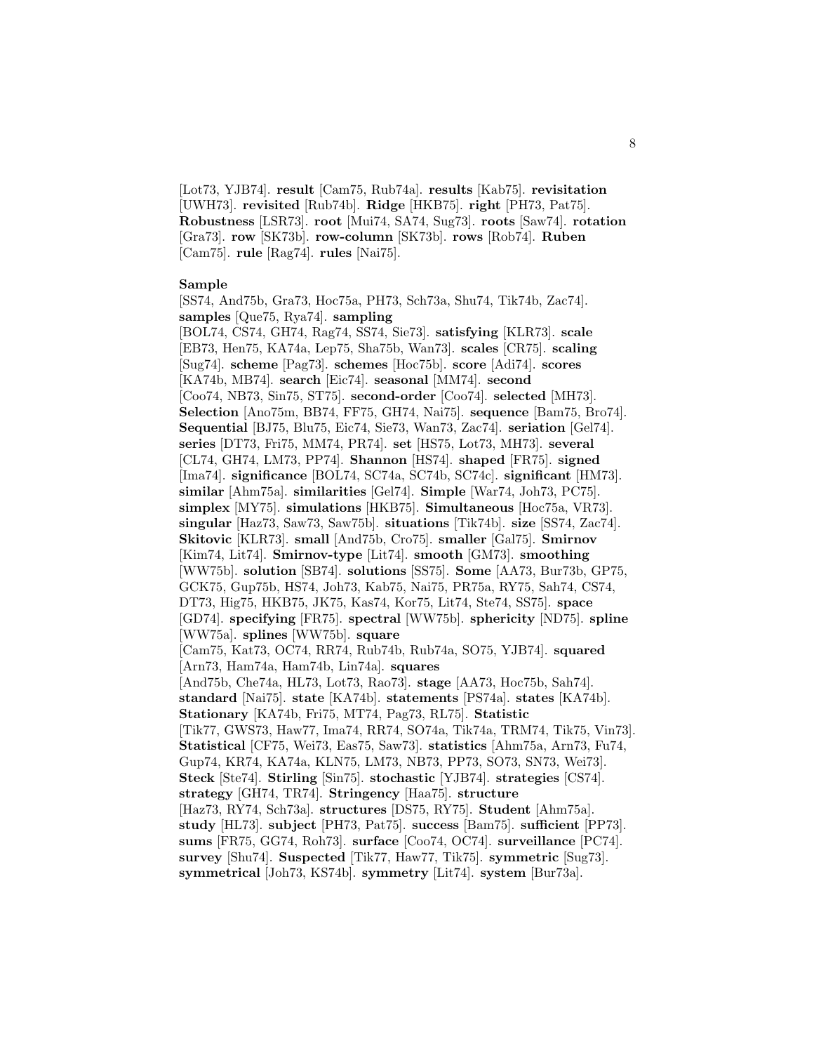[Lot73, YJB74]. **result** [Cam75, Rub74a]. **results** [Kab75]. **revisitation** [UWH73]. **revisited** [Rub74b]. **Ridge** [HKB75]. **right** [PH73, Pat75]. **Robustness** [LSR73]. **root** [Mui74, SA74, Sug73]. **roots** [Saw74]. **rotation** [Gra73]. **row** [SK73b]. **row-column** [SK73b]. **rows** [Rob74]. **Ruben** [Cam75]. **rule** [Rag74]. **rules** [Nai75].

**Sample** [SS74, And75b, Gra73, Hoc75a, PH73, Sch73a, Shu74, Tik74b, Zac74]. **samples** [Que75, Rya74]. **sampling** [BOL74, CS74, GH74, Rag74, SS74, Sie73]. **satisfying** [KLR73]. **scale** [EB73, Hen75, KA74a, Lep75, Sha75b, Wan73]. **scales** [CR75]. **scaling** [Sug74]. **scheme** [Pag73]. **schemes** [Hoc75b]. **score** [Adi74]. **scores** [KA74b, MB74]. **search** [Eic74]. **seasonal** [MM74]. **second** [Coo74, NB73, Sin75, ST75]. **second-order** [Coo74]. **selected** [MH73]. **Selection** [Ano75m, BB74, FF75, GH74, Nai75]. **sequence** [Bam75, Bro74]. **Sequential** [BJ75, Blu75, Eic74, Sie73, Wan73, Zac74]. **seriation** [Gel74]. **series** [DT73, Fri75, MM74, PR74]. **set** [HS75, Lot73, MH73]. **several** [CL74, GH74, LM73, PP74]. **Shannon** [HS74]. **shaped** [FR75]. **signed** [Ima74]. **significance** [BOL74, SC74a, SC74b, SC74c]. **significant** [HM73]. **similar** [Ahm75a]. **similarities** [Gel74]. **Simple** [War74, Joh73, PC75]. **simplex** [MY75]. **simulations** [HKB75]. **Simultaneous** [Hoc75a, VR73]. **singular** [Haz73, Saw73, Saw75b]. **situations** [Tik74b]. **size** [SS74, Zac74]. **Skitovic** [KLR73]. **small** [And75b, Cro75]. **smaller** [Gal75]. **Smirnov** [Kim74, Lit74]. **Smirnov-type** [Lit74]. **smooth** [GM73]. **smoothing** [WW75b]. **solution** [SB74]. **solutions** [SS75]. **Some** [AA73, Bur73b, GP75, GCK75, Gup75b, HS74, Joh73, Kab75, Nai75, PR75a, RY75, Sah74, CS74, DT73, Hig75, HKB75, JK75, Kas74, Kor75, Lit74, Ste74, SS75]. **space** [GD74]. **specifying** [FR75]. **spectral** [WW75b]. **sphericity** [ND75]. **spline** [WW75a]. **splines** [WW75b]. **square** [Cam75, Kat73, OC74, RR74, Rub74b, Rub74a, SO75, YJB74]. **squared** [Arn73, Ham74a, Ham74b, Lin74a]. **squares** [And75b, Che74a, HL73, Lot73, Rao73]. **stage** [AA73, Hoc75b, Sah74]. **standard** [Nai75]. **state** [KA74b]. **statements** [PS74a]. **states** [KA74b]. **Stationary** [KA74b, Fri75, MT74, Pag73, RL75]. **Statistic** [Tik77, GWS73, Haw77, Ima74, RR74, SO74a, Tik74a, TRM74, Tik75, Vin73]. **Statistical** [CF75, Wei73, Eas75, Saw73]. **statistics** [Ahm75a, Arn73, Fu74, Gup74, KR74, KA74a, KLN75, LM73, NB73, PP73, SO73, SN73, Wei73]. **Steck** [Ste74]. **Stirling** [Sin75]. **stochastic** [YJB74]. **strategies** [CS74]. **strategy** [GH74, TR74]. **Stringency** [Haa75]. **structure** [Haz73, RY74, Sch73a]. **structures** [DS75, RY75]. **Student** [Ahm75a]. **study** [HL73]. **subject** [PH73, Pat75]. **success** [Bam75]. **sufficient** [PP73]. **sums** [FR75, GG74, Roh73]. **surface** [Coo74, OC74]. **surveillance** [PC74]. **survey** [Shu74]. **Suspected** [Tik77, Haw77, Tik75]. **symmetric** [Sug73]. **symmetrical** [Joh73, KS74b]. **symmetry** [Lit74]. **system** [Bur73a].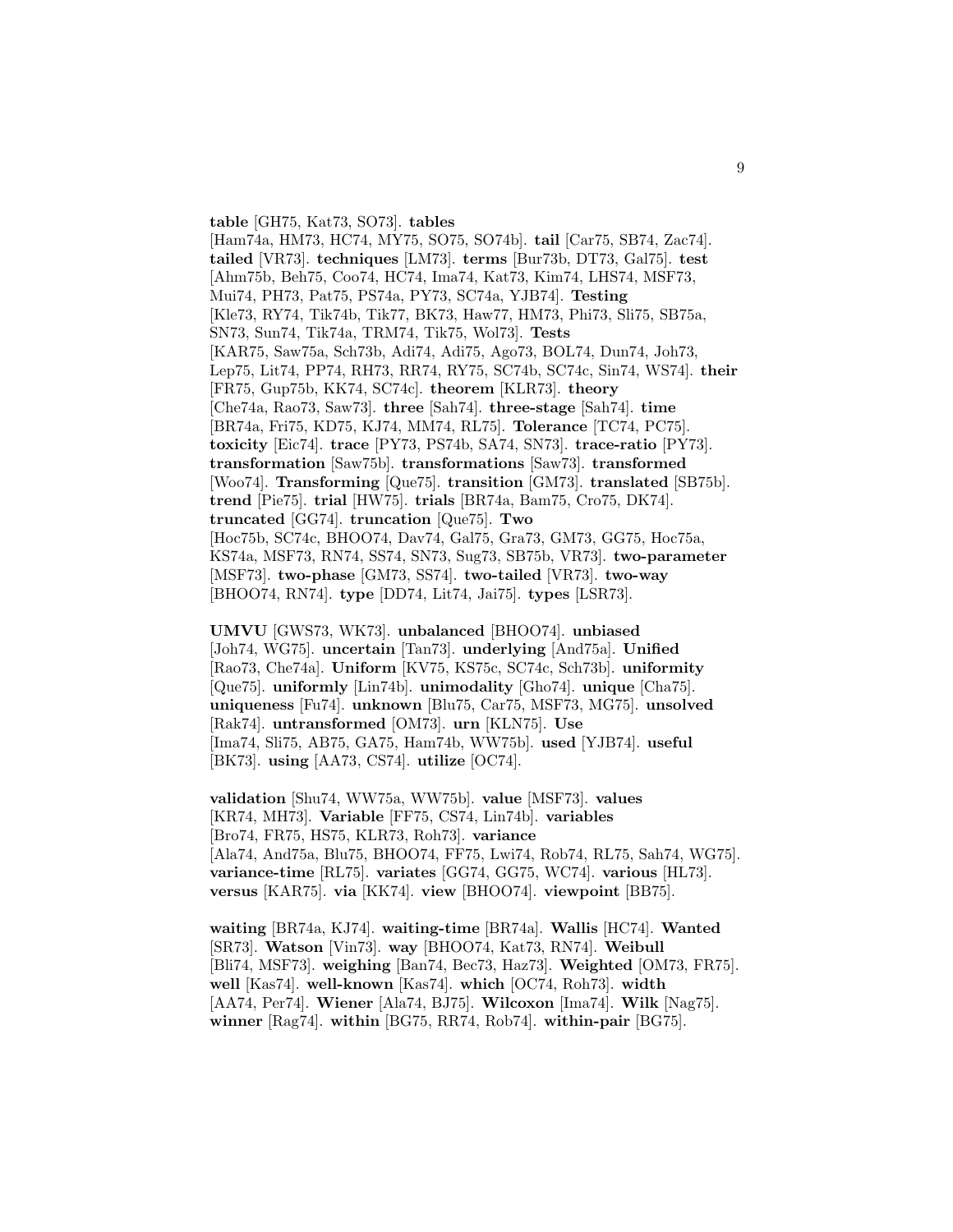**table** [GH75, Kat73, SO73]. **tables** [Ham74a, HM73, HC74, MY75, SO75, SO74b]. **tail** [Car75, SB74, Zac74]. **tailed** [VR73]. **techniques** [LM73]. **terms** [Bur73b, DT73, Gal75]. **test** [Ahm75b, Beh75, Coo74, HC74, Ima74, Kat73, Kim74, LHS74, MSF73, Mui74, PH73, Pat75, PS74a, PY73, SC74a, YJB74]. **Testing** [Kle73, RY74, Tik74b, Tik77, BK73, Haw77, HM73, Phi73, Sli75, SB75a, SN73, Sun74, Tik74a, TRM74, Tik75, Wol73]. **Tests** [KAR75, Saw75a, Sch73b, Adi74, Adi75, Ago73, BOL74, Dun74, Joh73, Lep75, Lit74, PP74, RH73, RR74, RY75, SC74b, SC74c, Sin74, WS74]. **their** [FR75, Gup75b, KK74, SC74c]. **theorem** [KLR73]. **theory** [Che74a, Rao73, Saw73]. **three** [Sah74]. **three-stage** [Sah74]. **time** [BR74a, Fri75, KD75, KJ74, MM74, RL75]. **Tolerance** [TC74, PC75]. **toxicity** [Eic74]. **trace** [PY73, PS74b, SA74, SN73]. **trace-ratio** [PY73]. **transformation** [Saw75b]. **transformations** [Saw73]. **transformed** [Woo74]. **Transforming** [Que75]. **transition** [GM73]. **translated** [SB75b]. **trend** [Pie75]. **trial** [HW75]. **trials** [BR74a, Bam75, Cro75, DK74]. **truncated** [GG74]. **truncation** [Que75]. **Two** [Hoc75b, SC74c, BHOO74, Dav74, Gal75, Gra73, GM73, GG75, Hoc75a, KS74a, MSF73, RN74, SS74, SN73, Sug73, SB75b, VR73]. **two-parameter** [MSF73]. **two-phase** [GM73, SS74]. **two-tailed** [VR73]. **two-way** [BHOO74, RN74]. **type** [DD74, Lit74, Jai75]. **types** [LSR73].

**UMVU** [GWS73, WK73]. **unbalanced** [BHOO74]. **unbiased** [Joh74, WG75]. **uncertain** [Tan73]. **underlying** [And75a]. **Unified** [Rao73, Che74a]. **Uniform** [KV75, KS75c, SC74c, Sch73b]. **uniformity** [Que75]. **uniformly** [Lin74b]. **unimodality** [Gho74]. **unique** [Cha75]. **uniqueness** [Fu74]. **unknown** [Blu75, Car75, MSF73, MG75]. **unsolved** [Rak74]. **untransformed** [OM73]. **urn** [KLN75]. **Use** [Ima74, Sli75, AB75, GA75, Ham74b, WW75b]. **used** [YJB74]. **useful** [BK73]. **using** [AA73, CS74]. **utilize** [OC74].

**validation** [Shu74, WW75a, WW75b]. **value** [MSF73]. **values** [KR74, MH73]. **Variable** [FF75, CS74, Lin74b]. **variables** [Bro74, FR75, HS75, KLR73, Roh73]. **variance** [Ala74, And75a, Blu75, BHOO74, FF75, Lwi74, Rob74, RL75, Sah74, WG75]. **variance-time** [RL75]. **variates** [GG74, GG75, WC74]. **various** [HL73]. **versus** [KAR75]. **via** [KK74]. **view** [BHOO74]. **viewpoint** [BB75].

**waiting** [BR74a, KJ74]. **waiting-time** [BR74a]. **Wallis** [HC74]. **Wanted** [SR73]. **Watson** [Vin73]. **way** [BHOO74, Kat73, RN74]. **Weibull** [Bli74, MSF73]. **weighing** [Ban74, Bec73, Haz73]. **Weighted** [OM73, FR75]. **well** [Kas74]. **well-known** [Kas74]. **which** [OC74, Roh73]. **width** [AA74, Per74]. **Wiener** [Ala74, BJ75]. **Wilcoxon** [Ima74]. **Wilk** [Nag75]. **winner** [Rag74]. **within** [BG75, RR74, Rob74]. **within-pair** [BG75].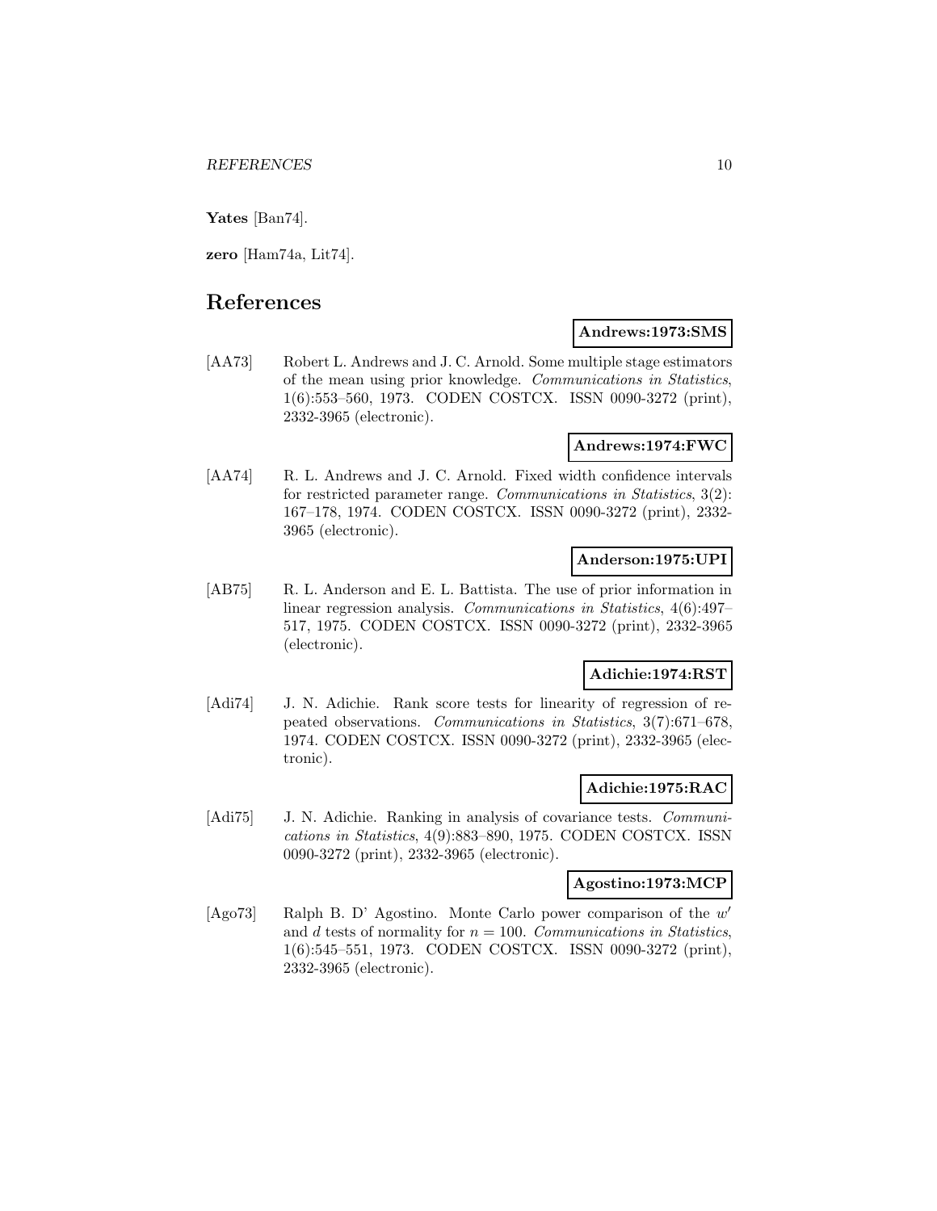**Yates** [Ban74].

**zero** [Ham74a, Lit74].

# References

**Andrews:1973:SMS**

[AA73] Robert L. Andrews and J. C. Arnold. Some multiple stage estimators of the mean using prior knowledge. *Communications in Statistics*, 1(6):553–560, 1973. CODEN COSTCX. ISSN 0090-3272 (print), 2332-3965 (electronic).

**Andrews:1974:FWC**

[AA74] R. L. Andrews and J. C. Arnold. Fixed width confidence intervals for restricted parameter range. *Communications in Statistics*, 3(2):167–178, 1974. CODEN COSTCX. ISSN 0090-3272 (print), 2332-3965 (electronic).

**Anderson:1975:UPI**

[AB75] R. L. Anderson and E. L. Battista. The use of prior information in linear regression analysis. *Communications in Statistics*, 4(6):497–517, 1975. CODEN COSTCX. ISSN 0090-3272 (print), 2332-3965 (electronic).

**Adichie:1974:RST**

[Adi74] J. N. Adichie. Rank score tests for linearity of regression of repeated observations. *Communications in Statistics*, 3(7):671–678, 1974. CODEN COSTCX. ISSN 0090-3272 (print), 2332-3965 (electronic).

**Adichie:1975:RAC**

[Adi75] J. N. Adichie. Ranking in analysis of covariance tests. *Communications in Statistics*, 4(9):883–890, 1975. CODEN COSTCX. ISSN 0090-3272 (print), 2332-3965 (electronic).

**Agostino:1973:MCP**

[Ago73] Ralph B. D' Agostino. Monte Carlo power comparison of the $w'$ and $d$ tests of normality for $n = 100$. *Communications in Statistics*, 1(6):545–551, 1973. CODEN COSTCX. ISSN 0090-3272 (print), 2332-3965 (electronic).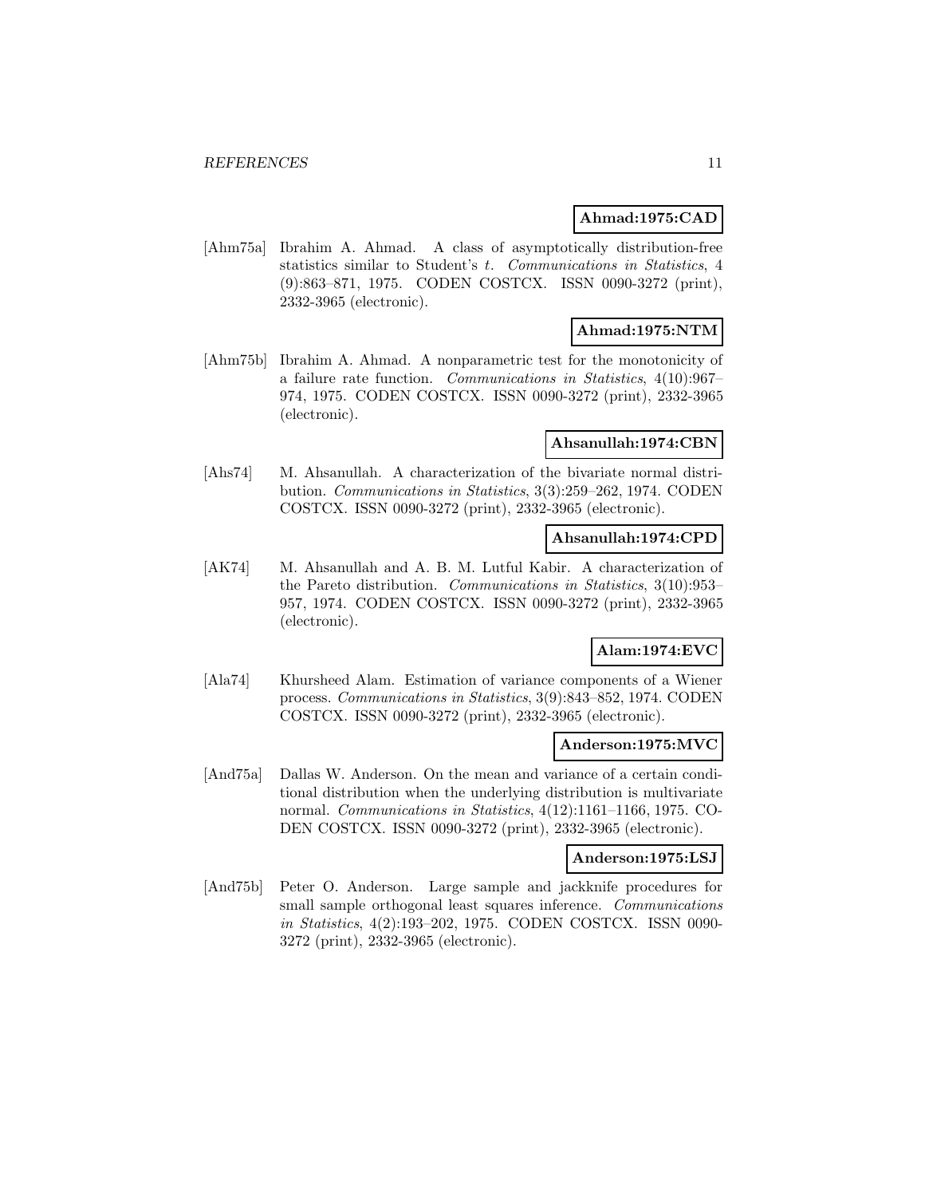**Ahmad:1975:CAD**

[Ahm75a] Ibrahim A. Ahmad. A class of asymptotically distribution-free statistics similar to Student's *t*. *Communications in Statistics*, 4 (9):863–871, 1975. CODEN COSTCX. ISSN 0090-3272 (print), 2332-3965 (electronic).

**Ahmad:1975:NTM**

[Ahm75b] Ibrahim A. Ahmad. A nonparametric test for the monotonicity of a failure rate function. *Communications in Statistics*, 4(10):967–974, 1975. CODEN COSTCX. ISSN 0090-3272 (print), 2332-3965 (electronic).

**Ahsanullah:1974:CBN**

[Ahs74] M. Ahsanullah. A characterization of the bivariate normal distribution. *Communications in Statistics*, 3(3):259–262, 1974. CODEN COSTCX. ISSN 0090-3272 (print), 2332-3965 (electronic).

**Ahsanullah:1974:CPD**

[AK74] M. Ahsanullah and A. B. M. Lutful Kabir. A characterization of the Pareto distribution. *Communications in Statistics*, 3(10):953–957, 1974. CODEN COSTCX. ISSN 0090-3272 (print), 2332-3965 (electronic).

**Alam:1974:EVC**

[Ala74] Khursheed Alam. Estimation of variance components of a Wiener process. *Communications in Statistics*, 3(9):843–852, 1974. CODEN COSTCX. ISSN 0090-3272 (print), 2332-3965 (electronic).

**Anderson:1975:MVC**

[And75a] Dallas W. Anderson. On the mean and variance of a certain conditional distribution when the underlying distribution is multivariate normal. *Communications in Statistics*, 4(12):1161–1166, 1975. CODEN COSTCX. ISSN 0090-3272 (print), 2332-3965 (electronic).

**Anderson:1975:LSJ**

[And75b] Peter O. Anderson. Large sample and jackknife procedures for small sample orthogonal least squares inference. *Communications in Statistics*, 4(2):193–202, 1975. CODEN COSTCX. ISSN 0090-3272 (print), 2332-3965 (electronic).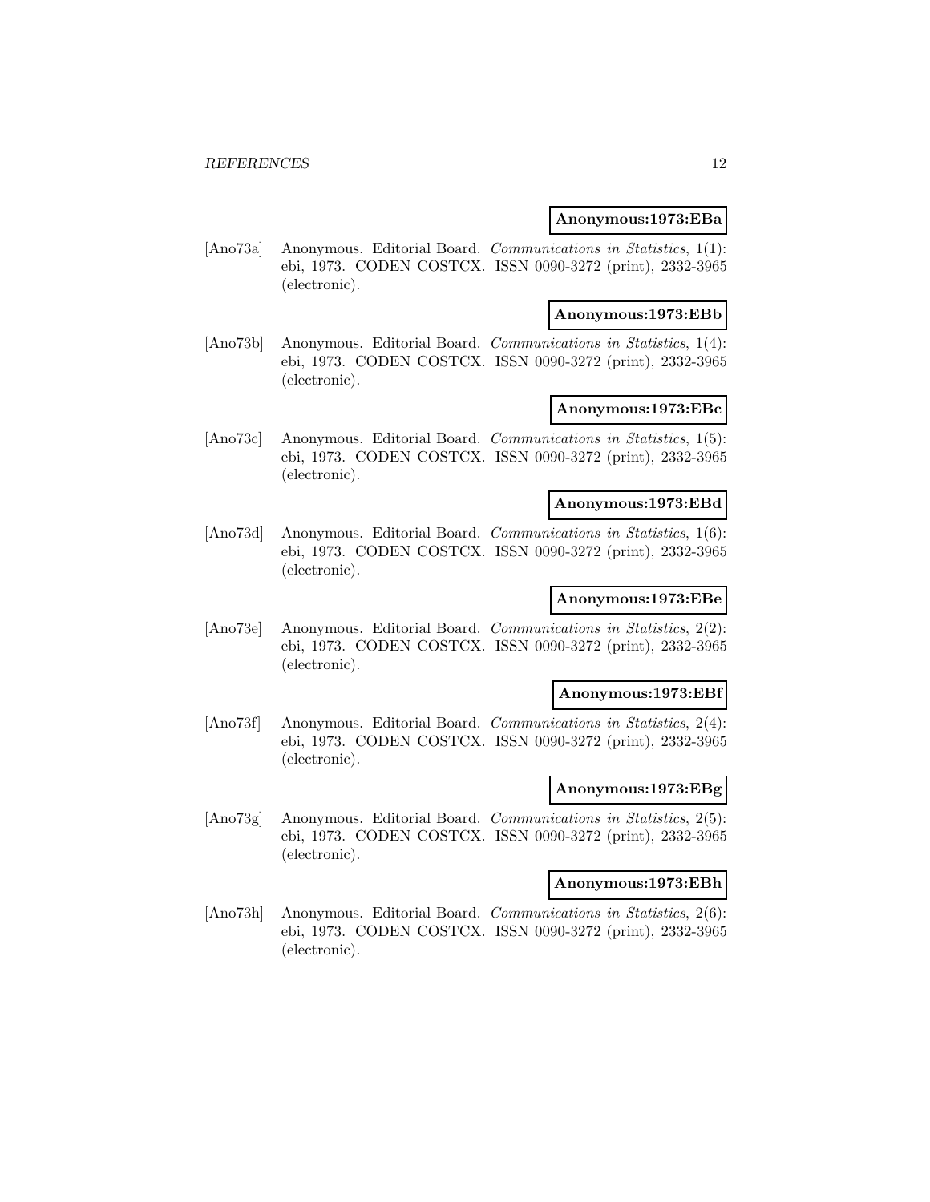**Anonymous:1973:EBa**

[Ano73a] Anonymous. Editorial Board. *Communications in Statistics*, 1(1): ebi, 1973. CODEN COSTCX. ISSN 0090-3272 (print), 2332-3965 (electronic).

**Anonymous:1973:EBb**

[Ano73b] Anonymous. Editorial Board. *Communications in Statistics*, 1(4): ebi, 1973. CODEN COSTCX. ISSN 0090-3272 (print), 2332-3965 (electronic).

**Anonymous:1973:EBc**

[Ano73c] Anonymous. Editorial Board. *Communications in Statistics*, 1(5): ebi, 1973. CODEN COSTCX. ISSN 0090-3272 (print), 2332-3965 (electronic).

**Anonymous:1973:EBd**

[Ano73d] Anonymous. Editorial Board. *Communications in Statistics*, 1(6): ebi, 1973. CODEN COSTCX. ISSN 0090-3272 (print), 2332-3965 (electronic).

**Anonymous:1973:EBe**

[Ano73e] Anonymous. Editorial Board. *Communications in Statistics*, 2(2): ebi, 1973. CODEN COSTCX. ISSN 0090-3272 (print), 2332-3965 (electronic).

**Anonymous:1973:EBf**

[Ano73f] Anonymous. Editorial Board. *Communications in Statistics*, 2(4): ebi, 1973. CODEN COSTCX. ISSN 0090-3272 (print), 2332-3965 (electronic).

**Anonymous:1973:EBg**

[Ano73g] Anonymous. Editorial Board. *Communications in Statistics*, 2(5): ebi, 1973. CODEN COSTCX. ISSN 0090-3272 (print), 2332-3965 (electronic).

**Anonymous:1973:EBh**

[Ano73h] Anonymous. Editorial Board. *Communications in Statistics*, 2(6): ebi, 1973. CODEN COSTCX. ISSN 0090-3272 (print), 2332-3965 (electronic).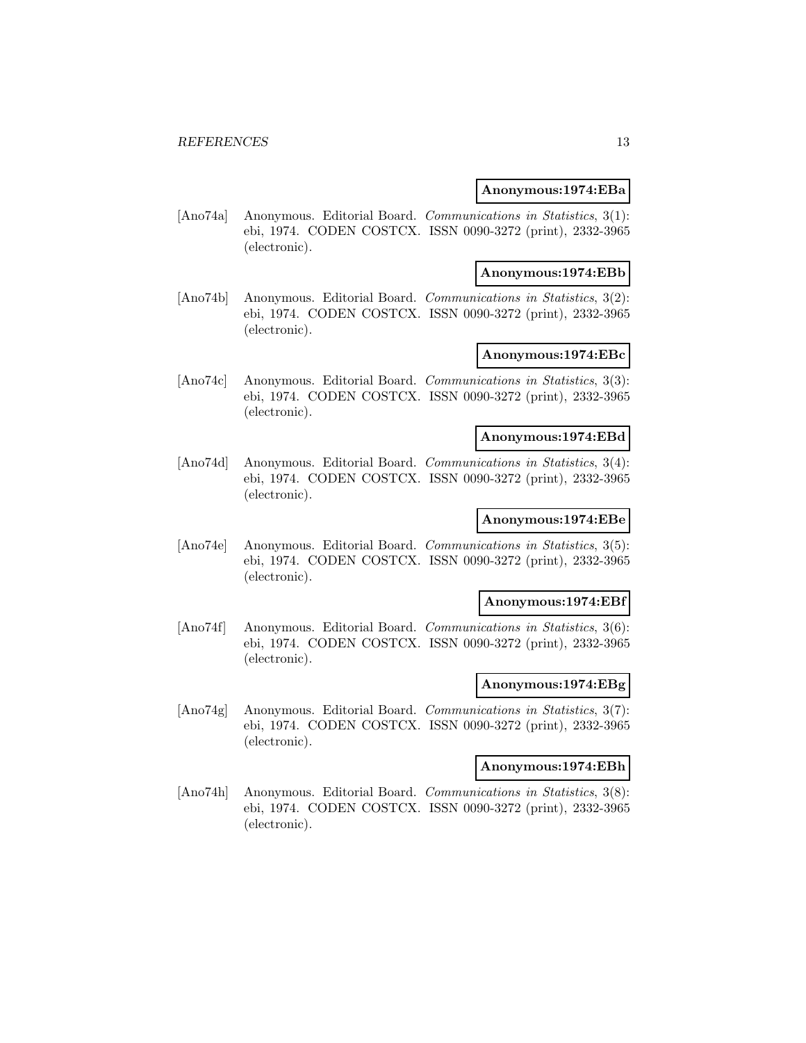**Anonymous:1974:EBa**

[Ano74a] Anonymous. Editorial Board. *Communications in Statistics*, 3(1): ebi, 1974. CODEN COSTCX. ISSN 0090-3272 (print), 2332-3965 (electronic).

**Anonymous:1974:EBb**

[Ano74b] Anonymous. Editorial Board. *Communications in Statistics*, 3(2): ebi, 1974. CODEN COSTCX. ISSN 0090-3272 (print), 2332-3965 (electronic).

**Anonymous:1974:EBc**

[Ano74c] Anonymous. Editorial Board. *Communications in Statistics*, 3(3): ebi, 1974. CODEN COSTCX. ISSN 0090-3272 (print), 2332-3965 (electronic).

**Anonymous:1974:EBd**

[Ano74d] Anonymous. Editorial Board. *Communications in Statistics*, 3(4): ebi, 1974. CODEN COSTCX. ISSN 0090-3272 (print), 2332-3965 (electronic).

**Anonymous:1974:EBe**

[Ano74e] Anonymous. Editorial Board. *Communications in Statistics*, 3(5): ebi, 1974. CODEN COSTCX. ISSN 0090-3272 (print), 2332-3965 (electronic).

**Anonymous:1974:EBf**

[Ano74f] Anonymous. Editorial Board. *Communications in Statistics*, 3(6): ebi, 1974. CODEN COSTCX. ISSN 0090-3272 (print), 2332-3965 (electronic).

**Anonymous:1974:EBg**

[Ano74g] Anonymous. Editorial Board. *Communications in Statistics*, 3(7): ebi, 1974. CODEN COSTCX. ISSN 0090-3272 (print), 2332-3965 (electronic).

**Anonymous:1974:EBh**

[Ano74h] Anonymous. Editorial Board. *Communications in Statistics*, 3(8): ebi, 1974. CODEN COSTCX. ISSN 0090-3272 (print), 2332-3965 (electronic).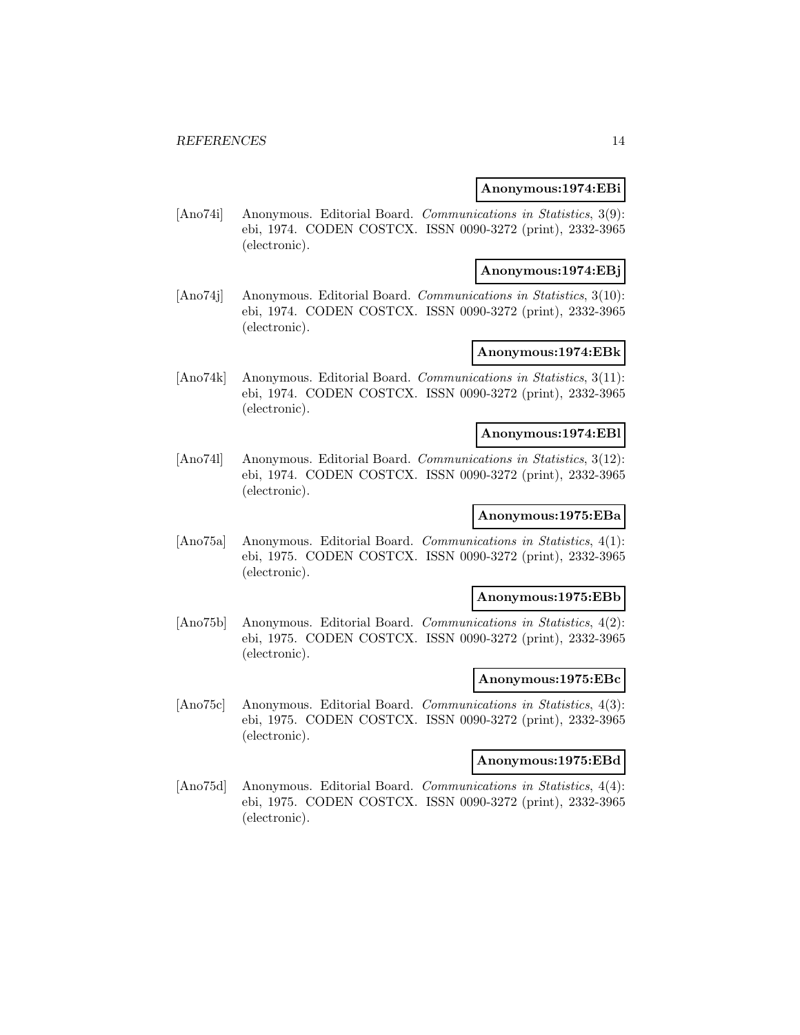**Anonymous:1974:EBi**

[Ano74i] Anonymous. Editorial Board. *Communications in Statistics*, 3(9): ebi, 1974. CODEN COSTCX. ISSN 0090-3272 (print), 2332-3965 (electronic).

**Anonymous:1974:EBj**

[Ano74j] Anonymous. Editorial Board. *Communications in Statistics*, 3(10): ebi, 1974. CODEN COSTCX. ISSN 0090-3272 (print), 2332-3965 (electronic).

**Anonymous:1974:EBk**

[Ano74k] Anonymous. Editorial Board. *Communications in Statistics*, 3(11): ebi, 1974. CODEN COSTCX. ISSN 0090-3272 (print), 2332-3965 (electronic).

**Anonymous:1974:EBl**

[Ano74l] Anonymous. Editorial Board. *Communications in Statistics*, 3(12): ebi, 1974. CODEN COSTCX. ISSN 0090-3272 (print), 2332-3965 (electronic).

**Anonymous:1975:EBa**

[Ano75a] Anonymous. Editorial Board. *Communications in Statistics*, 4(1): ebi, 1975. CODEN COSTCX. ISSN 0090-3272 (print), 2332-3965 (electronic).

**Anonymous:1975:EBb**

[Ano75b] Anonymous. Editorial Board. *Communications in Statistics*, 4(2): ebi, 1975. CODEN COSTCX. ISSN 0090-3272 (print), 2332-3965 (electronic).

**Anonymous:1975:EBc**

[Ano75c] Anonymous. Editorial Board. *Communications in Statistics*, 4(3): ebi, 1975. CODEN COSTCX. ISSN 0090-3272 (print), 2332-3965 (electronic).

**Anonymous:1975:EBd**

[Ano75d] Anonymous. Editorial Board. *Communications in Statistics*, 4(4): ebi, 1975. CODEN COSTCX. ISSN 0090-3272 (print), 2332-3965 (electronic).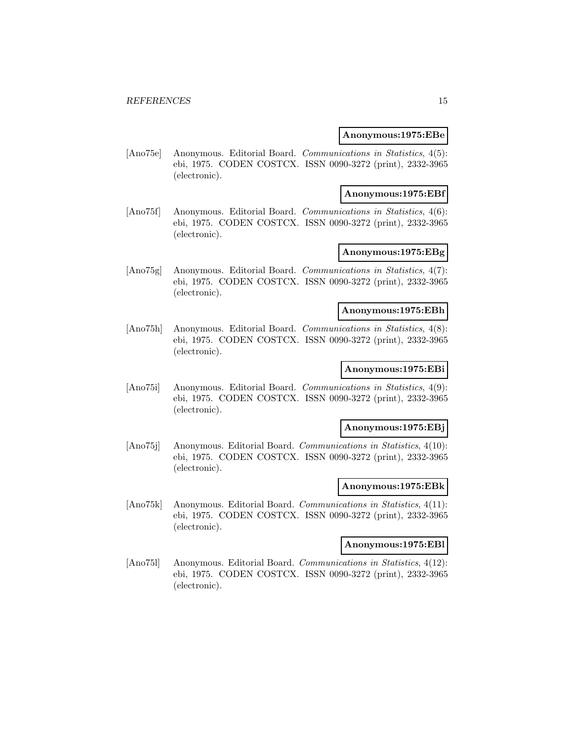**Anonymous:1975:EBe**

[Ano75e] Anonymous. Editorial Board. *Communications in Statistics*, 4(5): ebi, 1975. CODEN COSTCX. ISSN 0090-3272 (print), 2332-3965 (electronic).

**Anonymous:1975:EBf**

[Ano75f] Anonymous. Editorial Board. *Communications in Statistics*, 4(6): ebi, 1975. CODEN COSTCX. ISSN 0090-3272 (print), 2332-3965 (electronic).

**Anonymous:1975:EBg**

[Ano75g] Anonymous. Editorial Board. *Communications in Statistics*, 4(7): ebi, 1975. CODEN COSTCX. ISSN 0090-3272 (print), 2332-3965 (electronic).

**Anonymous:1975:EBh**

[Ano75h] Anonymous. Editorial Board. *Communications in Statistics*, 4(8): ebi, 1975. CODEN COSTCX. ISSN 0090-3272 (print), 2332-3965 (electronic).

**Anonymous:1975:EBi**

[Ano75i] Anonymous. Editorial Board. *Communications in Statistics*, 4(9): ebi, 1975. CODEN COSTCX. ISSN 0090-3272 (print), 2332-3965 (electronic).

**Anonymous:1975:EBj**

[Ano75j] Anonymous. Editorial Board. *Communications in Statistics*, 4(10): ebi, 1975. CODEN COSTCX. ISSN 0090-3272 (print), 2332-3965 (electronic).

**Anonymous:1975:EBk**

[Ano75k] Anonymous. Editorial Board. *Communications in Statistics*, 4(11): ebi, 1975. CODEN COSTCX. ISSN 0090-3272 (print), 2332-3965 (electronic).

**Anonymous:1975:EBl**

[Ano75l] Anonymous. Editorial Board. *Communications in Statistics*, 4(12): ebi, 1975. CODEN COSTCX. ISSN 0090-3272 (print), 2332-3965 (electronic).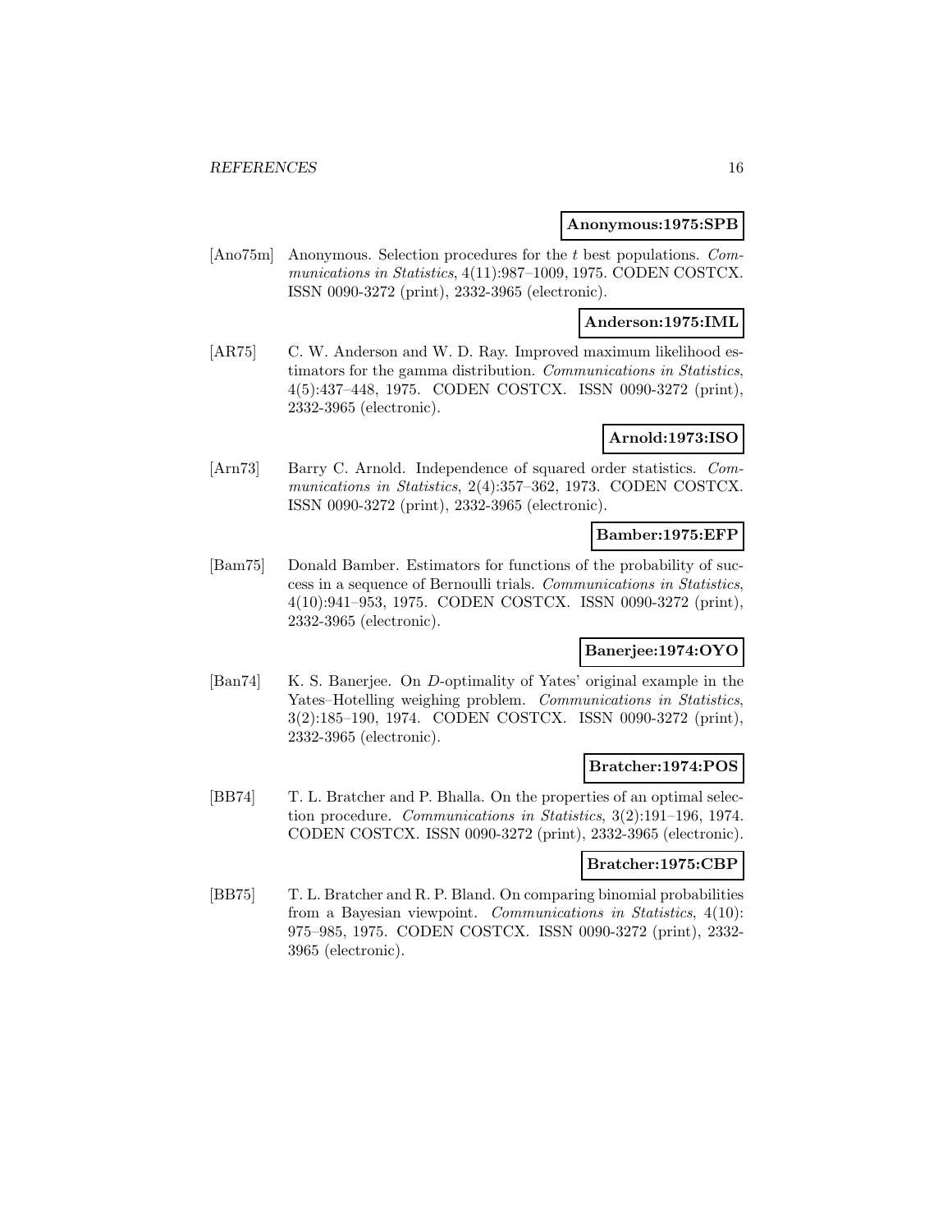**Anonymous:1975:SPB**

[Ano75m] Anonymous. Selection procedures for the $t$ best populations. *Communications in Statistics*, 4(11):987–1009, 1975. CODEN COSTCX. ISSN 0090-3272 (print), 2332-3965 (electronic).

**Anderson:1975:IML**

[AR75] C. W. Anderson and W. D. Ray. Improved maximum likelihood estimators for the gamma distribution. *Communications in Statistics*, 4(5):437–448, 1975. CODEN COSTCX. ISSN 0090-3272 (print), 2332-3965 (electronic).

**Arnold:1973:ISO**

[Arn73] Barry C. Arnold. Independence of squared order statistics. *Communications in Statistics*, 2(4):357–362, 1973. CODEN COSTCX. ISSN 0090-3272 (print), 2332-3965 (electronic).

**Bamber:1975:EFP**

[Bam75] Donald Bamber. Estimators for functions of the probability of success in a sequence of Bernoulli trials. *Communications in Statistics*, 4(10):941–953, 1975. CODEN COSTCX. ISSN 0090-3272 (print), 2332-3965 (electronic).

**Banerjee:1974:OYO**

[Ban74] K. S. Banerjee. On $D$-optimality of Yates' original example in the Yates–Hotelling weighing problem. *Communications in Statistics*, 3(2):185–190, 1974. CODEN COSTCX. ISSN 0090-3272 (print), 2332-3965 (electronic).

**Bratcher:1974:POS**

[BB74] T. L. Bratcher and P. Bhalla. On the properties of an optimal selection procedure. *Communications in Statistics*, 3(2):191–196, 1974. CODEN COSTCX. ISSN 0090-3272 (print), 2332-3965 (electronic).

**Bratcher:1975:CBP**

[BB75] T. L. Bratcher and R. P. Bland. On comparing binomial probabilities from a Bayesian viewpoint. *Communications in Statistics*, 4(10): 975–985, 1975. CODEN COSTCX. ISSN 0090-3272 (print), 2332-3965 (electronic).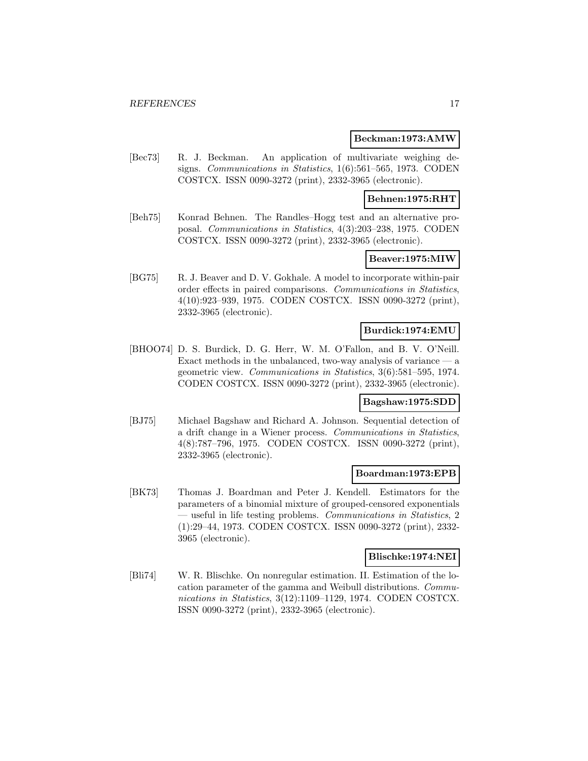**Beckman:1973:AMW**

[Bec73] R. J. Beckman. An application of multivariate weighing designs. *Communications in Statistics*, 1(6):561–565, 1973. CODEN COSTCX. ISSN 0090-3272 (print), 2332-3965 (electronic).

**Behnen:1975:RHT**

[Beh75] Konrad Behnen. The Randles–Hogg test and an alternative proposal. *Communications in Statistics*, 4(3):203–238, 1975. CODEN COSTCX. ISSN 0090-3272 (print), 2332-3965 (electronic).

**Beaver:1975:MIW**

[BG75] R. J. Beaver and D. V. Gokhale. A model to incorporate within-pair order effects in paired comparisons. *Communications in Statistics*, 4(10):923–939, 1975. CODEN COSTCX. ISSN 0090-3272 (print), 2332-3965 (electronic).

**Burdick:1974:EMU**

[BHOO74] D. S. Burdick, D. G. Herr, W. M. O'Fallon, and B. V. O'Neill. Exact methods in the unbalanced, two-way analysis of variance — a geometric view. *Communications in Statistics*, 3(6):581–595, 1974. CODEN COSTCX. ISSN 0090-3272 (print), 2332-3965 (electronic).

**Bagshaw:1975:SDD**

[BJ75] Michael Bagshaw and Richard A. Johnson. Sequential detection of a drift change in a Wiener process. *Communications in Statistics*, 4(8):787–796, 1975. CODEN COSTCX. ISSN 0090-3272 (print), 2332-3965 (electronic).

**Boardman:1973:EPB**

[BK73] Thomas J. Boardman and Peter J. Kendell. Estimators for the parameters of a binomial mixture of grouped-censored exponentials — useful in life testing problems. *Communications in Statistics*, 2 (1):29–44, 1973. CODEN COSTCX. ISSN 0090-3272 (print), 2332-3965 (electronic).

**Blischke:1974:NEI**

[Bli74] W. R. Blischke. On nonregular estimation. II. Estimation of the location parameter of the gamma and Weibull distributions. *Communications in Statistics*, 3(12):1109–1129, 1974. CODEN COSTCX. ISSN 0090-3272 (print), 2332-3965 (electronic).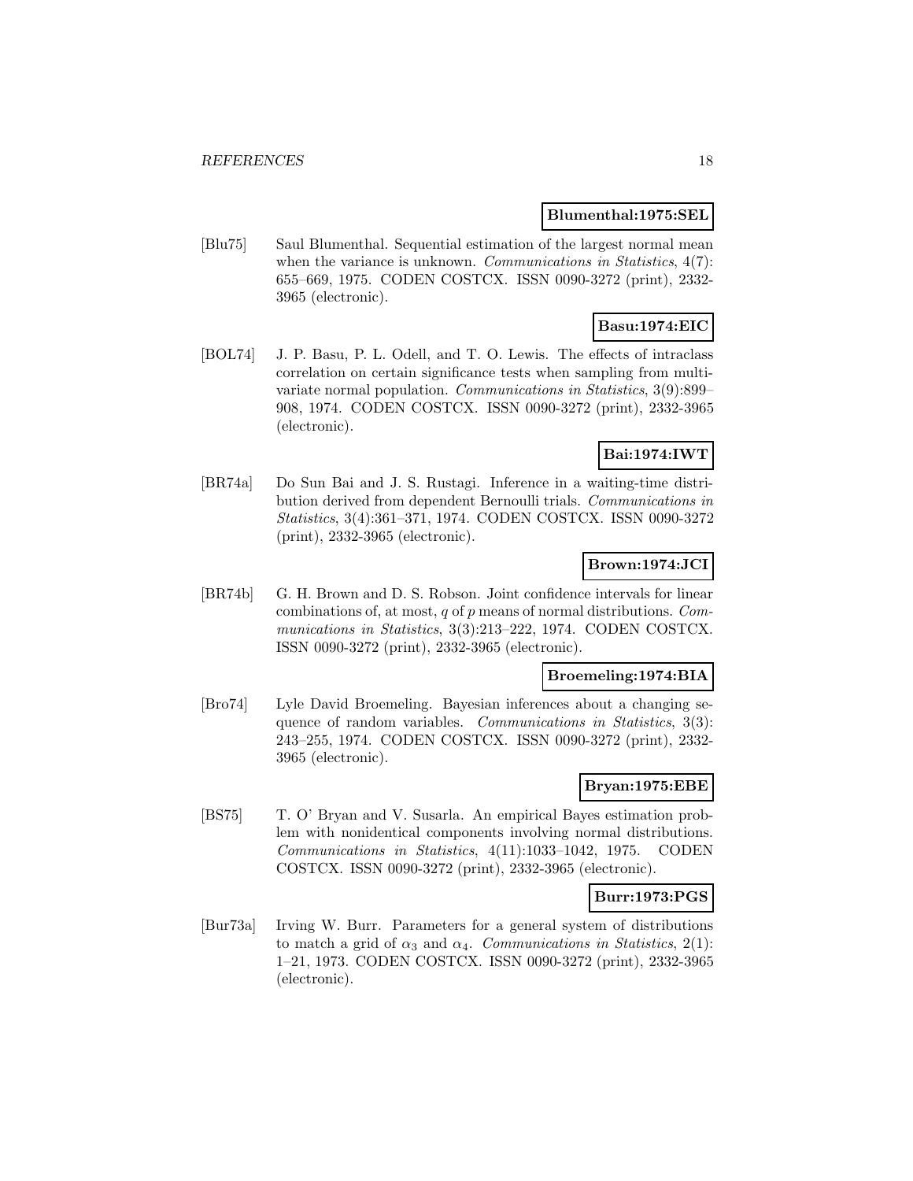**Blumenthal:1975:SEL**

[Blu75] Saul Blumenthal. Sequential estimation of the largest normal mean when the variance is unknown. *Communications in Statistics*, 4(7): 655–669, 1975. CODEN COSTCX. ISSN 0090-3272 (print), 2332-3965 (electronic).

**Basu:1974:EIC**

[BOL74] J. P. Basu, P. L. Odell, and T. O. Lewis. The effects of intraclass correlation on certain significance tests when sampling from multivariate normal population. *Communications in Statistics*, 3(9):899–908, 1974. CODEN COSTCX. ISSN 0090-3272 (print), 2332-3965 (electronic).

**Bai:1974:IWT**

[BR74a] Do Sun Bai and J. S. Rustagi. Inference in a waiting-time distribution derived from dependent Bernoulli trials. *Communications in Statistics*, 3(4):361–371, 1974. CODEN COSTCX. ISSN 0090-3272 (print), 2332-3965 (electronic).

**Brown:1974:JCI**

[BR74b] G. H. Brown and D. S. Robson. Joint confidence intervals for linear combinations of, at most, $q$ of $p$ means of normal distributions. *Communications in Statistics*, 3(3):213–222, 1974. CODEN COSTCX. ISSN 0090-3272 (print), 2332-3965 (electronic).

**Broemeling:1974:BIA**

[Bro74] Lyle David Broemeling. Bayesian inferences about a changing sequence of random variables. *Communications in Statistics*, 3(3): 243–255, 1974. CODEN COSTCX. ISSN 0090-3272 (print), 2332-3965 (electronic).

**Bryan:1975:EBE**

[BS75] T. O' Bryan and V. Susarla. An empirical Bayes estimation problem with nonidentical components involving normal distributions. *Communications in Statistics*, 4(11):1033–1042, 1975. CODEN COSTCX. ISSN 0090-3272 (print), 2332-3965 (electronic).

**Burr:1973:PGS**

[Bur73a] Irving W. Burr. Parameters for a general system of distributions to match a grid of $\alpha_3$ and $\alpha_4$. *Communications in Statistics*, 2(1): 1–21, 1973. CODEN COSTCX. ISSN 0090-3272 (print), 2332-3965 (electronic).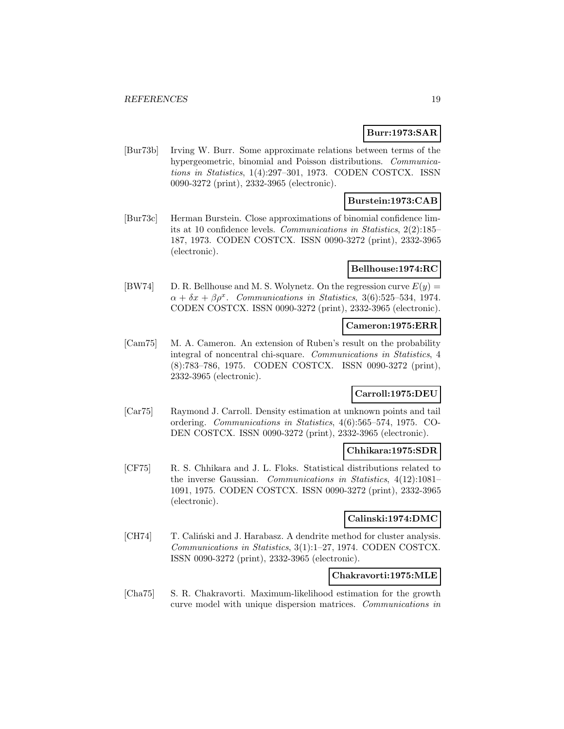**Burr:1973:SAR**

[Bur73b] Irving W. Burr. Some approximate relations between terms of the hypergeometric, binomial and Poisson distributions. *Communications in Statistics*, 1(4):297–301, 1973. CODEN COSTCX. ISSN 0090-3272 (print), 2332-3965 (electronic).

**Burstein:1973:CAB**

[Bur73c] Herman Burstein. Close approximations of binomial confidence limits at 10 confidence levels. *Communications in Statistics*, 2(2):185–187, 1973. CODEN COSTCX. ISSN 0090-3272 (print), 2332-3965 (electronic).

**Bellhouse:1974:RC**

[BW74] D. R. Bellhouse and M. S. Wolynetz. On the regression curve $E(y) = \alpha + \delta x + \beta \rho^x$. *Communications in Statistics*, 3(6):525–534, 1974. CODEN COSTCX. ISSN 0090-3272 (print), 2332-3965 (electronic).

**Cameron:1975:ERR**

[Cam75] M. A. Cameron. An extension of Ruben's result on the probability integral of noncentral chi-square. *Communications in Statistics*, 4 (8):783–786, 1975. CODEN COSTCX. ISSN 0090-3272 (print), 2332-3965 (electronic).

**Carroll:1975:DEU**

[Car75] Raymond J. Carroll. Density estimation at unknown points and tail ordering. *Communications in Statistics*, 4(6):565–574, 1975. CODEN COSTCX. ISSN 0090-3272 (print), 2332-3965 (electronic).

**Chhikara:1975:SDR**

[CF75] R. S. Chhikara and J. L. Floks. Statistical distributions related to the inverse Gaussian. *Communications in Statistics*, 4(12):1081–1091, 1975. CODEN COSTCX. ISSN 0090-3272 (print), 2332-3965 (electronic).

**Calinski:1974:DMC**

[CH74] T. Caliński and J. Harabasz. A dendrite method for cluster analysis. *Communications in Statistics*, 3(1):1–27, 1974. CODEN COSTCX. ISSN 0090-3272 (print), 2332-3965 (electronic).

**Chakravorti:1975:MLE**

[Cha75] S. R. Chakravorti. Maximum-likelihood estimation for the growth curve model with unique dispersion matrices. *Communications in*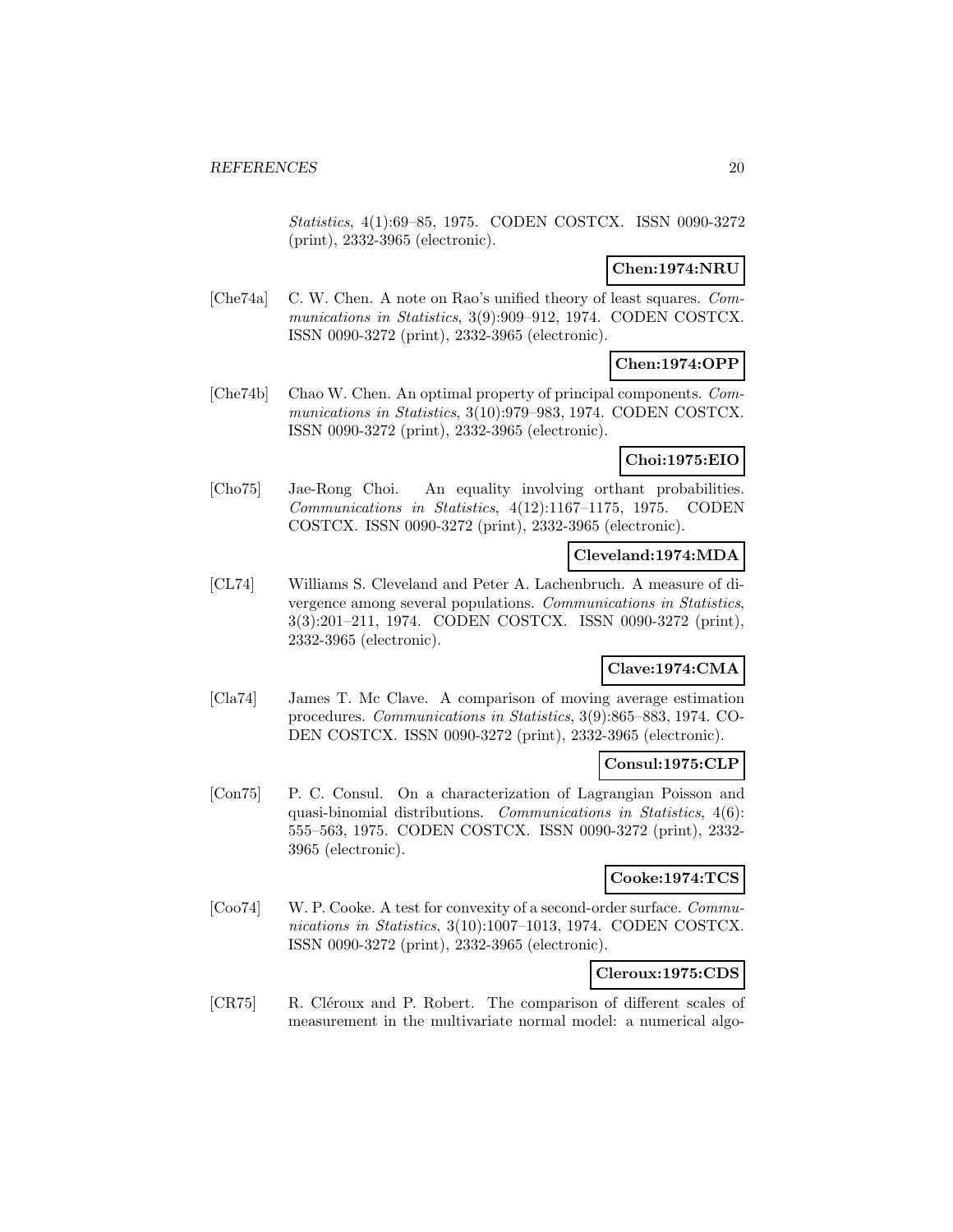*Statistics*, 4(1):69–85, 1975. CODEN COSTCX. ISSN 0090-3272 (print), 2332-3965 (electronic).

**Chen:1974:NRU**

[Che74a] C. W. Chen. A note on Rao's unified theory of least squares. *Communications in Statistics*, 3(9):909–912, 1974. CODEN COSTCX. ISSN 0090-3272 (print), 2332-3965 (electronic).

**Chen:1974:OPP**

[Che74b] Chao W. Chen. An optimal property of principal components. *Communications in Statistics*, 3(10):979–983, 1974. CODEN COSTCX. ISSN 0090-3272 (print), 2332-3965 (electronic).

**Choi:1975:EIO**

[Cho75] Jae-Rong Choi. An equality involving orthant probabilities. *Communications in Statistics*, 4(12):1167–1175, 1975. CODEN COSTCX. ISSN 0090-3272 (print), 2332-3965 (electronic).

**Cleveland:1974:MDA**

[CL74] Williams S. Cleveland and Peter A. Lachenbruch. A measure of divergence among several populations. *Communications in Statistics*, 3(3):201–211, 1974. CODEN COSTCX. ISSN 0090-3272 (print), 2332-3965 (electronic).

**Clave:1974:CMA**

[Cla74] James T. Mc Clave. A comparison of moving average estimation procedures. *Communications in Statistics*, 3(9):865–883, 1974. CODEN COSTCX. ISSN 0090-3272 (print), 2332-3965 (electronic).

**Consul:1975:CLP**

[Con75] P. C. Consul. On a characterization of Lagrangian Poisson and quasi-binomial distributions. *Communications in Statistics*, 4(6): 555–563, 1975. CODEN COSTCX. ISSN 0090-3272 (print), 2332-3965 (electronic).

**Cooke:1974:TCS**

[Coo74] W. P. Cooke. A test for convexity of a second-order surface. *Communications in Statistics*, 3(10):1007–1013, 1974. CODEN COSTCX. ISSN 0090-3272 (print), 2332-3965 (electronic).

**Cleroux:1975:CDS**

[CR75] R. Cléroux and P. Robert. The comparison of different scales of measurement in the multivariate normal model: a numerical algo-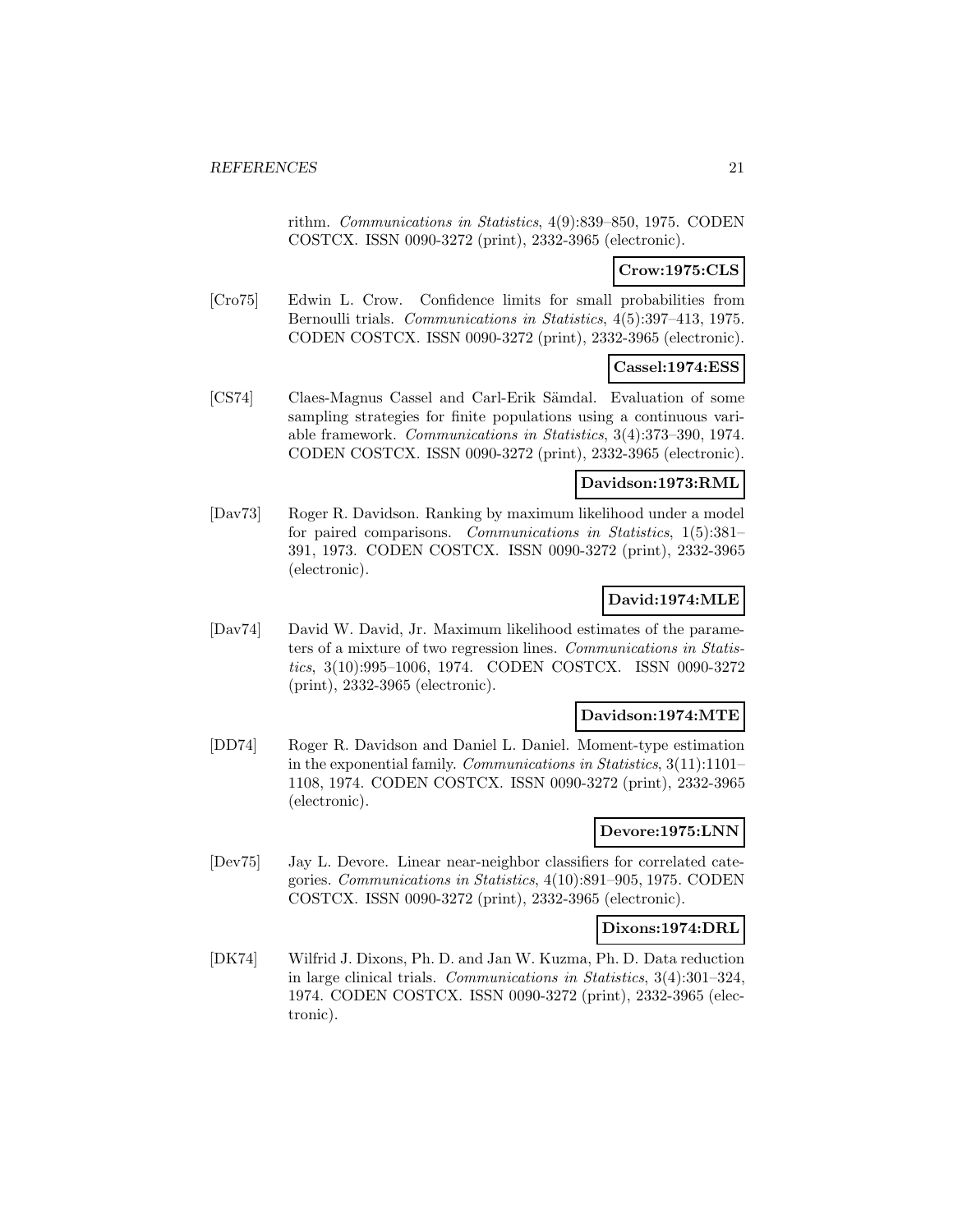rithm. *Communications in Statistics*, 4(9):839–850, 1975. CODEN COSTCX. ISSN 0090-3272 (print), 2332-3965 (electronic).

**Crow:1975:CLS**

[Cro75] Edwin L. Crow. Confidence limits for small probabilities from Bernoulli trials. *Communications in Statistics*, 4(5):397–413, 1975. CODEN COSTCX. ISSN 0090-3272 (print), 2332-3965 (electronic).

**Cassel:1974:ESS**

[CS74] Claes-Magnus Cassel and Carl-Erik Sämdal. Evaluation of some sampling strategies for finite populations using a continuous variable framework. *Communications in Statistics*, 3(4):373–390, 1974. CODEN COSTCX. ISSN 0090-3272 (print), 2332-3965 (electronic).

**Davidson:1973:RML**

[Dav73] Roger R. Davidson. Ranking by maximum likelihood under a model for paired comparisons. *Communications in Statistics*, 1(5):381–391, 1973. CODEN COSTCX. ISSN 0090-3272 (print), 2332-3965 (electronic).

**David:1974:MLE**

[Dav74] David W. David, Jr. Maximum likelihood estimates of the parameters of a mixture of two regression lines. *Communications in Statistics*, 3(10):995–1006, 1974. CODEN COSTCX. ISSN 0090-3272 (print), 2332-3965 (electronic).

**Davidson:1974:MTE**

[DD74] Roger R. Davidson and Daniel L. Daniel. Moment-type estimation in the exponential family. *Communications in Statistics*, 3(11):1101–1108, 1974. CODEN COSTCX. ISSN 0090-3272 (print), 2332-3965 (electronic).

**Devore:1975:LNN**

[Dev75] Jay L. Devore. Linear near-neighbor classifiers for correlated categories. *Communications in Statistics*, 4(10):891–905, 1975. CODEN COSTCX. ISSN 0090-3272 (print), 2332-3965 (electronic).

**Dixons:1974:DRL**

[DK74] Wilfrid J. Dixons, Ph. D. and Jan W. Kuzma, Ph. D. Data reduction in large clinical trials. *Communications in Statistics*, 3(4):301–324, 1974. CODEN COSTCX. ISSN 0090-3272 (print), 2332-3965 (electronic).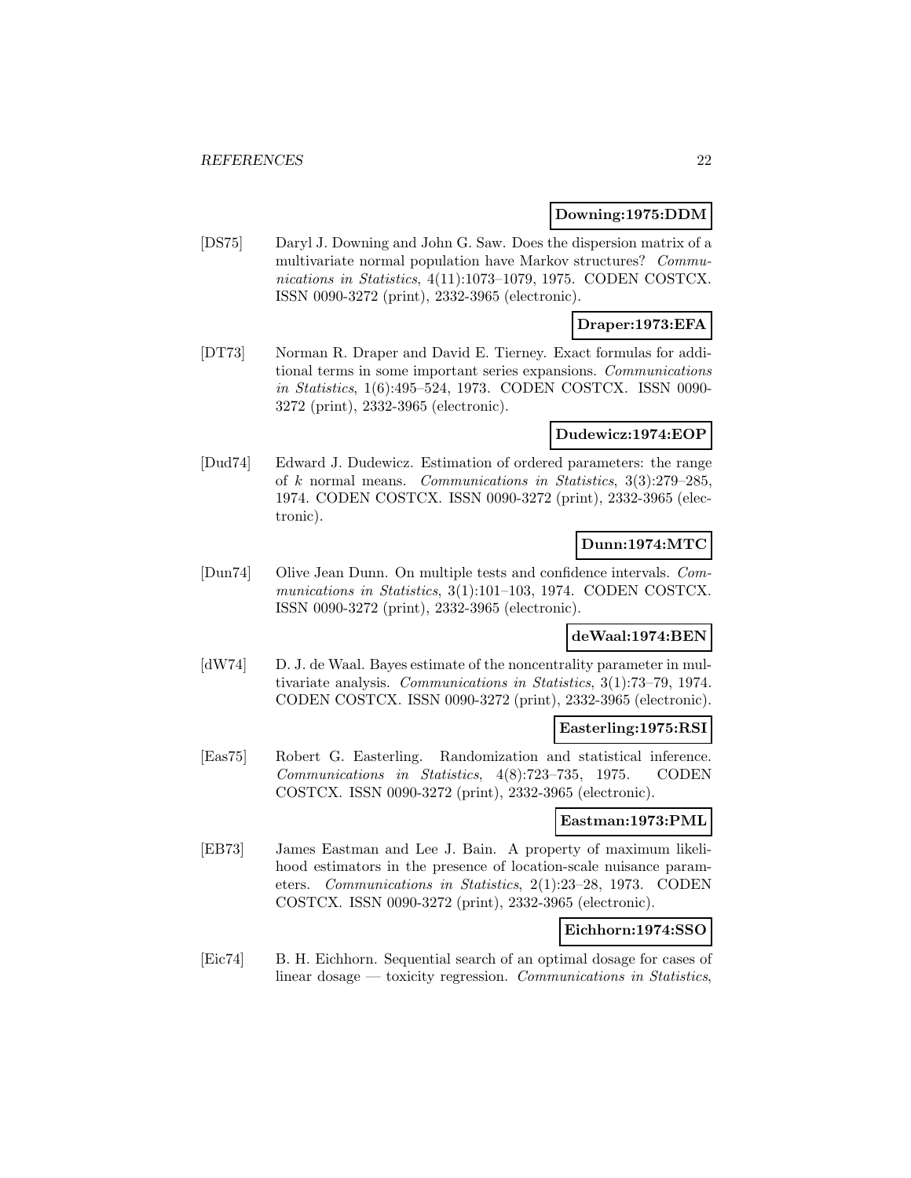**Downing:1975:DDM**

[DS75] Daryl J. Downing and John G. Saw. Does the dispersion matrix of a multivariate normal population have Markov structures? *Communications in Statistics*, 4(11):1073–1079, 1975. CODEN COSTCX. ISSN 0090-3272 (print), 2332-3965 (electronic).

**Draper:1973:EFA**

[DT73] Norman R. Draper and David E. Tierney. Exact formulas for additional terms in some important series expansions. *Communications in Statistics*, 1(6):495–524, 1973. CODEN COSTCX. ISSN 0090-3272 (print), 2332-3965 (electronic).

**Dudewicz:1974:EOP**

[Dud74] Edward J. Dudewicz. Estimation of ordered parameters: the range of $k$ normal means. *Communications in Statistics*, 3(3):279–285, 1974. CODEN COSTCX. ISSN 0090-3272 (print), 2332-3965 (electronic).

**Dunn:1974:MTC**

[Dun74] Olive Jean Dunn. On multiple tests and confidence intervals. *Communications in Statistics*, 3(1):101–103, 1974. CODEN COSTCX. ISSN 0090-3272 (print), 2332-3965 (electronic).

**deWaal:1974:BEN**

[dW74] D. J. de Waal. Bayes estimate of the noncentrality parameter in multivariate analysis. *Communications in Statistics*, 3(1):73–79, 1974. CODEN COSTCX. ISSN 0090-3272 (print), 2332-3965 (electronic).

**Easterling:1975:RSI**

[Eas75] Robert G. Easterling. Randomization and statistical inference. *Communications in Statistics*, 4(8):723–735, 1975. CODEN COSTCX. ISSN 0090-3272 (print), 2332-3965 (electronic).

**Eastman:1973:PML**

[EB73] James Eastman and Lee J. Bain. A property of maximum likelihood estimators in the presence of location-scale nuisance parameters. *Communications in Statistics*, 2(1):23–28, 1973. CODEN COSTCX. ISSN 0090-3272 (print), 2332-3965 (electronic).

**Eichhorn:1974:SSO**

[Eic74] B. H. Eichhorn. Sequential search of an optimal dosage for cases of linear dosage — toxicity regression. *Communications in Statistics*,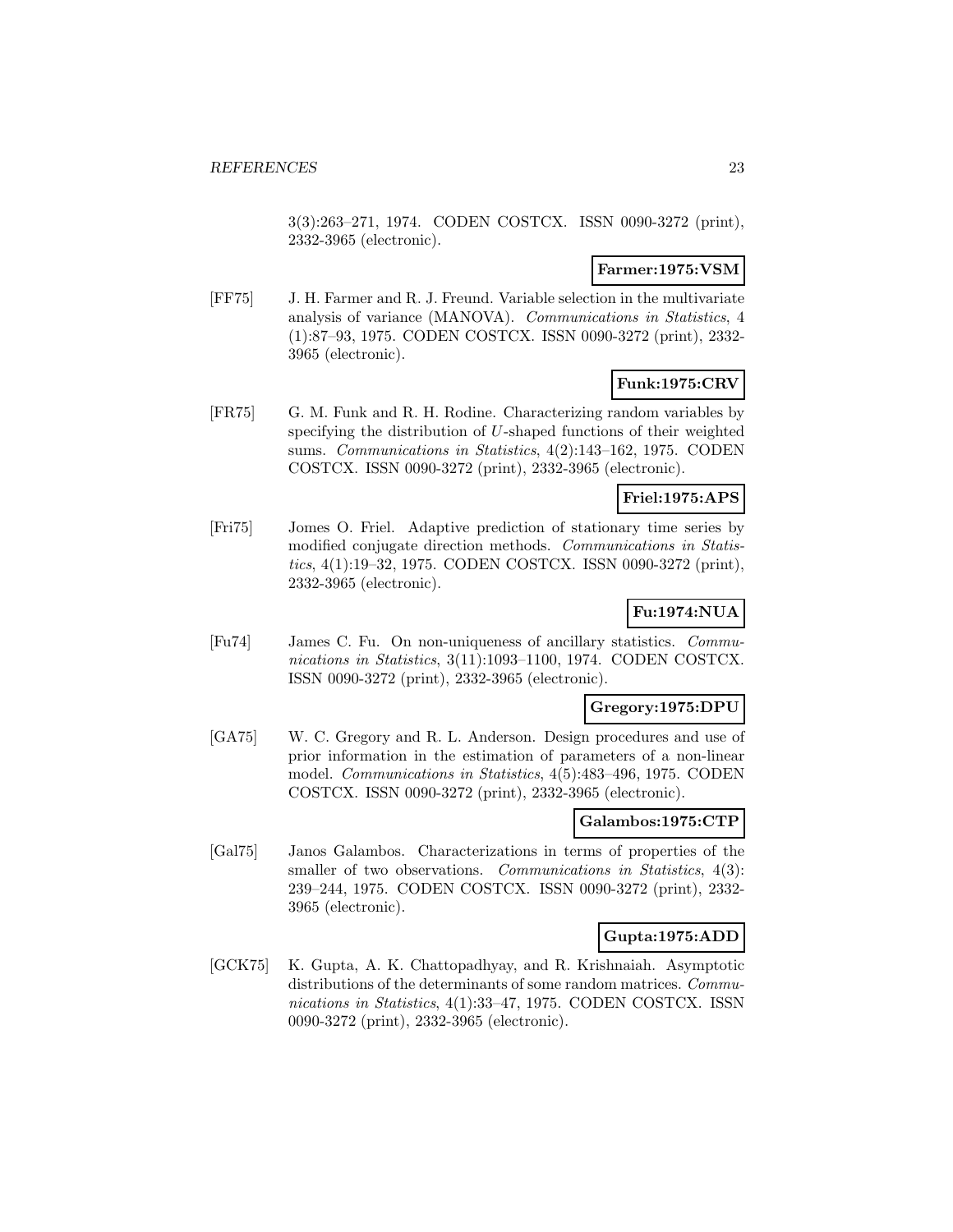3(3):263–271, 1974. CODEN COSTCX. ISSN 0090-3272 (print), 2332-3965 (electronic).

**Farmer:1975:VSM**

[FF75] J. H. Farmer and R. J. Freund. Variable selection in the multivariate analysis of variance (MANOVA). *Communications in Statistics*, 4 (1):87–93, 1975. CODEN COSTCX. ISSN 0090-3272 (print), 2332-3965 (electronic).

**Funk:1975:CRV**

[FR75] G. M. Funk and R. H. Rodine. Characterizing random variables by specifying the distribution of $U$-shaped functions of their weighted sums. *Communications in Statistics*, 4(2):143–162, 1975. CODEN COSTCX. ISSN 0090-3272 (print), 2332-3965 (electronic).

**Friel:1975:APS**

[Fri75] Jomes O. Friel. Adaptive prediction of stationary time series by modified conjugate direction methods. *Communications in Statistics*, 4(1):19–32, 1975. CODEN COSTCX. ISSN 0090-3272 (print), 2332-3965 (electronic).

**Fu:1974:NUA**

[Fu74] James C. Fu. On non-uniqueness of ancillary statistics. *Communications in Statistics*, 3(11):1093–1100, 1974. CODEN COSTCX. ISSN 0090-3272 (print), 2332-3965 (electronic).

**Gregory:1975:DPU**

[GA75] W. C. Gregory and R. L. Anderson. Design procedures and use of prior information in the estimation of parameters of a non-linear model. *Communications in Statistics*, 4(5):483–496, 1975. CODEN COSTCX. ISSN 0090-3272 (print), 2332-3965 (electronic).

**Galambos:1975:CTP**

[Gal75] Janos Galambos. Characterizations in terms of properties of the smaller of two observations. *Communications in Statistics*, 4(3): 239–244, 1975. CODEN COSTCX. ISSN 0090-3272 (print), 2332-3965 (electronic).

**Gupta:1975:ADD**

[GCK75] K. Gupta, A. K. Chattopadhyay, and R. Krishnaiah. Asymptotic distributions of the determinants of some random matrices. *Communications in Statistics*, 4(1):33–47, 1975. CODEN COSTCX. ISSN 0090-3272 (print), 2332-3965 (electronic).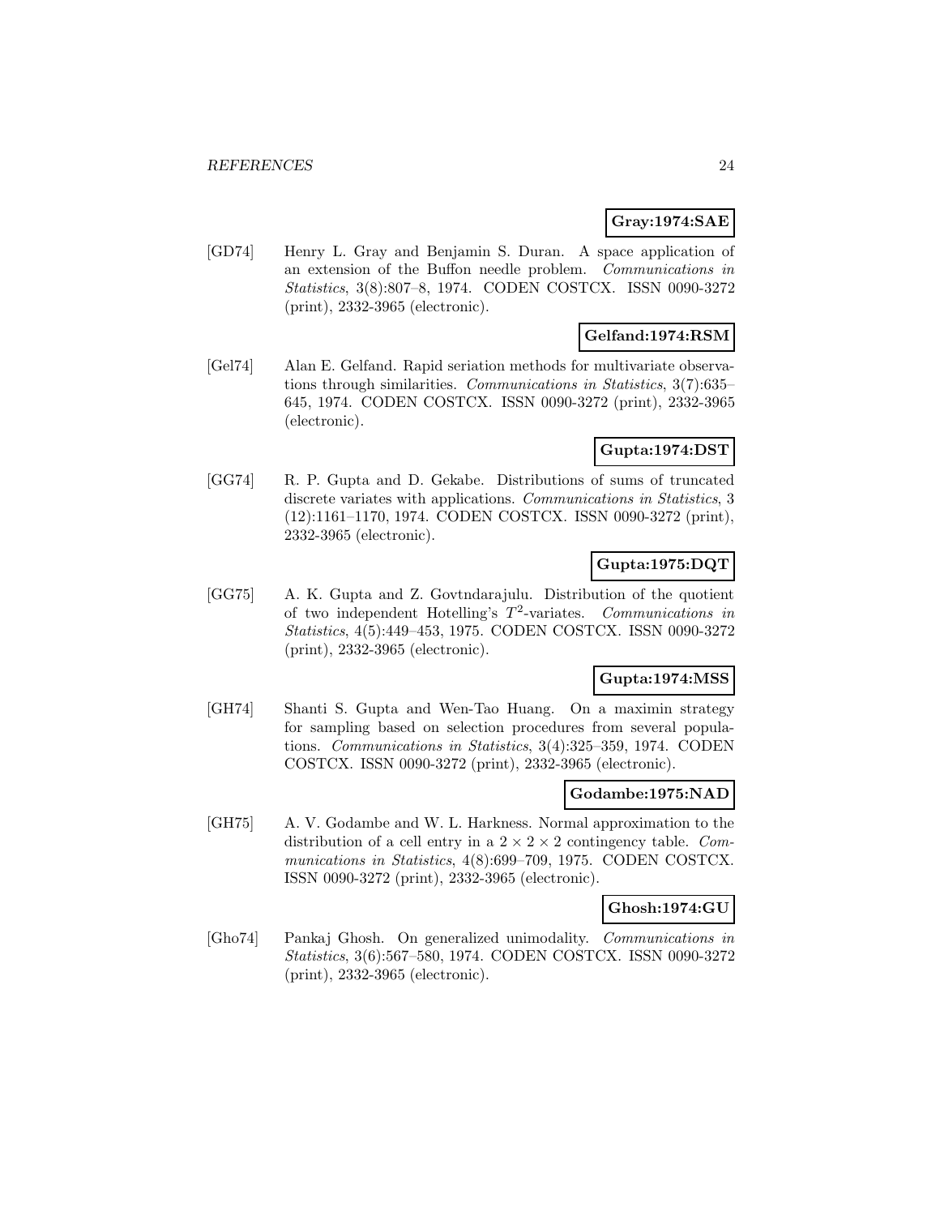**Gray:1974:SAE**

[GD74] Henry L. Gray and Benjamin S. Duran. A space application of an extension of the Buffon needle problem. *Communications in Statistics*, 3(8):807–8, 1974. CODEN COSTCX. ISSN 0090-3272 (print), 2332-3965 (electronic).

**Gelfand:1974:RSM**

[Gel74] Alan E. Gelfand. Rapid seriation methods for multivariate observations through similarities. *Communications in Statistics*, 3(7):635–645, 1974. CODEN COSTCX. ISSN 0090-3272 (print), 2332-3965 (electronic).

**Gupta:1974:DST**

[GG74] R. P. Gupta and D. Gekabe. Distributions of sums of truncated discrete variates with applications. *Communications in Statistics*, 3 (12):1161–1170, 1974. CODEN COSTCX. ISSN 0090-3272 (print), 2332-3965 (electronic).

**Gupta:1975:DQT**

[GG75] A. K. Gupta and Z. Govtndarajulu. Distribution of the quotient of two independent Hotelling's $T^2$-variates. *Communications in Statistics*, 4(5):449–453, 1975. CODEN COSTCX. ISSN 0090-3272 (print), 2332-3965 (electronic).

**Gupta:1974:MSS**

[GH74] Shanti S. Gupta and Wen-Tao Huang. On a maximin strategy for sampling based on selection procedures from several populations. *Communications in Statistics*, 3(4):325–359, 1974. CODEN COSTCX. ISSN 0090-3272 (print), 2332-3965 (electronic).

**Godambe:1975:NAD**

[GH75] A. V. Godambe and W. L. Harkness. Normal approximation to the distribution of a cell entry in a $2 \times 2 \times 2$ contingency table. *Communications in Statistics*, 4(8):699–709, 1975. CODEN COSTCX. ISSN 0090-3272 (print), 2332-3965 (electronic).

**Ghosh:1974:GU**

[Gho74] Pankaj Ghosh. On generalized unimodality. *Communications in Statistics*, 3(6):567–580, 1974. CODEN COSTCX. ISSN 0090-3272 (print), 2332-3965 (electronic).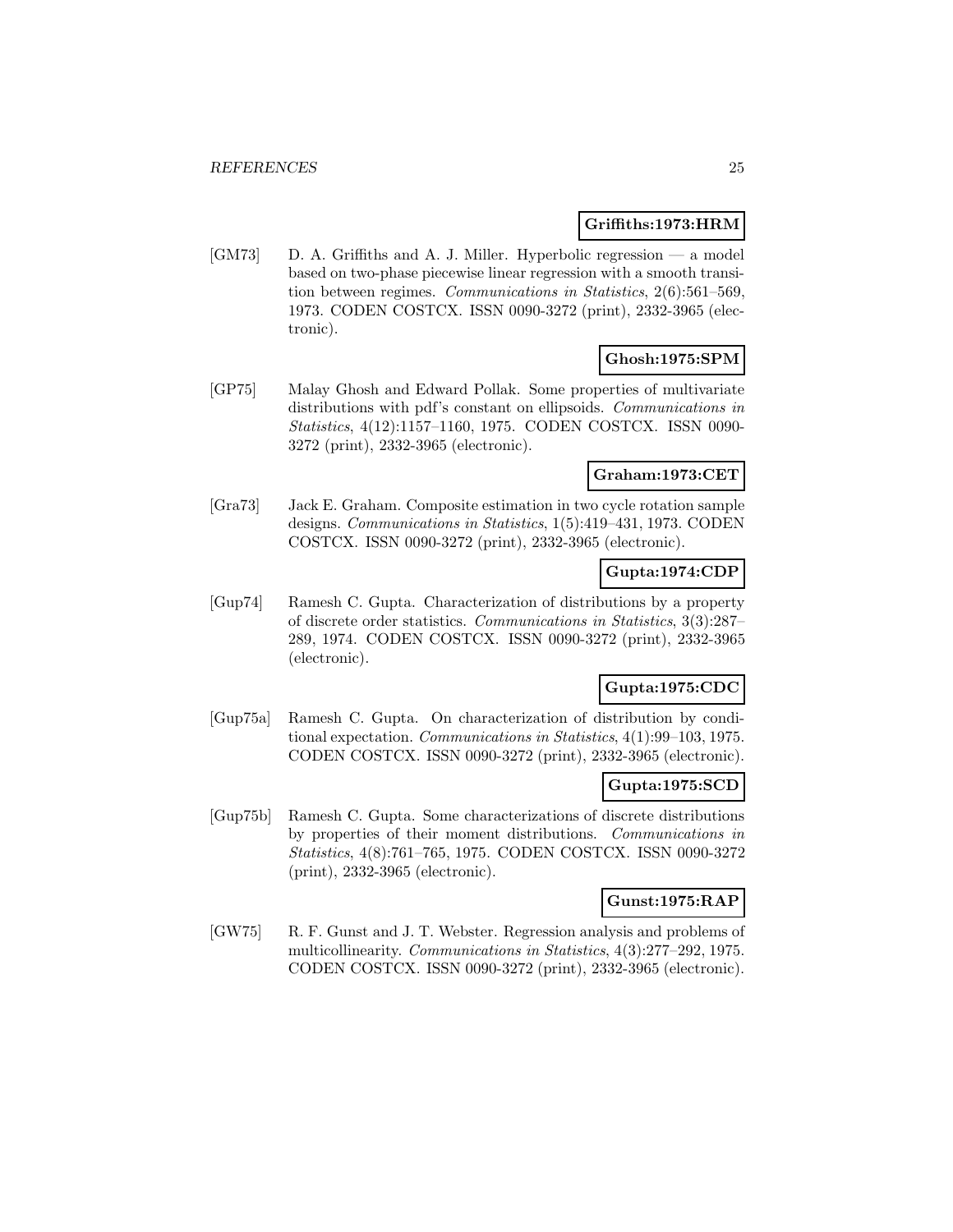**Griffiths:1973:HRM**

[GM73] D. A. Griffiths and A. J. Miller. Hyperbolic regression — a model based on two-phase piecewise linear regression with a smooth transition between regimes. *Communications in Statistics*, 2(6):561–569, 1973. CODEN COSTCX. ISSN 0090-3272 (print), 2332-3965 (electronic).

**Ghosh:1975:SPM**

[GP75] Malay Ghosh and Edward Pollak. Some properties of multivariate distributions with pdf's constant on ellipsoids. *Communications in Statistics*, 4(12):1157–1160, 1975. CODEN COSTCX. ISSN 0090-3272 (print), 2332-3965 (electronic).

**Graham:1973:CET**

[Gra73] Jack E. Graham. Composite estimation in two cycle rotation sample designs. *Communications in Statistics*, 1(5):419–431, 1973. CODEN COSTCX. ISSN 0090-3272 (print), 2332-3965 (electronic).

**Gupta:1974:CDP**

[Gup74] Ramesh C. Gupta. Characterization of distributions by a property of discrete order statistics. *Communications in Statistics*, 3(3):287–289, 1974. CODEN COSTCX. ISSN 0090-3272 (print), 2332-3965 (electronic).

**Gupta:1975:CDC**

[Gup75a] Ramesh C. Gupta. On characterization of distribution by conditional expectation. *Communications in Statistics*, 4(1):99–103, 1975. CODEN COSTCX. ISSN 0090-3272 (print), 2332-3965 (electronic).

**Gupta:1975:SCD**

[Gup75b] Ramesh C. Gupta. Some characterizations of discrete distributions by properties of their moment distributions. *Communications in Statistics*, 4(8):761–765, 1975. CODEN COSTCX. ISSN 0090-3272 (print), 2332-3965 (electronic).

**Gunst:1975:RAP**

[GW75] R. F. Gunst and J. T. Webster. Regression analysis and problems of multicollinearity. *Communications in Statistics*, 4(3):277–292, 1975. CODEN COSTCX. ISSN 0090-3272 (print), 2332-3965 (electronic).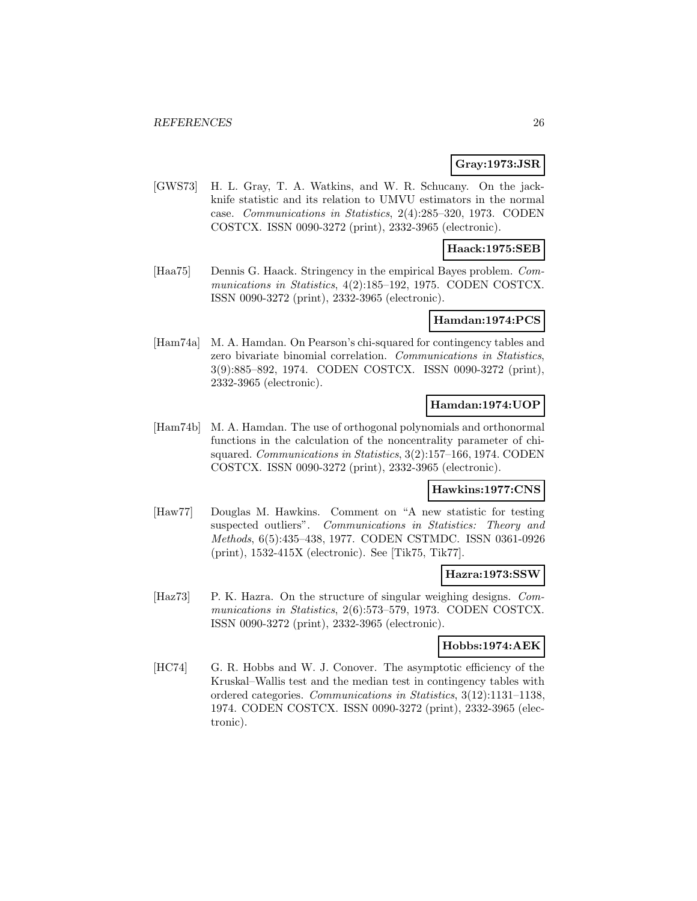**Gray:1973:JSR**

[GWS73] H. L. Gray, T. A. Watkins, and W. R. Schucany. On the jackknife statistic and its relation to UMVU estimators in the normal case. *Communications in Statistics*, 2(4):285–320, 1973. CODEN COSTCX. ISSN 0090-3272 (print), 2332-3965 (electronic).

**Haack:1975:SEB**

[Haa75] Dennis G. Haack. Stringency in the empirical Bayes problem. *Communications in Statistics*, 4(2):185–192, 1975. CODEN COSTCX. ISSN 0090-3272 (print), 2332-3965 (electronic).

**Hamdan:1974:PCS**

[Ham74a] M. A. Hamdan. On Pearson's chi-squared for contingency tables and zero bivariate binomial correlation. *Communications in Statistics*, 3(9):885–892, 1974. CODEN COSTCX. ISSN 0090-3272 (print), 2332-3965 (electronic).

**Hamdan:1974:UOP**

[Ham74b] M. A. Hamdan. The use of orthogonal polynomials and orthonormal functions in the calculation of the noncentrality parameter of chi-squared. *Communications in Statistics*, 3(2):157–166, 1974. CODEN COSTCX. ISSN 0090-3272 (print), 2332-3965 (electronic).

**Hawkins:1977:CNS**

[Haw77] Douglas M. Hawkins. Comment on "A new statistic for testing suspected outliers". *Communications in Statistics: Theory and Methods*, 6(5):435–438, 1977. CODEN CSTMDC. ISSN 0361-0926 (print), 1532-415X (electronic). See [Tik75, Tik77].

**Hazra:1973:SSW**

[Haz73] P. K. Hazra. On the structure of singular weighing designs. *Communications in Statistics*, 2(6):573–579, 1973. CODEN COSTCX. ISSN 0090-3272 (print), 2332-3965 (electronic).

**Hobbs:1974:AEK**

[HC74] G. R. Hobbs and W. J. Conover. The asymptotic efficiency of the Kruskal–Wallis test and the median test in contingency tables with ordered categories. *Communications in Statistics*, 3(12):1131–1138, 1974. CODEN COSTCX. ISSN 0090-3272 (print), 2332-3965 (electronic).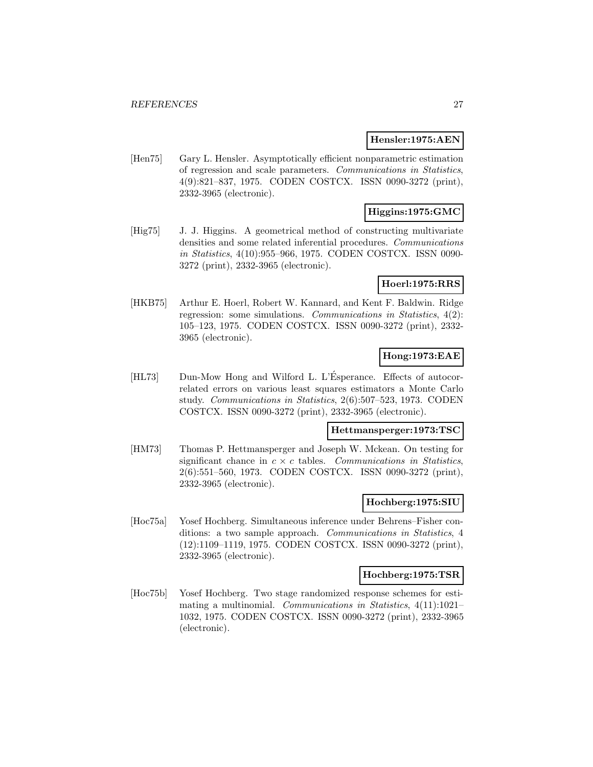**Hensler:1975:AEN**

[Hen75] Gary L. Hensler. Asymptotically efficient nonparametric estimation of regression and scale parameters. *Communications in Statistics*, 4(9):821–837, 1975. CODEN COSTCX. ISSN 0090-3272 (print), 2332-3965 (electronic).

**Higgins:1975:GMC**

[Hig75] J. J. Higgins. A geometrical method of constructing multivariate densities and some related inferential procedures. *Communications in Statistics*, 4(10):955–966, 1975. CODEN COSTCX. ISSN 0090-3272 (print), 2332-3965 (electronic).

**Hoerl:1975:RRS**

[HKB75] Arthur E. Hoerl, Robert W. Kannard, and Kent F. Baldwin. Ridge regression: some simulations. *Communications in Statistics*, 4(2): 105–123, 1975. CODEN COSTCX. ISSN 0090-3272 (print), 2332-3965 (electronic).

**Hong:1973:EAE**

[HL73] Dun-Mow Hong and Wilford L. L'Ésperance. Effects of autocorrelated errors on various least squares estimators a Monte Carlo study. *Communications in Statistics*, 2(6):507–523, 1973. CODEN COSTCX. ISSN 0090-3272 (print), 2332-3965 (electronic).

**Hettmansperger:1973:TSC**

[HM73] Thomas P. Hettmansperger and Joseph W. Mckean. On testing for significant chance in $c \times c$ tables. *Communications in Statistics*, 2(6):551–560, 1973. CODEN COSTCX. ISSN 0090-3272 (print), 2332-3965 (electronic).

**Hochberg:1975:SIU**

[Hoc75a] Yosef Hochberg. Simultaneous inference under Behrens–Fisher conditions: a two sample approach. *Communications in Statistics*, 4 (12):1109–1119, 1975. CODEN COSTCX. ISSN 0090-3272 (print), 2332-3965 (electronic).

**Hochberg:1975:TSR**

[Hoc75b] Yosef Hochberg. Two stage randomized response schemes for estimating a multinomial. *Communications in Statistics*, 4(11):1021–1032, 1975. CODEN COSTCX. ISSN 0090-3272 (print), 2332-3965 (electronic).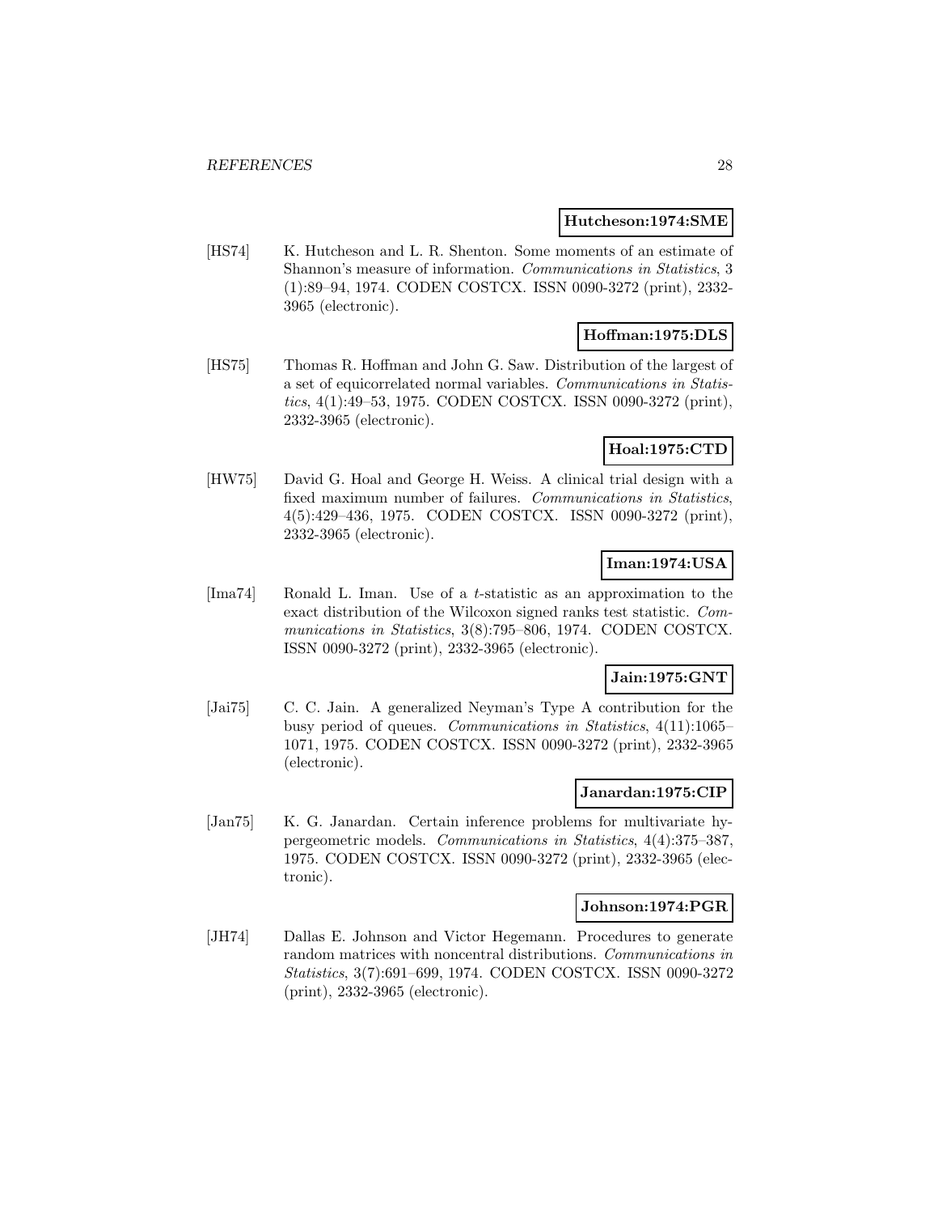**Hutcheson:1974:SME**

[HS74] K. Hutcheson and L. R. Shenton. Some moments of an estimate of Shannon's measure of information. *Communications in Statistics*, 3 (1):89–94, 1974. CODEN COSTCX. ISSN 0090-3272 (print), 2332-3965 (electronic).

**Hoffman:1975:DLS**

[HS75] Thomas R. Hoffman and John G. Saw. Distribution of the largest of a set of equicorrelated normal variables. *Communications in Statistics*, 4(1):49–53, 1975. CODEN COSTCX. ISSN 0090-3272 (print), 2332-3965 (electronic).

**Hoal:1975:CTD**

[HW75] David G. Hoal and George H. Weiss. A clinical trial design with a fixed maximum number of failures. *Communications in Statistics*, 4(5):429–436, 1975. CODEN COSTCX. ISSN 0090-3272 (print), 2332-3965 (electronic).

**Iman:1974:USA**

[Ima74] Ronald L. Iman. Use of a $t$-statistic as an approximation to the exact distribution of the Wilcoxon signed ranks test statistic. *Communications in Statistics*, 3(8):795–806, 1974. CODEN COSTCX. ISSN 0090-3272 (print), 2332-3965 (electronic).

**Jain:1975:GNT**

[Jai75] C. C. Jain. A generalized Neyman's Type A contribution for the busy period of queues. *Communications in Statistics*, 4(11):1065–1071, 1975. CODEN COSTCX. ISSN 0090-3272 (print), 2332-3965 (electronic).

**Janardan:1975:CIP**

[Jan75] K. G. Janardan. Certain inference problems for multivariate hypergeometric models. *Communications in Statistics*, 4(4):375–387, 1975. CODEN COSTCX. ISSN 0090-3272 (print), 2332-3965 (electronic).

**Johnson:1974:PGR**

[JH74] Dallas E. Johnson and Victor Hegemann. Procedures to generate random matrices with noncentral distributions. *Communications in Statistics*, 3(7):691–699, 1974. CODEN COSTCX. ISSN 0090-3272 (print), 2332-3965 (electronic).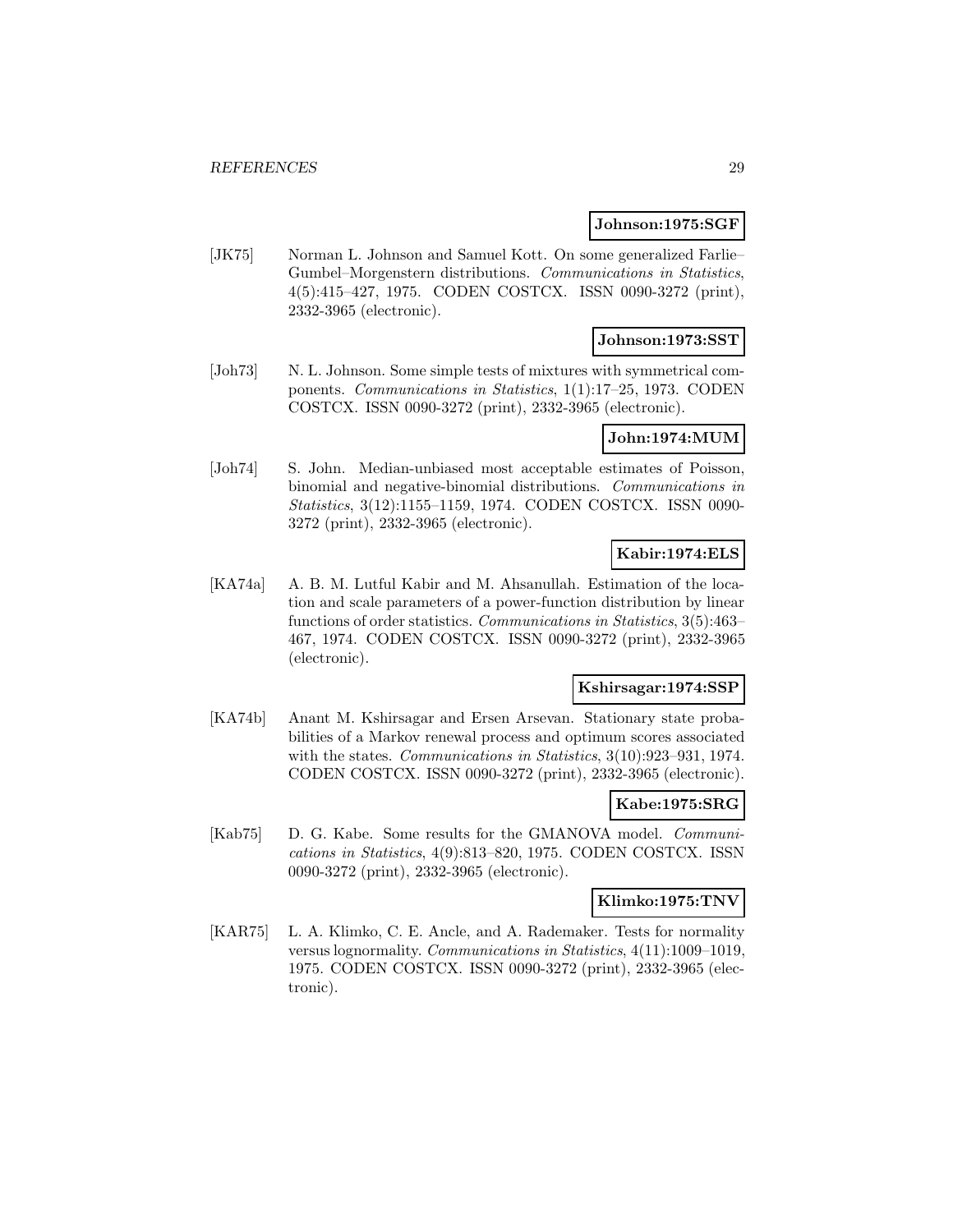**Johnson:1975:SGF**

[JK75] Norman L. Johnson and Samuel Kott. On some generalized Farlie–Gumbel–Morgenstern distributions. *Communications in Statistics*, 4(5):415–427, 1975. CODEN COSTCX. ISSN 0090-3272 (print), 2332-3965 (electronic).

**Johnson:1973:SST**

[Joh73] N. L. Johnson. Some simple tests of mixtures with symmetrical components. *Communications in Statistics*, 1(1):17–25, 1973. CODEN COSTCX. ISSN 0090-3272 (print), 2332-3965 (electronic).

**John:1974:MUM**

[Joh74] S. John. Median-unbiased most acceptable estimates of Poisson, binomial and negative-binomial distributions. *Communications in Statistics*, 3(12):1155–1159, 1974. CODEN COSTCX. ISSN 0090-3272 (print), 2332-3965 (electronic).

**Kabir:1974:ELS**

[KA74a] A. B. M. Lutful Kabir and M. Ahsanullah. Estimation of the location and scale parameters of a power-function distribution by linear functions of order statistics. *Communications in Statistics*, 3(5):463–467, 1974. CODEN COSTCX. ISSN 0090-3272 (print), 2332-3965 (electronic).

**Kshirsagar:1974:SSP**

[KA74b] Anant M. Kshirsagar and Ersen Arsevan. Stationary state probabilities of a Markov renewal process and optimum scores associated with the states. *Communications in Statistics*, 3(10):923–931, 1974. CODEN COSTCX. ISSN 0090-3272 (print), 2332-3965 (electronic).

**Kabe:1975:SRG**

[Kab75] D. G. Kabe. Some results for the GMANOVA model. *Communications in Statistics*, 4(9):813–820, 1975. CODEN COSTCX. ISSN 0090-3272 (print), 2332-3965 (electronic).

**Klimko:1975:TNV**

[KAR75] L. A. Klimko, C. E. Ancle, and A. Rademaker. Tests for normality versus lognormality. *Communications in Statistics*, 4(11):1009–1019, 1975. CODEN COSTCX. ISSN 0090-3272 (print), 2332-3965 (electronic).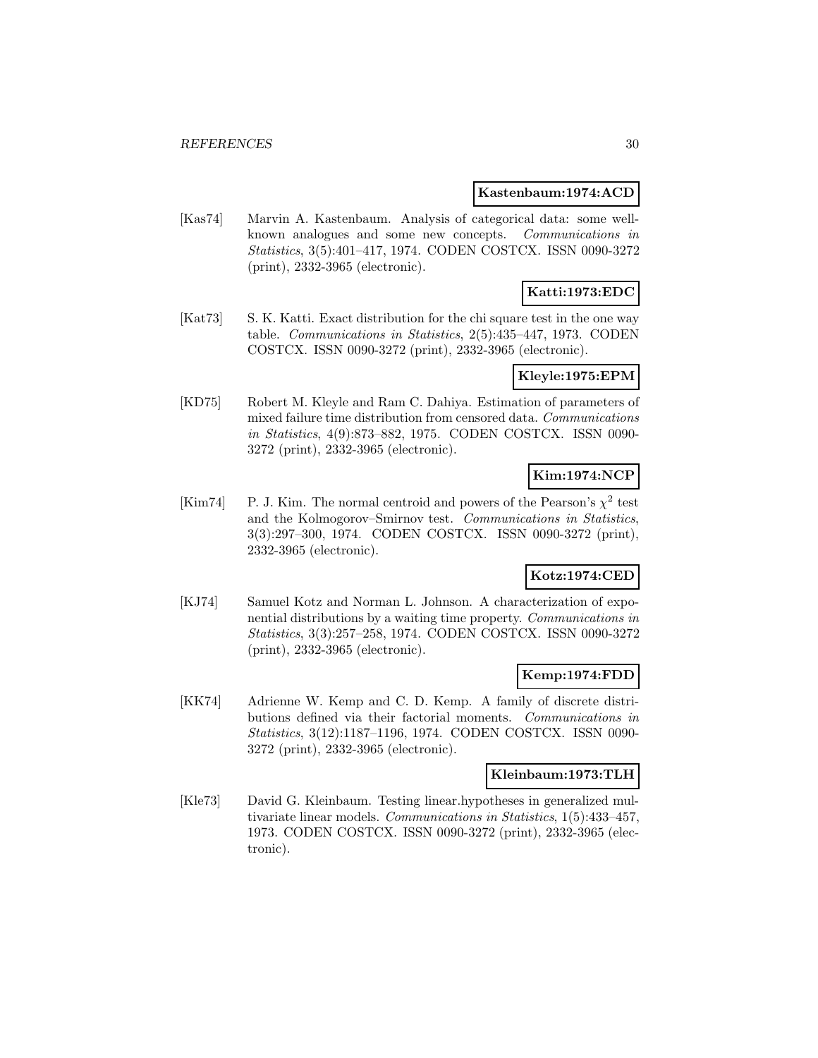**Kastenbaum:1974:ACD**

[Kas74] Marvin A. Kastenbaum. Analysis of categorical data: some well-known analogues and some new concepts. *Communications in Statistics*, 3(5):401–417, 1974. CODEN COSTCX. ISSN 0090-3272 (print), 2332-3965 (electronic).

**Katti:1973:EDC**

[Kat73] S. K. Katti. Exact distribution for the chi square test in the one way table. *Communications in Statistics*, 2(5):435–447, 1973. CODEN COSTCX. ISSN 0090-3272 (print), 2332-3965 (electronic).

**Kleyle:1975:EPM**

[KD75] Robert M. Kleyle and Ram C. Dahiya. Estimation of parameters of mixed failure time distribution from censored data. *Communications in Statistics*, 4(9):873–882, 1975. CODEN COSTCX. ISSN 0090-3272 (print), 2332-3965 (electronic).

**Kim:1974:NCP**

[Kim74] P. J. Kim. The normal centroid and powers of the Pearson's $\chi^2$ test and the Kolmogorov–Smirnov test. *Communications in Statistics*, 3(3):297–300, 1974. CODEN COSTCX. ISSN 0090-3272 (print), 2332-3965 (electronic).

**Kotz:1974:CED**

[KJ74] Samuel Kotz and Norman L. Johnson. A characterization of exponential distributions by a waiting time property. *Communications in Statistics*, 3(3):257–258, 1974. CODEN COSTCX. ISSN 0090-3272 (print), 2332-3965 (electronic).

**Kemp:1974:FDD**

[KK74] Adrienne W. Kemp and C. D. Kemp. A family of discrete distributions defined via their factorial moments. *Communications in Statistics*, 3(12):1187–1196, 1974. CODEN COSTCX. ISSN 0090-3272 (print), 2332-3965 (electronic).

**Kleinbaum:1973:TLH**

[Kle73] David G. Kleinbaum. Testing linear.hypotheses in generalized multivariate linear models. *Communications in Statistics*, 1(5):433–457, 1973. CODEN COSTCX. ISSN 0090-3272 (print), 2332-3965 (electronic).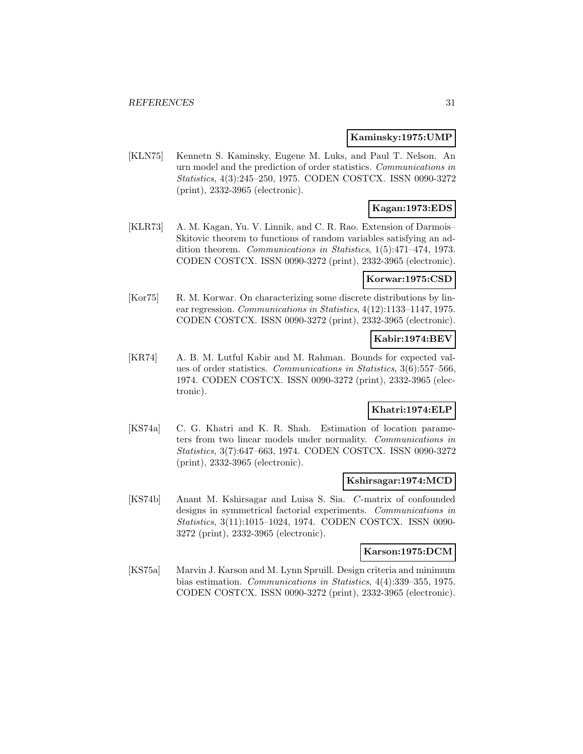**Kaminsky:1975:UMP**

[KLN75] Kennetn S. Kaminsky, Eugene M. Luks, and Paul T. Nelson. An urn model and the prediction of order statistics. *Communications in Statistics*, 4(3):245–250, 1975. CODEN COSTCX. ISSN 0090-3272 (print), 2332-3965 (electronic).

**Kagan:1973:EDS**

[KLR73] A. M. Kagan, Yu. V. Linnik, and C. R. Rao. Extension of Darmois–Skitovic theorem to functions of random variables satisfying an addition theorem. *Communications in Statistics*, 1(5):471–474, 1973. CODEN COSTCX. ISSN 0090-3272 (print), 2332-3965 (electronic).

**Korwar:1975:CSD**

[Kor75] R. M. Korwar. On characterizing some discrete distributions by linear regression. *Communications in Statistics*, 4(12):1133–1147, 1975. CODEN COSTCX. ISSN 0090-3272 (print), 2332-3965 (electronic).

**Kabir:1974:BEV**

[KR74] A. B. M. Lutful Kabir and M. Rahman. Bounds for expected values of order statistics. *Communications in Statistics*, 3(6):557–566, 1974. CODEN COSTCX. ISSN 0090-3272 (print), 2332-3965 (electronic).

**Khatri:1974:ELP**

[KS74a] C. G. Khatri and K. R. Shah. Estimation of location parameters from two linear models under normality. *Communications in Statistics*, 3(7):647–663, 1974. CODEN COSTCX. ISSN 0090-3272 (print), 2332-3965 (electronic).

**Kshirsagar:1974:MCD**

[KS74b] Anant M. Kshirsagar and Luisa S. Sia. *C*-matrix of confounded designs in symmetrical factorial experiments. *Communications in Statistics*, 3(11):1015–1024, 1974. CODEN COSTCX. ISSN 0090-3272 (print), 2332-3965 (electronic).

**Karson:1975:DCM**

[KS75a] Marvin J. Karson and M. Lynn Spruill. Design criteria and minimum bias estimation. *Communications in Statistics*, 4(4):339–355, 1975. CODEN COSTCX. ISSN 0090-3272 (print), 2332-3965 (electronic).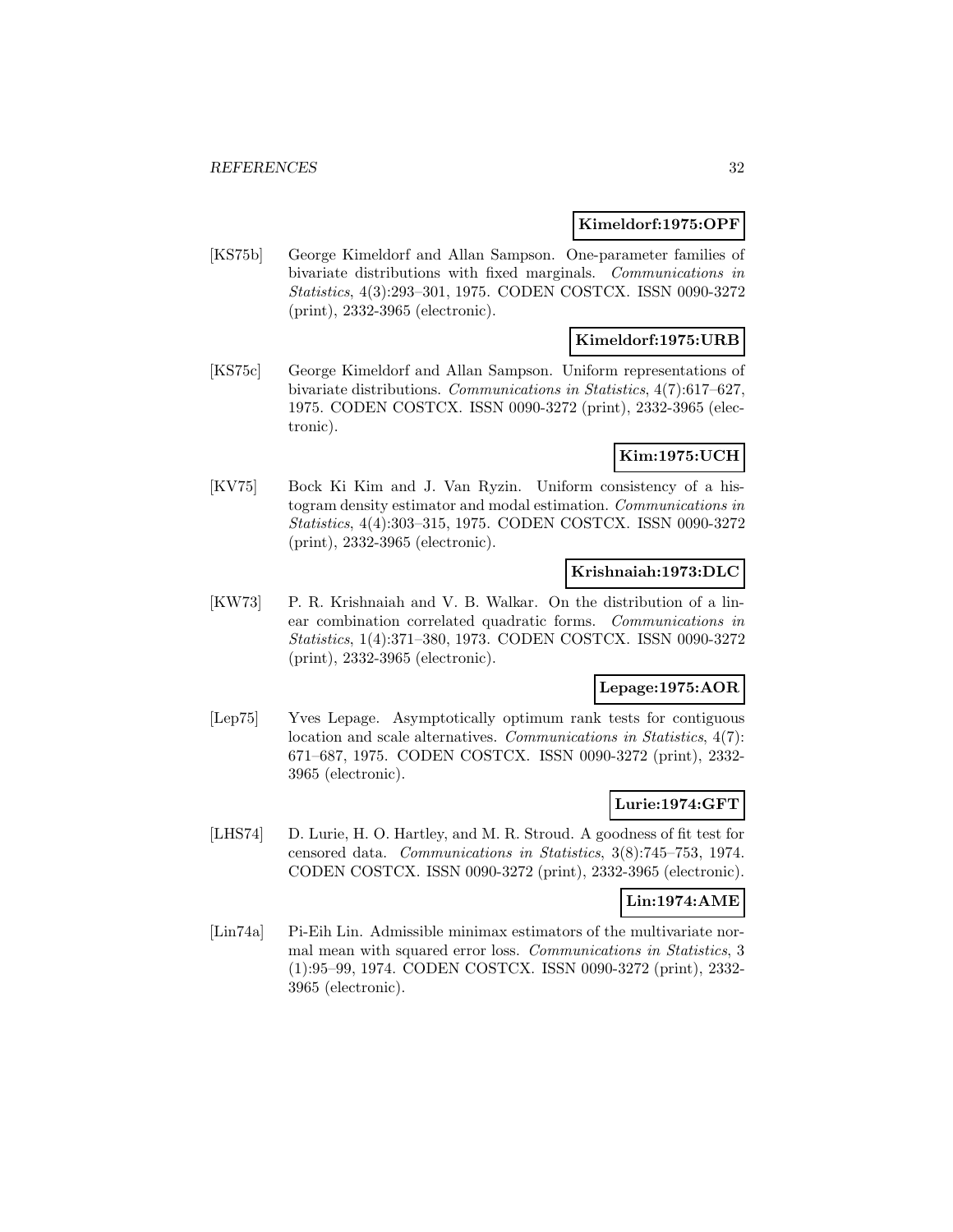**Kimeldorf:1975:OPF**

[KS75b] George Kimeldorf and Allan Sampson. One-parameter families of bivariate distributions with fixed marginals. *Communications in Statistics*, 4(3):293–301, 1975. CODEN COSTCX. ISSN 0090-3272 (print), 2332-3965 (electronic).

**Kimeldorf:1975:URB**

[KS75c] George Kimeldorf and Allan Sampson. Uniform representations of bivariate distributions. *Communications in Statistics*, 4(7):617–627, 1975. CODEN COSTCX. ISSN 0090-3272 (print), 2332-3965 (electronic).

**Kim:1975:UCH**

[KV75] Bock Ki Kim and J. Van Ryzin. Uniform consistency of a histogram density estimator and modal estimation. *Communications in Statistics*, 4(4):303–315, 1975. CODEN COSTCX. ISSN 0090-3272 (print), 2332-3965 (electronic).

**Krishnaiah:1973:DLC**

[KW73] P. R. Krishnaiah and V. B. Walkar. On the distribution of a linear combination correlated quadratic forms. *Communications in Statistics*, 1(4):371–380, 1973. CODEN COSTCX. ISSN 0090-3272 (print), 2332-3965 (electronic).

**Lepage:1975:AOR**

[Lep75] Yves Lepage. Asymptotically optimum rank tests for contiguous location and scale alternatives. *Communications in Statistics*, 4(7): 671–687, 1975. CODEN COSTCX. ISSN 0090-3272 (print), 2332-3965 (electronic).

**Lurie:1974:GFT**

[LHS74] D. Lurie, H. O. Hartley, and M. R. Stroud. A goodness of fit test for censored data. *Communications in Statistics*, 3(8):745–753, 1974. CODEN COSTCX. ISSN 0090-3272 (print), 2332-3965 (electronic).

**Lin:1974:AME**

[Lin74a] Pi-Eih Lin. Admissible minimax estimators of the multivariate normal mean with squared error loss. *Communications in Statistics*, 3 (1):95–99, 1974. CODEN COSTCX. ISSN 0090-3272 (print), 2332-3965 (electronic).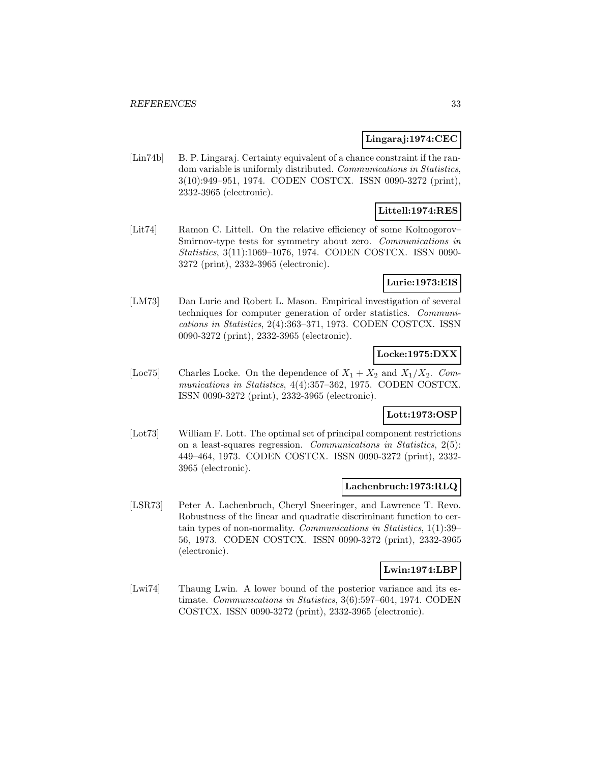**Lingaraj:1974:CEC**

[Lin74b] B. P. Lingaraj. Certainty equivalent of a chance constraint if the random variable is uniformly distributed. *Communications in Statistics*, 3(10):949–951, 1974. CODEN COSTCX. ISSN 0090-3272 (print), 2332-3965 (electronic).

**Littell:1974:RES**

[Lit74] Ramon C. Littell. On the relative efficiency of some Kolmogorov–Smirnov-type tests for symmetry about zero. *Communications in Statistics*, 3(11):1069–1076, 1974. CODEN COSTCX. ISSN 0090-3272 (print), 2332-3965 (electronic).

**Lurie:1973:EIS**

[LM73] Dan Lurie and Robert L. Mason. Empirical investigation of several techniques for computer generation of order statistics. *Communications in Statistics*, 2(4):363–371, 1973. CODEN COSTCX. ISSN 0090-3272 (print), 2332-3965 (electronic).

**Locke:1975:DXX**

[Loc75] Charles Locke. On the dependence of $X_1 + X_2$ and $X_1/X_2$. *Communications in Statistics*, 4(4):357–362, 1975. CODEN COSTCX. ISSN 0090-3272 (print), 2332-3965 (electronic).

**Lott:1973:OSP**

[Lot73] William F. Lott. The optimal set of principal component restrictions on a least-squares regression. *Communications in Statistics*, 2(5): 449–464, 1973. CODEN COSTCX. ISSN 0090-3272 (print), 2332-3965 (electronic).

**Lachenbruch:1973:RLQ**

[LSR73] Peter A. Lachenbruch, Cheryl Sneeringer, and Lawrence T. Revo. Robustness of the linear and quadratic discriminant function to certain types of non-normality. *Communications in Statistics*, 1(1):39–56, 1973. CODEN COSTCX. ISSN 0090-3272 (print), 2332-3965 (electronic).

**Lwin:1974:LBP**

[Lwi74] Thaung Lwin. A lower bound of the posterior variance and its estimate. *Communications in Statistics*, 3(6):597–604, 1974. CODEN COSTCX. ISSN 0090-3272 (print), 2332-3965 (electronic).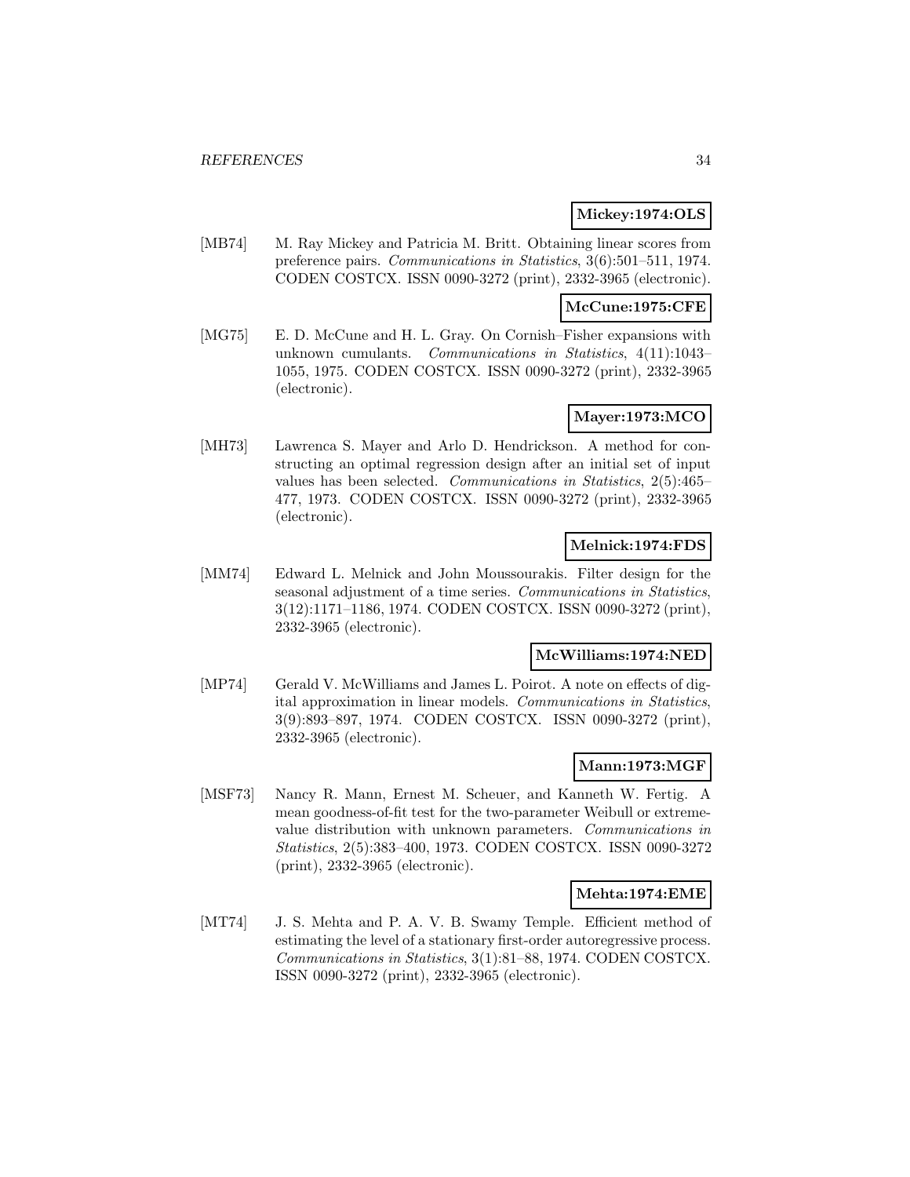**Mickey:1974:OLS**

[MB74] M. Ray Mickey and Patricia M. Britt. Obtaining linear scores from preference pairs. *Communications in Statistics*, 3(6):501–511, 1974. CODEN COSTCX. ISSN 0090-3272 (print), 2332-3965 (electronic).

**McCune:1975:CFE**

[MG75] E. D. McCune and H. L. Gray. On Cornish–Fisher expansions with unknown cumulants. *Communications in Statistics*, 4(11):1043–1055, 1975. CODEN COSTCX. ISSN 0090-3272 (print), 2332-3965 (electronic).

**Mayer:1973:MCO**

[MH73] Lawrenca S. Mayer and Arlo D. Hendrickson. A method for constructing an optimal regression design after an initial set of input values has been selected. *Communications in Statistics*, 2(5):465–477, 1973. CODEN COSTCX. ISSN 0090-3272 (print), 2332-3965 (electronic).

**Melnick:1974:FDS**

[MM74] Edward L. Melnick and John Moussourakis. Filter design for the seasonal adjustment of a time series. *Communications in Statistics*, 3(12):1171–1186, 1974. CODEN COSTCX. ISSN 0090-3272 (print), 2332-3965 (electronic).

**McWilliams:1974:NED**

[MP74] Gerald V. McWilliams and James L. Poirot. A note on effects of digital approximation in linear models. *Communications in Statistics*, 3(9):893–897, 1974. CODEN COSTCX. ISSN 0090-3272 (print), 2332-3965 (electronic).

**Mann:1973:MGF**

[MSF73] Nancy R. Mann, Ernest M. Scheuer, and Kanneth W. Fertig. A mean goodness-of-fit test for the two-parameter Weibull or extreme-value distribution with unknown parameters. *Communications in Statistics*, 2(5):383–400, 1973. CODEN COSTCX. ISSN 0090-3272 (print), 2332-3965 (electronic).

**Mehta:1974:EME**

[MT74] J. S. Mehta and P. A. V. B. Swamy Temple. Efficient method of estimating the level of a stationary first-order autoregressive process. *Communications in Statistics*, 3(1):81–88, 1974. CODEN COSTCX. ISSN 0090-3272 (print), 2332-3965 (electronic).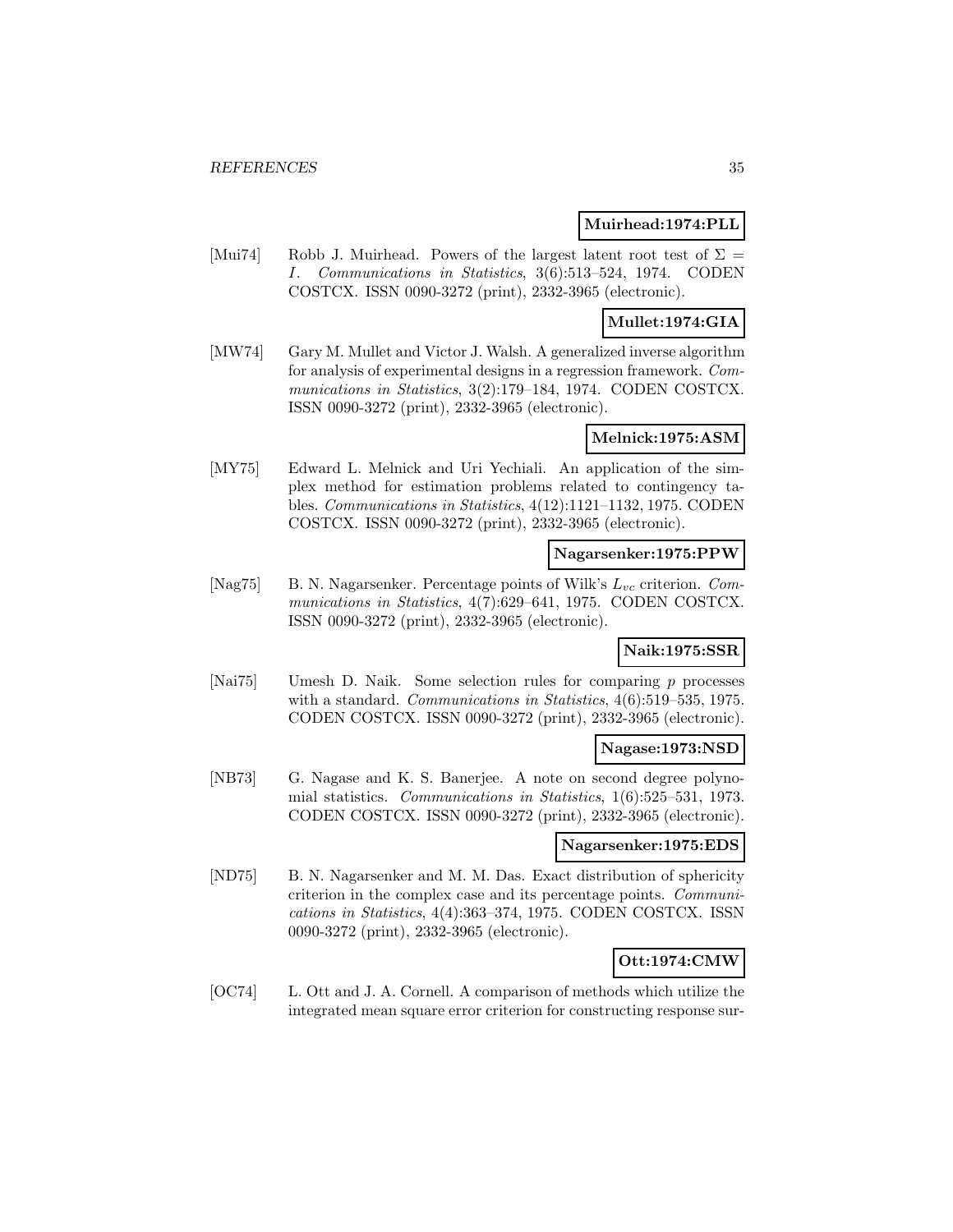**Muirhead:1974:PLL**

[Mui74] Robb J. Muirhead. Powers of the largest latent root test of $\Sigma = I$. *Communications in Statistics*, 3(6):513–524, 1974. CODEN COSTCX. ISSN 0090-3272 (print), 2332-3965 (electronic).

**Mullet:1974:GIA**

[MW74] Gary M. Mullet and Victor J. Walsh. A generalized inverse algorithm for analysis of experimental designs in a regression framework. *Communications in Statistics*, 3(2):179–184, 1974. CODEN COSTCX. ISSN 0090-3272 (print), 2332-3965 (electronic).

**Melnick:1975:ASM**

[MY75] Edward L. Melnick and Uri Yechiali. An application of the simplex method for estimation problems related to contingency tables. *Communications in Statistics*, 4(12):1121–1132, 1975. CODEN COSTCX. ISSN 0090-3272 (print), 2332-3965 (electronic).

**Nagarsenker:1975:PPW**

[Nag75] B. N. Nagarsenker. Percentage points of Wilk's $L_{vc}$ criterion. *Communications in Statistics*, 4(7):629–641, 1975. CODEN COSTCX. ISSN 0090-3272 (print), 2332-3965 (electronic).

**Naik:1975:SSR**

[Nai75] Umesh D. Naik. Some selection rules for comparing $p$ processes with a standard. *Communications in Statistics*, 4(6):519–535, 1975. CODEN COSTCX. ISSN 0090-3272 (print), 2332-3965 (electronic).

**Nagase:1973:NSD**

[NB73] G. Nagase and K. S. Banerjee. A note on second degree polynomial statistics. *Communications in Statistics*, 1(6):525–531, 1973. CODEN COSTCX. ISSN 0090-3272 (print), 2332-3965 (electronic).

**Nagarsenker:1975:EDS**

[ND75] B. N. Nagarsenker and M. M. Das. Exact distribution of sphericity criterion in the complex case and its percentage points. *Communications in Statistics*, 4(4):363–374, 1975. CODEN COSTCX. ISSN 0090-3272 (print), 2332-3965 (electronic).

**Ott:1974:CMW**

[OC74] L. Ott and J. A. Cornell. A comparison of methods which utilize the integrated mean square error criterion for constructing response sur-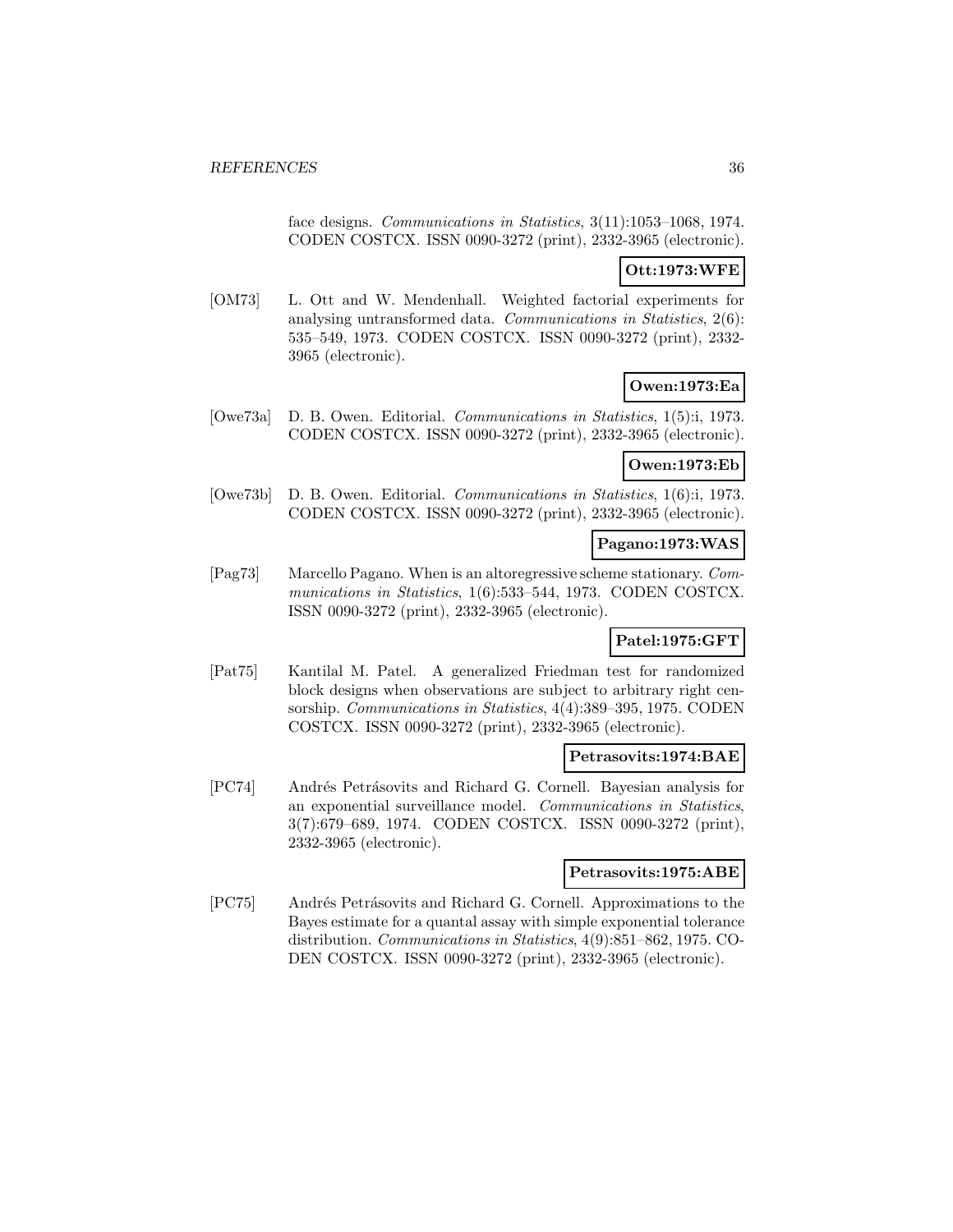face designs. *Communications in Statistics*, 3(11):1053–1068, 1974. CODEN COSTCX. ISSN 0090-3272 (print), 2332-3965 (electronic).

**Ott:1973:WFE**

[OM73] L. Ott and W. Mendenhall. Weighted factorial experiments for analysing untransformed data. *Communications in Statistics*, 2(6): 535–549, 1973. CODEN COSTCX. ISSN 0090-3272 (print), 2332-3965 (electronic).

**Owen:1973:Ea**

[Owe73a] D. B. Owen. Editorial. *Communications in Statistics*, 1(5):i, 1973. CODEN COSTCX. ISSN 0090-3272 (print), 2332-3965 (electronic).

**Owen:1973:Eb**

[Owe73b] D. B. Owen. Editorial. *Communications in Statistics*, 1(6):i, 1973. CODEN COSTCX. ISSN 0090-3272 (print), 2332-3965 (electronic).

**Pagano:1973:WAS**

[Pag73] Marcello Pagano. When is an altoregressive scheme stationary. *Communications in Statistics*, 1(6):533–544, 1973. CODEN COSTCX. ISSN 0090-3272 (print), 2332-3965 (electronic).

**Patel:1975:GFT**

[Pat75] Kantilal M. Patel. A generalized Friedman test for randomized block designs when observations are subject to arbitrary right censorship. *Communications in Statistics*, 4(4):389–395, 1975. CODEN COSTCX. ISSN 0090-3272 (print), 2332-3965 (electronic).

**Petrasovits:1974:BAE**

[PC74] Andrés Petrásovits and Richard G. Cornell. Bayesian analysis for an exponential surveillance model. *Communications in Statistics*, 3(7):679–689, 1974. CODEN COSTCX. ISSN 0090-3272 (print), 2332-3965 (electronic).

**Petrasovits:1975:ABE**

[PC75] Andrés Petrásovits and Richard G. Cornell. Approximations to the Bayes estimate for a quantal assay with simple exponential tolerance distribution. *Communications in Statistics*, 4(9):851–862, 1975. CODEN COSTCX. ISSN 0090-3272 (print), 2332-3965 (electronic).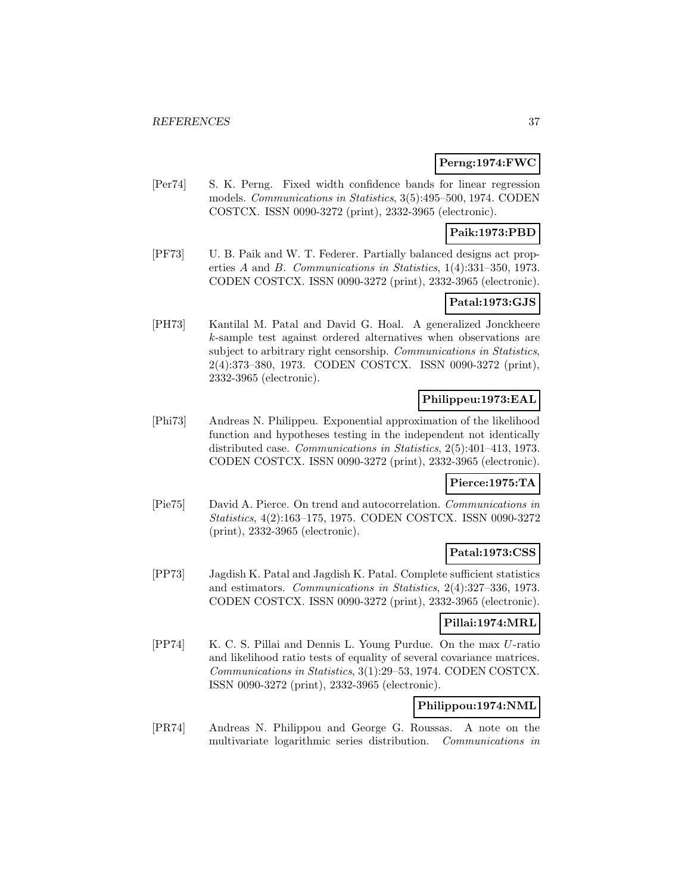**Perng:1974:FWC**

[Per74] S. K. Perng. Fixed width confidence bands for linear regression models. *Communications in Statistics*, 3(5):495–500, 1974. CODEN COSTCX. ISSN 0090-3272 (print), 2332-3965 (electronic).

**Paik:1973:PBD**

[PF73] U. B. Paik and W. T. Federer. Partially balanced designs act properties *A* and *B*. *Communications in Statistics*, 1(4):331–350, 1973. CODEN COSTCX. ISSN 0090-3272 (print), 2332-3965 (electronic).

**Patal:1973:GJS**

[PH73] Kantilal M. Patal and David G. Hoal. A generalized Jonckheere $k$-sample test against ordered alternatives when observations are subject to arbitrary right censorship. *Communications in Statistics*, 2(4):373–380, 1973. CODEN COSTCX. ISSN 0090-3272 (print), 2332-3965 (electronic).

**Philippeu:1973:EAL**

[Phi73] Andreas N. Philippeu. Exponential approximation of the likelihood function and hypotheses testing in the independent not identically distributed case. *Communications in Statistics*, 2(5):401–413, 1973. CODEN COSTCX. ISSN 0090-3272 (print), 2332-3965 (electronic).

**Pierce:1975:TA**

[Pie75] David A. Pierce. On trend and autocorrelation. *Communications in Statistics*, 4(2):163–175, 1975. CODEN COSTCX. ISSN 0090-3272 (print), 2332-3965 (electronic).

**Patal:1973:CSS**

[PP73] Jagdish K. Patal and Jagdish K. Patal. Complete sufficient statistics and estimators. *Communications in Statistics*, 2(4):327–336, 1973. CODEN COSTCX. ISSN 0090-3272 (print), 2332-3965 (electronic).

**Pillai:1974:MRL**

[PP74] K. C. S. Pillai and Dennis L. Young Purdue. On the max $U$-ratio and likelihood ratio tests of equality of several covariance matrices. *Communications in Statistics*, 3(1):29–53, 1974. CODEN COSTCX. ISSN 0090-3272 (print), 2332-3965 (electronic).

**Philippou:1974:NML**

[PR74] Andreas N. Philippou and George G. Roussas. A note on the multivariate logarithmic series distribution. *Communications in*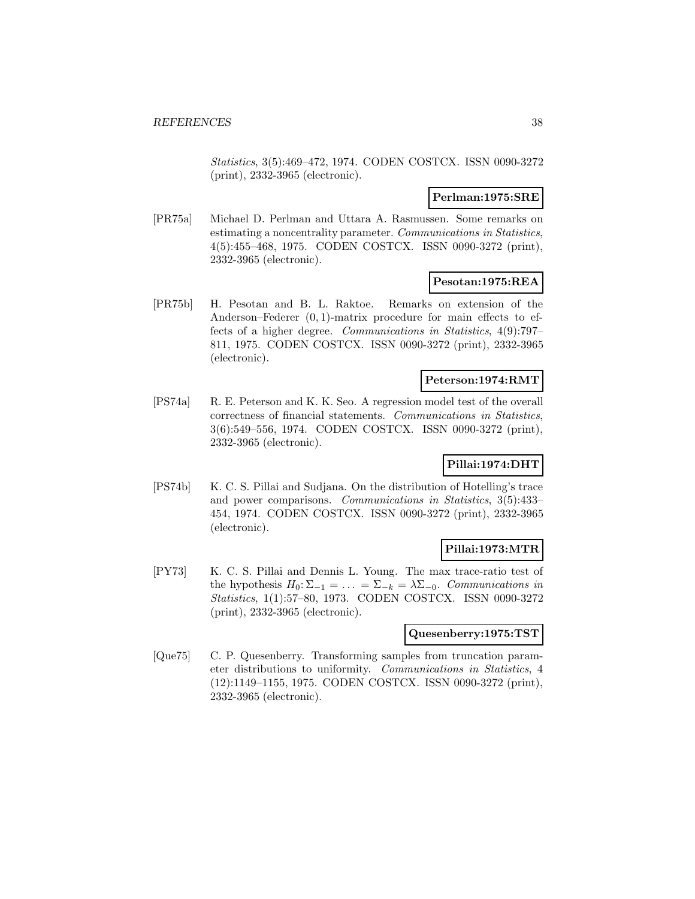*Statistics*, 3(5):469–472, 1974. CODEN COSTCX. ISSN 0090-3272 (print), 2332-3965 (electronic).

**Perlman:1975:SRE**

[PR75a] Michael D. Perlman and Uttara A. Rasmussen. Some remarks on estimating a noncentrality parameter. *Communications in Statistics*, 4(5):455–468, 1975. CODEN COSTCX. ISSN 0090-3272 (print), 2332-3965 (electronic).

**Pesotan:1975:REA**

[PR75b] H. Pesotan and B. L. Raktoe. Remarks on extension of the Anderson–Federer $(0, 1)$-matrix procedure for main effects to effects of a higher degree. *Communications in Statistics*, 4(9):797–811, 1975. CODEN COSTCX. ISSN 0090-3272 (print), 2332-3965 (electronic).

**Peterson:1974:RMT**

[PS74a] R. E. Peterson and K. K. Seo. A regression model test of the overall correctness of financial statements. *Communications in Statistics*, 3(6):549–556, 1974. CODEN COSTCX. ISSN 0090-3272 (print), 2332-3965 (electronic).

**Pillai:1974:DHT**

[PS74b] K. C. S. Pillai and Sudjana. On the distribution of Hotelling's trace and power comparisons. *Communications in Statistics*, 3(5):433–454, 1974. CODEN COSTCX. ISSN 0090-3272 (print), 2332-3965 (electronic).

**Pillai:1973:MTR**

[PY73] K. C. S. Pillai and Dennis L. Young. The max trace-ratio test of the hypothesis $H_0\colon \Sigma_{-1} = \ldots = \Sigma_{-k} = \lambda\Sigma_{-0}$. *Communications in Statistics*, 1(1):57–80, 1973. CODEN COSTCX. ISSN 0090-3272 (print), 2332-3965 (electronic).

**Quesenberry:1975:TST**

[Que75] C. P. Quesenberry. Transforming samples from truncation parameter distributions to uniformity. *Communications in Statistics*, 4 (12):1149–1155, 1975. CODEN COSTCX. ISSN 0090-3272 (print), 2332-3965 (electronic).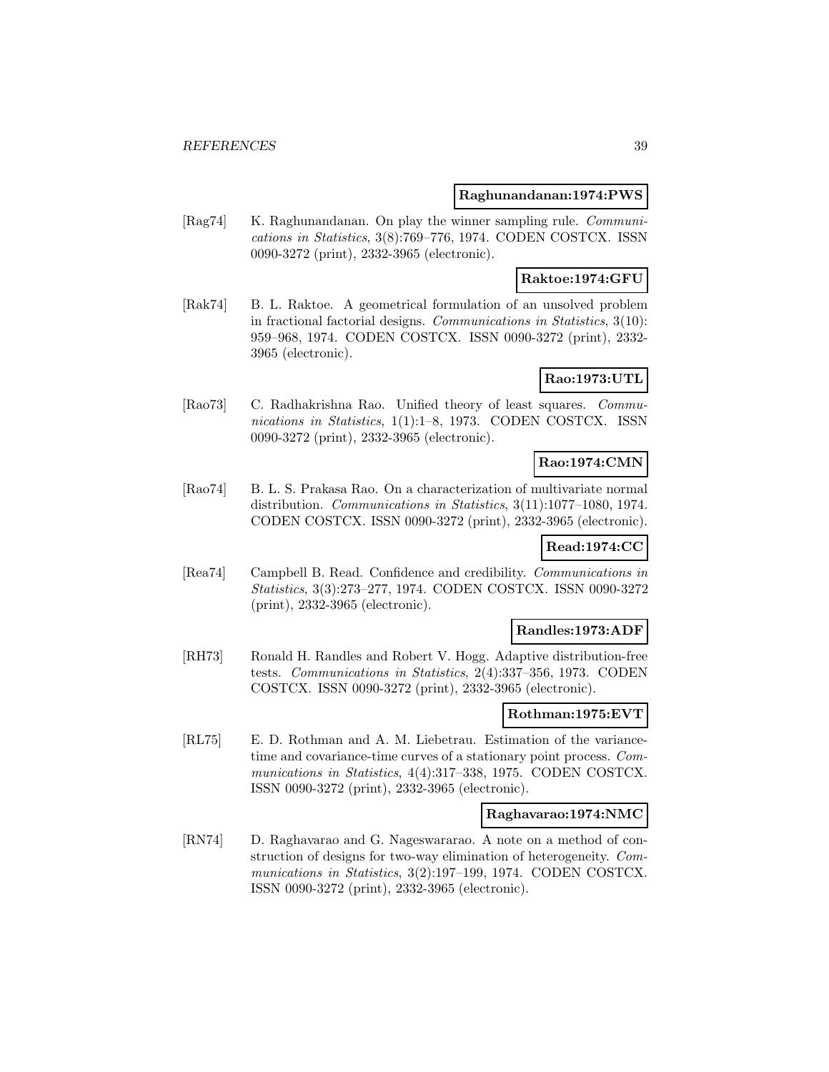**Raghunandanan:1974:PWS**

[Rag74] K. Raghunandanan. On play the winner sampling rule. *Communications in Statistics*, 3(8):769–776, 1974. CODEN COSTCX. ISSN 0090-3272 (print), 2332-3965 (electronic).

**Raktoe:1974:GFU**

[Rak74] B. L. Raktoe. A geometrical formulation of an unsolved problem in fractional factorial designs. *Communications in Statistics*, 3(10): 959–968, 1974. CODEN COSTCX. ISSN 0090-3272 (print), 2332-3965 (electronic).

**Rao:1973:UTL**

[Rao73] C. Radhakrishna Rao. Unified theory of least squares. *Communications in Statistics*, 1(1):1–8, 1973. CODEN COSTCX. ISSN 0090-3272 (print), 2332-3965 (electronic).

**Rao:1974:CMN**

[Rao74] B. L. S. Prakasa Rao. On a characterization of multivariate normal distribution. *Communications in Statistics*, 3(11):1077–1080, 1974. CODEN COSTCX. ISSN 0090-3272 (print), 2332-3965 (electronic).

**Read:1974:CC**

[Rea74] Campbell B. Read. Confidence and credibility. *Communications in Statistics*, 3(3):273–277, 1974. CODEN COSTCX. ISSN 0090-3272 (print), 2332-3965 (electronic).

**Randles:1973:ADF**

[RH73] Ronald H. Randles and Robert V. Hogg. Adaptive distribution-free tests. *Communications in Statistics*, 2(4):337–356, 1973. CODEN COSTCX. ISSN 0090-3272 (print), 2332-3965 (electronic).

**Rothman:1975:EVT**

[RL75] E. D. Rothman and A. M. Liebetrau. Estimation of the variance-time and covariance-time curves of a stationary point process. *Communications in Statistics*, 4(4):317–338, 1975. CODEN COSTCX. ISSN 0090-3272 (print), 2332-3965 (electronic).

**Raghavarao:1974:NMC**

[RN74] D. Raghavarao and G. Nageswararao. A note on a method of construction of designs for two-way elimination of heterogeneity. *Communications in Statistics*, 3(2):197–199, 1974. CODEN COSTCX. ISSN 0090-3272 (print), 2332-3965 (electronic).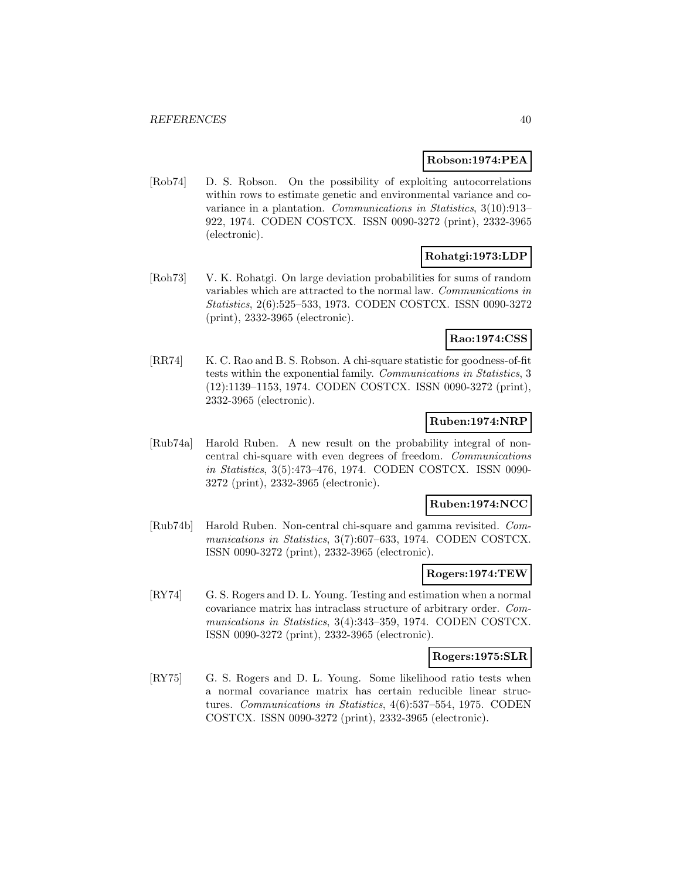**Robson:1974:PEA**

[Rob74] D. S. Robson. On the possibility of exploiting autocorrelations within rows to estimate genetic and environmental variance and covariance in a plantation. *Communications in Statistics*, 3(10):913–922, 1974. CODEN COSTCX. ISSN 0090-3272 (print), 2332-3965 (electronic).

**Rohatgi:1973:LDP**

[Roh73] V. K. Rohatgi. On large deviation probabilities for sums of random variables which are attracted to the normal law. *Communications in Statistics*, 2(6):525–533, 1973. CODEN COSTCX. ISSN 0090-3272 (print), 2332-3965 (electronic).

**Rao:1974:CSS**

[RR74] K. C. Rao and B. S. Robson. A chi-square statistic for goodness-of-fit tests within the exponential family. *Communications in Statistics*, 3 (12):1139–1153, 1974. CODEN COSTCX. ISSN 0090-3272 (print), 2332-3965 (electronic).

**Ruben:1974:NRP**

[Rub74a] Harold Ruben. A new result on the probability integral of noncentral chi-square with even degrees of freedom. *Communications in Statistics*, 3(5):473–476, 1974. CODEN COSTCX. ISSN 0090-3272 (print), 2332-3965 (electronic).

**Ruben:1974:NCC**

[Rub74b] Harold Ruben. Non-central chi-square and gamma revisited. *Communications in Statistics*, 3(7):607–633, 1974. CODEN COSTCX. ISSN 0090-3272 (print), 2332-3965 (electronic).

**Rogers:1974:TEW**

[RY74] G. S. Rogers and D. L. Young. Testing and estimation when a normal covariance matrix has intraclass structure of arbitrary order. *Communications in Statistics*, 3(4):343–359, 1974. CODEN COSTCX. ISSN 0090-3272 (print), 2332-3965 (electronic).

**Rogers:1975:SLR**

[RY75] G. S. Rogers and D. L. Young. Some likelihood ratio tests when a normal covariance matrix has certain reducible linear structures. *Communications in Statistics*, 4(6):537–554, 1975. CODEN COSTCX. ISSN 0090-3272 (print), 2332-3965 (electronic).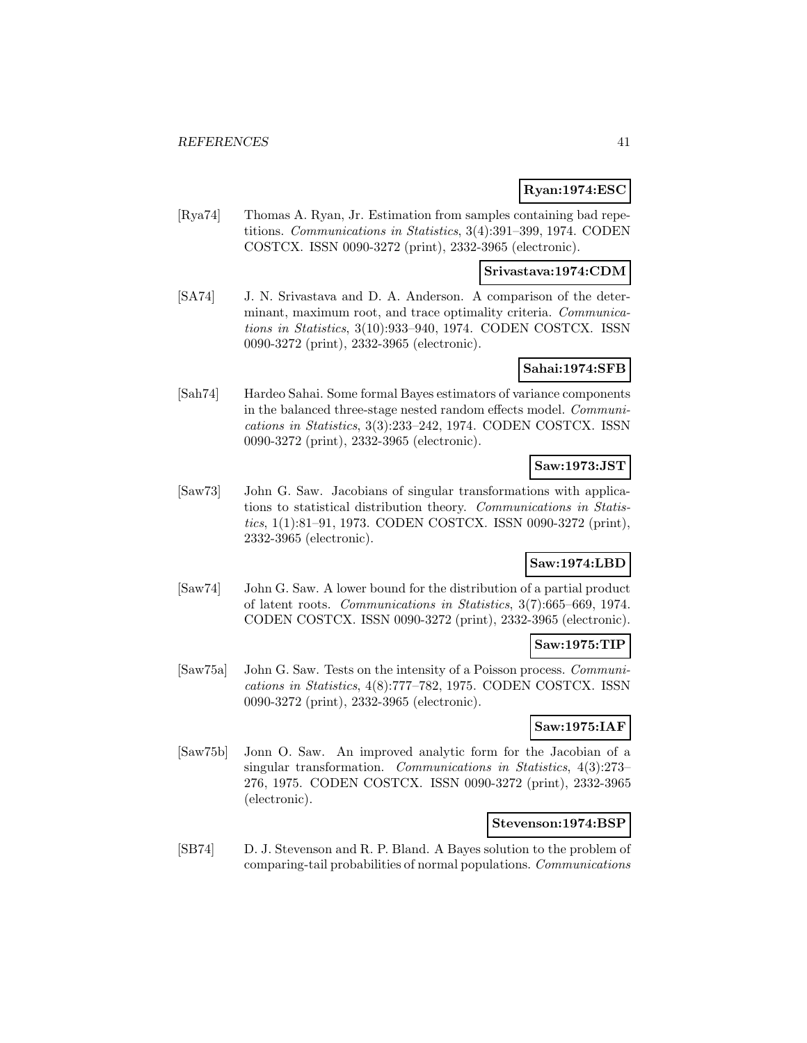**Ryan:1974:ESC**

[Rya74] Thomas A. Ryan, Jr. Estimation from samples containing bad repetitions. *Communications in Statistics*, 3(4):391–399, 1974. CODEN COSTCX. ISSN 0090-3272 (print), 2332-3965 (electronic).

**Srivastava:1974:CDM**

[SA74] J. N. Srivastava and D. A. Anderson. A comparison of the determinant, maximum root, and trace optimality criteria. *Communications in Statistics*, 3(10):933–940, 1974. CODEN COSTCX. ISSN 0090-3272 (print), 2332-3965 (electronic).

**Sahai:1974:SFB**

[Sah74] Hardeo Sahai. Some formal Bayes estimators of variance components in the balanced three-stage nested random effects model. *Communications in Statistics*, 3(3):233–242, 1974. CODEN COSTCX. ISSN 0090-3272 (print), 2332-3965 (electronic).

**Saw:1973:JST**

[Saw73] John G. Saw. Jacobians of singular transformations with applications to statistical distribution theory. *Communications in Statistics*, 1(1):81–91, 1973. CODEN COSTCX. ISSN 0090-3272 (print), 2332-3965 (electronic).

**Saw:1974:LBD**

[Saw74] John G. Saw. A lower bound for the distribution of a partial product of latent roots. *Communications in Statistics*, 3(7):665–669, 1974. CODEN COSTCX. ISSN 0090-3272 (print), 2332-3965 (electronic).

**Saw:1975:TIP**

[Saw75a] John G. Saw. Tests on the intensity of a Poisson process. *Communications in Statistics*, 4(8):777–782, 1975. CODEN COSTCX. ISSN 0090-3272 (print), 2332-3965 (electronic).

**Saw:1975:IAF**

[Saw75b] Jonn O. Saw. An improved analytic form for the Jacobian of a singular transformation. *Communications in Statistics*, 4(3):273–276, 1975. CODEN COSTCX. ISSN 0090-3272 (print), 2332-3965 (electronic).

**Stevenson:1974:BSP**

[SB74] D. J. Stevenson and R. P. Bland. A Bayes solution to the problem of comparing-tail probabilities of normal populations. *Communications*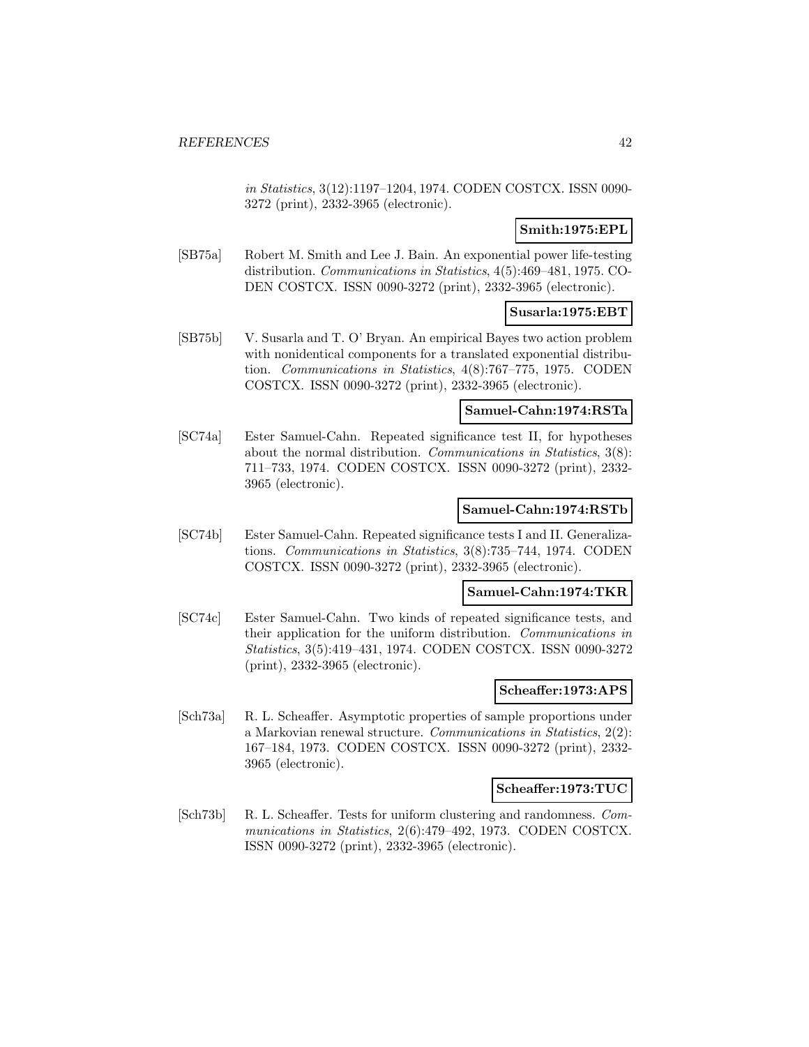*in Statistics*, 3(12):1197–1204, 1974. CODEN COSTCX. ISSN 0090-3272 (print), 2332-3965 (electronic).

**Smith:1975:EPL**

[SB75a] Robert M. Smith and Lee J. Bain. An exponential power life-testing distribution. *Communications in Statistics*, 4(5):469–481, 1975. CODEN COSTCX. ISSN 0090-3272 (print), 2332-3965 (electronic).

**Susarla:1975:EBT**

[SB75b] V. Susarla and T. O' Bryan. An empirical Bayes two action problem with nonidentical components for a translated exponential distribution. *Communications in Statistics*, 4(8):767–775, 1975. CODEN COSTCX. ISSN 0090-3272 (print), 2332-3965 (electronic).

**Samuel-Cahn:1974:RSTa**

[SC74a] Ester Samuel-Cahn. Repeated significance test II, for hypotheses about the normal distribution. *Communications in Statistics*, 3(8): 711–733, 1974. CODEN COSTCX. ISSN 0090-3272 (print), 2332-3965 (electronic).

**Samuel-Cahn:1974:RSTb**

[SC74b] Ester Samuel-Cahn. Repeated significance tests I and II. Generalizations. *Communications in Statistics*, 3(8):735–744, 1974. CODEN COSTCX. ISSN 0090-3272 (print), 2332-3965 (electronic).

**Samuel-Cahn:1974:TKR**

[SC74c] Ester Samuel-Cahn. Two kinds of repeated significance tests, and their application for the uniform distribution. *Communications in Statistics*, 3(5):419–431, 1974. CODEN COSTCX. ISSN 0090-3272 (print), 2332-3965 (electronic).

**Scheaffer:1973:APS**

[Sch73a] R. L. Scheaffer. Asymptotic properties of sample proportions under a Markovian renewal structure. *Communications in Statistics*, 2(2): 167–184, 1973. CODEN COSTCX. ISSN 0090-3272 (print), 2332-3965 (electronic).

**Scheaffer:1973:TUC**

[Sch73b] R. L. Scheaffer. Tests for uniform clustering and randomness. *Communications in Statistics*, 2(6):479–492, 1973. CODEN COSTCX. ISSN 0090-3272 (print), 2332-3965 (electronic).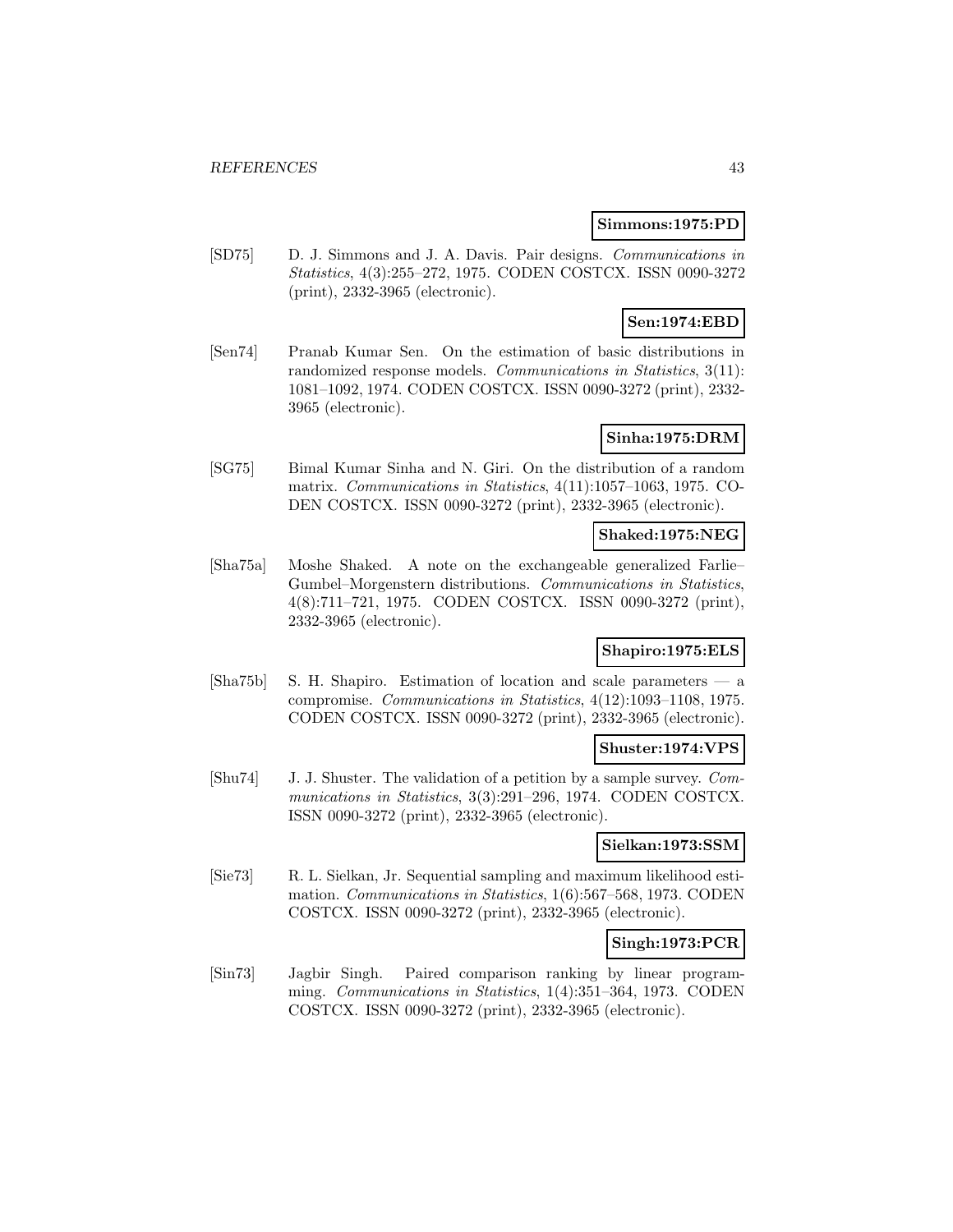**Simmons:1975:PD**

[SD75] D. J. Simmons and J. A. Davis. Pair designs. *Communications in Statistics*, 4(3):255–272, 1975. CODEN COSTCX. ISSN 0090-3272 (print), 2332-3965 (electronic).

**Sen:1974:EBD**

[Sen74] Pranab Kumar Sen. On the estimation of basic distributions in randomized response models. *Communications in Statistics*, 3(11): 1081–1092, 1974. CODEN COSTCX. ISSN 0090-3272 (print), 2332-3965 (electronic).

**Sinha:1975:DRM**

[SG75] Bimal Kumar Sinha and N. Giri. On the distribution of a random matrix. *Communications in Statistics*, 4(11):1057–1063, 1975. CODEN COSTCX. ISSN 0090-3272 (print), 2332-3965 (electronic).

**Shaked:1975:NEG**

[Sha75a] Moshe Shaked. A note on the exchangeable generalized Farlie–Gumbel–Morgenstern distributions. *Communications in Statistics*, 4(8):711–721, 1975. CODEN COSTCX. ISSN 0090-3272 (print), 2332-3965 (electronic).

**Shapiro:1975:ELS**

[Sha75b] S. H. Shapiro. Estimation of location and scale parameters — a compromise. *Communications in Statistics*, 4(12):1093–1108, 1975. CODEN COSTCX. ISSN 0090-3272 (print), 2332-3965 (electronic).

**Shuster:1974:VPS**

[Shu74] J. J. Shuster. The validation of a petition by a sample survey. *Communications in Statistics*, 3(3):291–296, 1974. CODEN COSTCX. ISSN 0090-3272 (print), 2332-3965 (electronic).

**Sielkan:1973:SSM**

[Sie73] R. L. Sielkan, Jr. Sequential sampling and maximum likelihood estimation. *Communications in Statistics*, 1(6):567–568, 1973. CODEN COSTCX. ISSN 0090-3272 (print), 2332-3965 (electronic).

**Singh:1973:PCR**

[Sin73] Jagbir Singh. Paired comparison ranking by linear programming. *Communications in Statistics*, 1(4):351–364, 1973. CODEN COSTCX. ISSN 0090-3272 (print), 2332-3965 (electronic).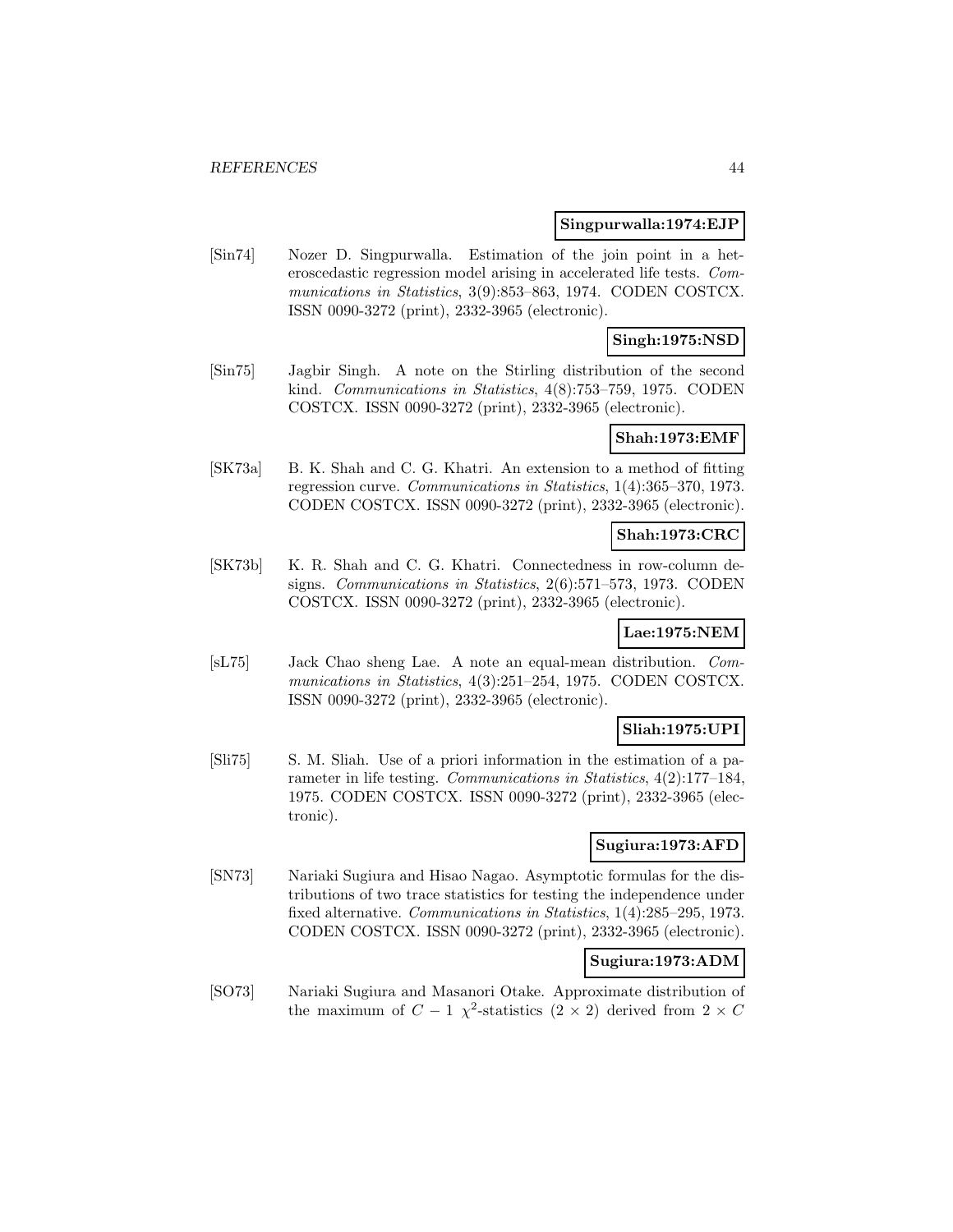**Singpurwalla:1974:EJP**

[Sin74] Nozer D. Singpurwalla. Estimation of the join point in a heteroscedastic regression model arising in accelerated life tests. *Communications in Statistics*, 3(9):853–863, 1974. CODEN COSTCX. ISSN 0090-3272 (print), 2332-3965 (electronic).

**Singh:1975:NSD**

[Sin75] Jagbir Singh. A note on the Stirling distribution of the second kind. *Communications in Statistics*, 4(8):753–759, 1975. CODEN COSTCX. ISSN 0090-3272 (print), 2332-3965 (electronic).

**Shah:1973:EMF**

[SK73a] B. K. Shah and C. G. Khatri. An extension to a method of fitting regression curve. *Communications in Statistics*, 1(4):365–370, 1973. CODEN COSTCX. ISSN 0090-3272 (print), 2332-3965 (electronic).

**Shah:1973:CRC**

[SK73b] K. R. Shah and C. G. Khatri. Connectedness in row-column designs. *Communications in Statistics*, 2(6):571–573, 1973. CODEN COSTCX. ISSN 0090-3272 (print), 2332-3965 (electronic).

**Lae:1975:NEM**

[sL75] Jack Chao sheng Lae. A note an equal-mean distribution. *Communications in Statistics*, 4(3):251–254, 1975. CODEN COSTCX. ISSN 0090-3272 (print), 2332-3965 (electronic).

**Sliah:1975:UPI**

[Sli75] S. M. Sliah. Use of a priori information in the estimation of a parameter in life testing. *Communications in Statistics*, 4(2):177–184, 1975. CODEN COSTCX. ISSN 0090-3272 (print), 2332-3965 (electronic).

**Sugiura:1973:AFD**

[SN73] Nariaki Sugiura and Hisao Nagao. Asymptotic formulas for the distributions of two trace statistics for testing the independence under fixed alternative. *Communications in Statistics*, 1(4):285–295, 1973. CODEN COSTCX. ISSN 0090-3272 (print), 2332-3965 (electronic).

**Sugiura:1973:ADM**

[SO73] Nariaki Sugiura and Masanori Otake. Approximate distribution of the maximum of $C - 1$ $\chi^2$-statistics $(2 \times 2)$ derived from $2 \times C$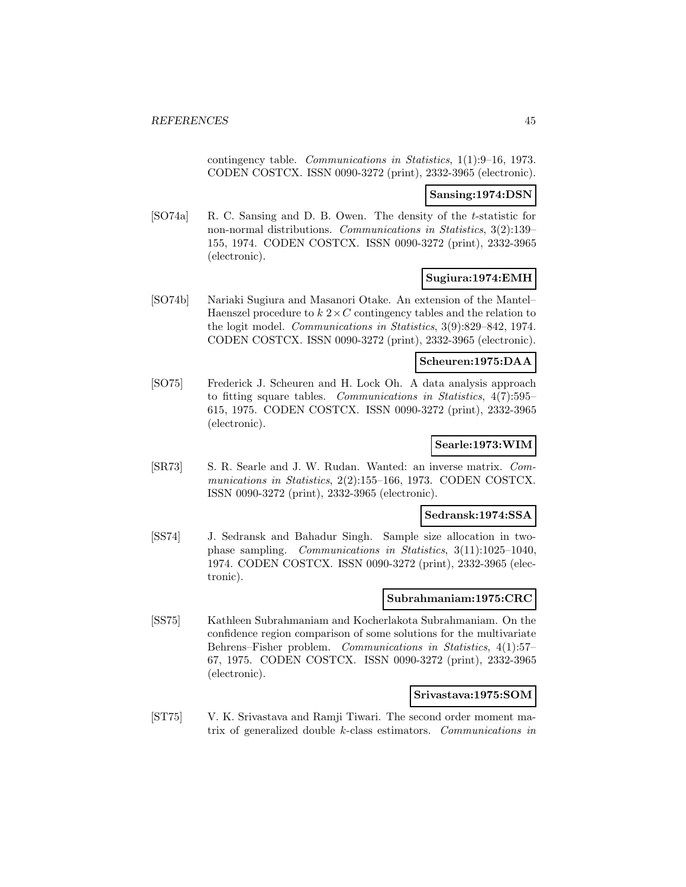contingency table. *Communications in Statistics*, 1(1):9–16, 1973. CODEN COSTCX. ISSN 0090-3272 (print), 2332-3965 (electronic).

**Sansing:1974:DSN**

[SO74a] R. C. Sansing and D. B. Owen. The density of the $t$-statistic for non-normal distributions. *Communications in Statistics*, 3(2):139–155, 1974. CODEN COSTCX. ISSN 0090-3272 (print), 2332-3965 (electronic).

**Sugiura:1974:EMH**

[SO74b] Nariaki Sugiura and Masanori Otake. An extension of the Mantel–Haenszel procedure to $k$ $2 \times C$ contingency tables and the relation to the logit model. *Communications in Statistics*, 3(9):829–842, 1974. CODEN COSTCX. ISSN 0090-3272 (print), 2332-3965 (electronic).

**Scheuren:1975:DAA**

[SO75] Frederick J. Scheuren and H. Lock Oh. A data analysis approach to fitting square tables. *Communications in Statistics*, 4(7):595–615, 1975. CODEN COSTCX. ISSN 0090-3272 (print), 2332-3965 (electronic).

**Searle:1973:WIM**

[SR73] S. R. Searle and J. W. Rudan. Wanted: an inverse matrix. *Communications in Statistics*, 2(2):155–166, 1973. CODEN COSTCX. ISSN 0090-3272 (print), 2332-3965 (electronic).

**Sedransk:1974:SSA**

[SS74] J. Sedransk and Bahadur Singh. Sample size allocation in two-phase sampling. *Communications in Statistics*, 3(11):1025–1040, 1974. CODEN COSTCX. ISSN 0090-3272 (print), 2332-3965 (electronic).

**Subrahmaniam:1975:CRC**

[SS75] Kathleen Subrahmaniam and Kocherlakota Subrahmaniam. On the confidence region comparison of some solutions for the multivariate Behrens–Fisher problem. *Communications in Statistics*, 4(1):57–67, 1975. CODEN COSTCX. ISSN 0090-3272 (print), 2332-3965 (electronic).

**Srivastava:1975:SOM**

[ST75] V. K. Srivastava and Ramji Tiwari. The second order moment matrix of generalized double $k$-class estimators. *Communications in*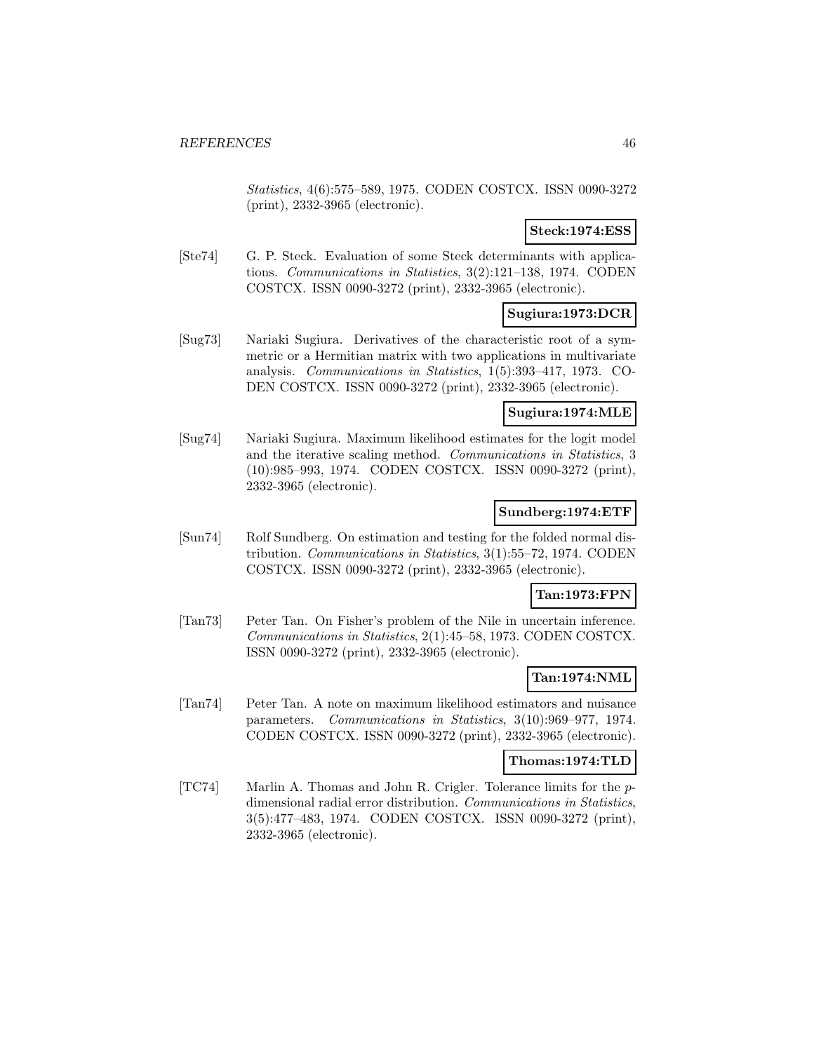*Statistics*, 4(6):575–589, 1975. CODEN COSTCX. ISSN 0090-3272 (print), 2332-3965 (electronic).

**Steck:1974:ESS**

[Ste74] G. P. Steck. Evaluation of some Steck determinants with applications. *Communications in Statistics*, 3(2):121–138, 1974. CODEN COSTCX. ISSN 0090-3272 (print), 2332-3965 (electronic).

**Sugiura:1973:DCR**

[Sug73] Nariaki Sugiura. Derivatives of the characteristic root of a symmetric or a Hermitian matrix with two applications in multivariate analysis. *Communications in Statistics*, 1(5):393–417, 1973. CODEN COSTCX. ISSN 0090-3272 (print), 2332-3965 (electronic).

**Sugiura:1974:MLE**

[Sug74] Nariaki Sugiura. Maximum likelihood estimates for the logit model and the iterative scaling method. *Communications in Statistics*, 3 (10):985–993, 1974. CODEN COSTCX. ISSN 0090-3272 (print), 2332-3965 (electronic).

**Sundberg:1974:ETF**

[Sun74] Rolf Sundberg. On estimation and testing for the folded normal distribution. *Communications in Statistics*, 3(1):55–72, 1974. CODEN COSTCX. ISSN 0090-3272 (print), 2332-3965 (electronic).

**Tan:1973:FPN**

[Tan73] Peter Tan. On Fisher's problem of the Nile in uncertain inference. *Communications in Statistics*, 2(1):45–58, 1973. CODEN COSTCX. ISSN 0090-3272 (print), 2332-3965 (electronic).

**Tan:1974:NML**

[Tan74] Peter Tan. A note on maximum likelihood estimators and nuisance parameters. *Communications in Statistics*, 3(10):969–977, 1974. CODEN COSTCX. ISSN 0090-3272 (print), 2332-3965 (electronic).

**Thomas:1974:TLD**

[TC74] Marlin A. Thomas and John R. Crigler. Tolerance limits for the $p$-dimensional radial error distribution. *Communications in Statistics*, 3(5):477–483, 1974. CODEN COSTCX. ISSN 0090-3272 (print), 2332-3965 (electronic).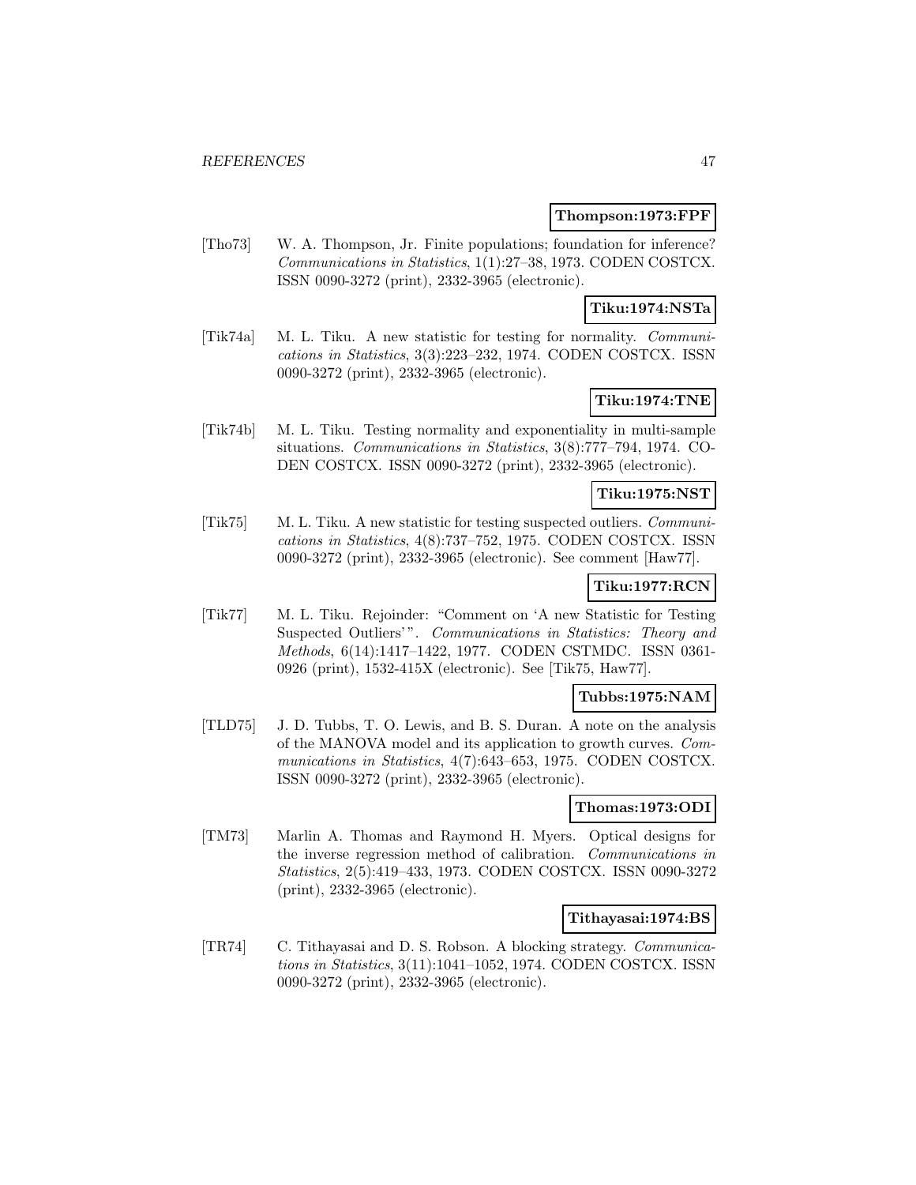**Thompson:1973:FPF**

[Tho73] W. A. Thompson, Jr. Finite populations; foundation for inference? *Communications in Statistics*, 1(1):27–38, 1973. CODEN COSTCX. ISSN 0090-3272 (print), 2332-3965 (electronic).

**Tiku:1974:NSTa**

[Tik74a] M. L. Tiku. A new statistic for testing for normality. *Communications in Statistics*, 3(3):223–232, 1974. CODEN COSTCX. ISSN 0090-3272 (print), 2332-3965 (electronic).

**Tiku:1974:TNE**

[Tik74b] M. L. Tiku. Testing normality and exponentiality in multi-sample situations. *Communications in Statistics*, 3(8):777–794, 1974. CODEN COSTCX. ISSN 0090-3272 (print), 2332-3965 (electronic).

**Tiku:1975:NST**

[Tik75] M. L. Tiku. A new statistic for testing suspected outliers. *Communications in Statistics*, 4(8):737–752, 1975. CODEN COSTCX. ISSN 0090-3272 (print), 2332-3965 (electronic). See comment [Haw77].

**Tiku:1977:RCN**

[Tik77] M. L. Tiku. Rejoinder: "Comment on 'A new Statistic for Testing Suspected Outliers'". *Communications in Statistics: Theory and Methods*, 6(14):1417–1422, 1977. CODEN CSTMDC. ISSN 0361-0926 (print), 1532-415X (electronic). See [Tik75, Haw77].

**Tubbs:1975:NAM**

[TLD75] J. D. Tubbs, T. O. Lewis, and B. S. Duran. A note on the analysis of the MANOVA model and its application to growth curves. *Communications in Statistics*, 4(7):643–653, 1975. CODEN COSTCX. ISSN 0090-3272 (print), 2332-3965 (electronic).

**Thomas:1973:ODI**

[TM73] Marlin A. Thomas and Raymond H. Myers. Optical designs for the inverse regression method of calibration. *Communications in Statistics*, 2(5):419–433, 1973. CODEN COSTCX. ISSN 0090-3272 (print), 2332-3965 (electronic).

**Tithayasai:1974:BS**

[TR74] C. Tithayasai and D. S. Robson. A blocking strategy. *Communications in Statistics*, 3(11):1041–1052, 1974. CODEN COSTCX. ISSN 0090-3272 (print), 2332-3965 (electronic).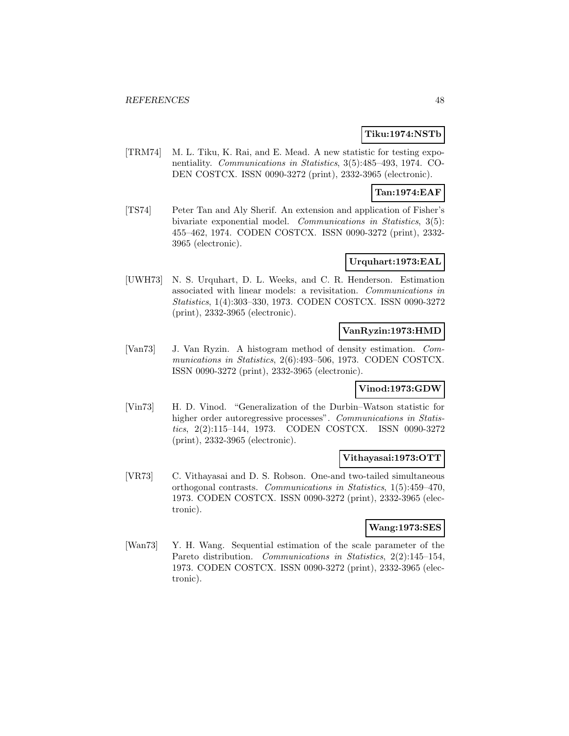**Tiku:1974:NSTb**

[TRM74] M. L. Tiku, K. Rai, and E. Mead. A new statistic for testing exponentiality. *Communications in Statistics*, 3(5):485–493, 1974. CODEN COSTCX. ISSN 0090-3272 (print), 2332-3965 (electronic).

**Tan:1974:EAF**

[TS74] Peter Tan and Aly Sherif. An extension and application of Fisher's bivariate exponential model. *Communications in Statistics*, 3(5): 455–462, 1974. CODEN COSTCX. ISSN 0090-3272 (print), 2332-3965 (electronic).

**Urquhart:1973:EAL**

[UWH73] N. S. Urquhart, D. L. Weeks, and C. R. Henderson. Estimation associated with linear models: a revisitation. *Communications in Statistics*, 1(4):303–330, 1973. CODEN COSTCX. ISSN 0090-3272 (print), 2332-3965 (electronic).

**VanRyzin:1973:HMD**

[Van73] J. Van Ryzin. A histogram method of density estimation. *Communications in Statistics*, 2(6):493–506, 1973. CODEN COSTCX. ISSN 0090-3272 (print), 2332-3965 (electronic).

**Vinod:1973:GDW**

[Vin73] H. D. Vinod. "Generalization of the Durbin–Watson statistic for higher order autoregressive processes". *Communications in Statistics*, 2(2):115–144, 1973. CODEN COSTCX. ISSN 0090-3272 (print), 2332-3965 (electronic).

**Vithayasai:1973:OTT**

[VR73] C. Vithayasai and D. S. Robson. One-and two-tailed simultaneous orthogonal contrasts. *Communications in Statistics*, 1(5):459–470, 1973. CODEN COSTCX. ISSN 0090-3272 (print), 2332-3965 (electronic).

**Wang:1973:SES**

[Wan73] Y. H. Wang. Sequential estimation of the scale parameter of the Pareto distribution. *Communications in Statistics*, 2(2):145–154, 1973. CODEN COSTCX. ISSN 0090-3272 (print), 2332-3965 (electronic).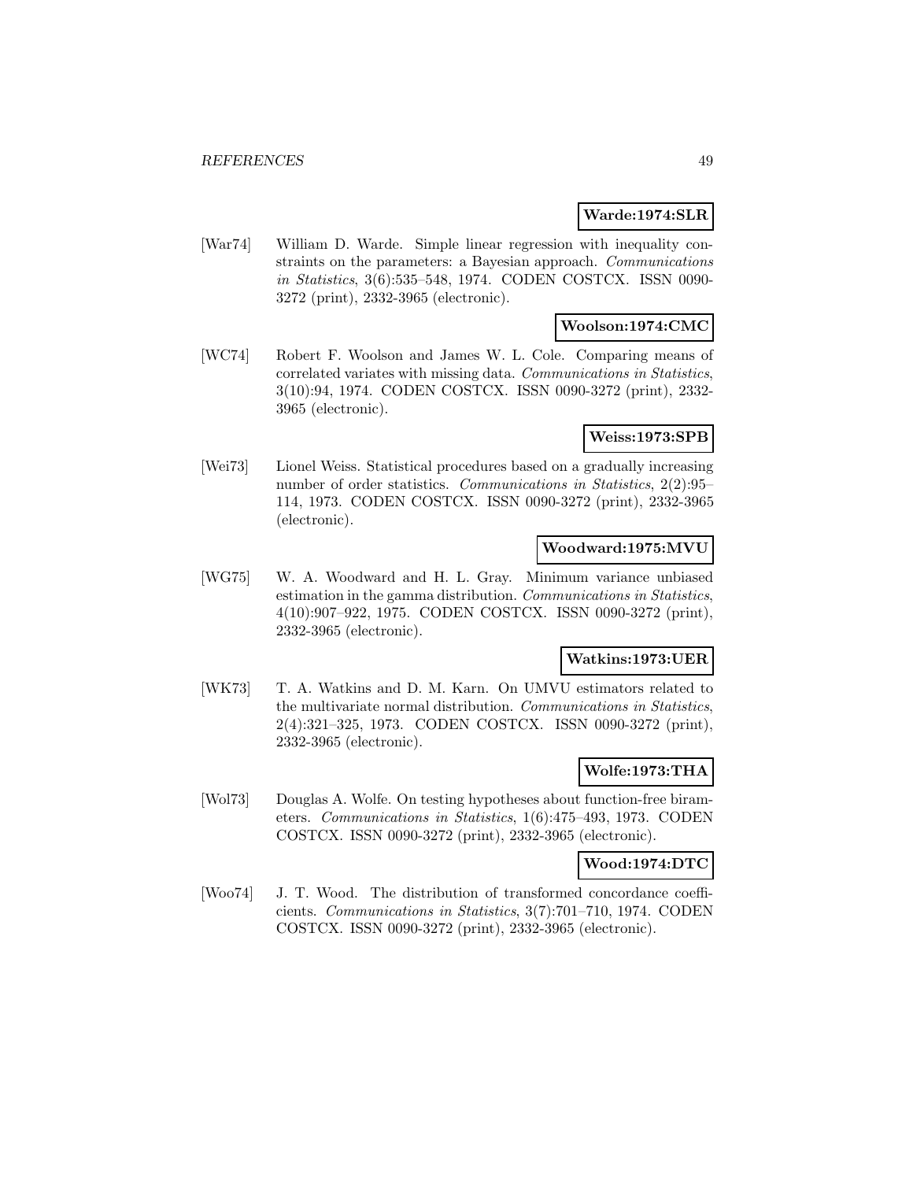**Warde:1974:SLR**

[War74] William D. Warde. Simple linear regression with inequality constraints on the parameters: a Bayesian approach. *Communications in Statistics*, 3(6):535–548, 1974. CODEN COSTCX. ISSN 0090-3272 (print), 2332-3965 (electronic).

**Woolson:1974:CMC**

[WC74] Robert F. Woolson and James W. L. Cole. Comparing means of correlated variates with missing data. *Communications in Statistics*, 3(10):94, 1974. CODEN COSTCX. ISSN 0090-3272 (print), 2332-3965 (electronic).

**Weiss:1973:SPB**

[Wei73] Lionel Weiss. Statistical procedures based on a gradually increasing number of order statistics. *Communications in Statistics*, 2(2):95–114, 1973. CODEN COSTCX. ISSN 0090-3272 (print), 2332-3965 (electronic).

**Woodward:1975:MVU**

[WG75] W. A. Woodward and H. L. Gray. Minimum variance unbiased estimation in the gamma distribution. *Communications in Statistics*, 4(10):907–922, 1975. CODEN COSTCX. ISSN 0090-3272 (print), 2332-3965 (electronic).

**Watkins:1973:UER**

[WK73] T. A. Watkins and D. M. Karn. On UMVU estimators related to the multivariate normal distribution. *Communications in Statistics*, 2(4):321–325, 1973. CODEN COSTCX. ISSN 0090-3272 (print), 2332-3965 (electronic).

**Wolfe:1973:THA**

[Wol73] Douglas A. Wolfe. On testing hypotheses about function-free birameters. *Communications in Statistics*, 1(6):475–493, 1973. CODEN COSTCX. ISSN 0090-3272 (print), 2332-3965 (electronic).

**Wood:1974:DTC**

[Woo74] J. T. Wood. The distribution of transformed concordance coefficients. *Communications in Statistics*, 3(7):701–710, 1974. CODEN COSTCX. ISSN 0090-3272 (print), 2332-3965 (electronic).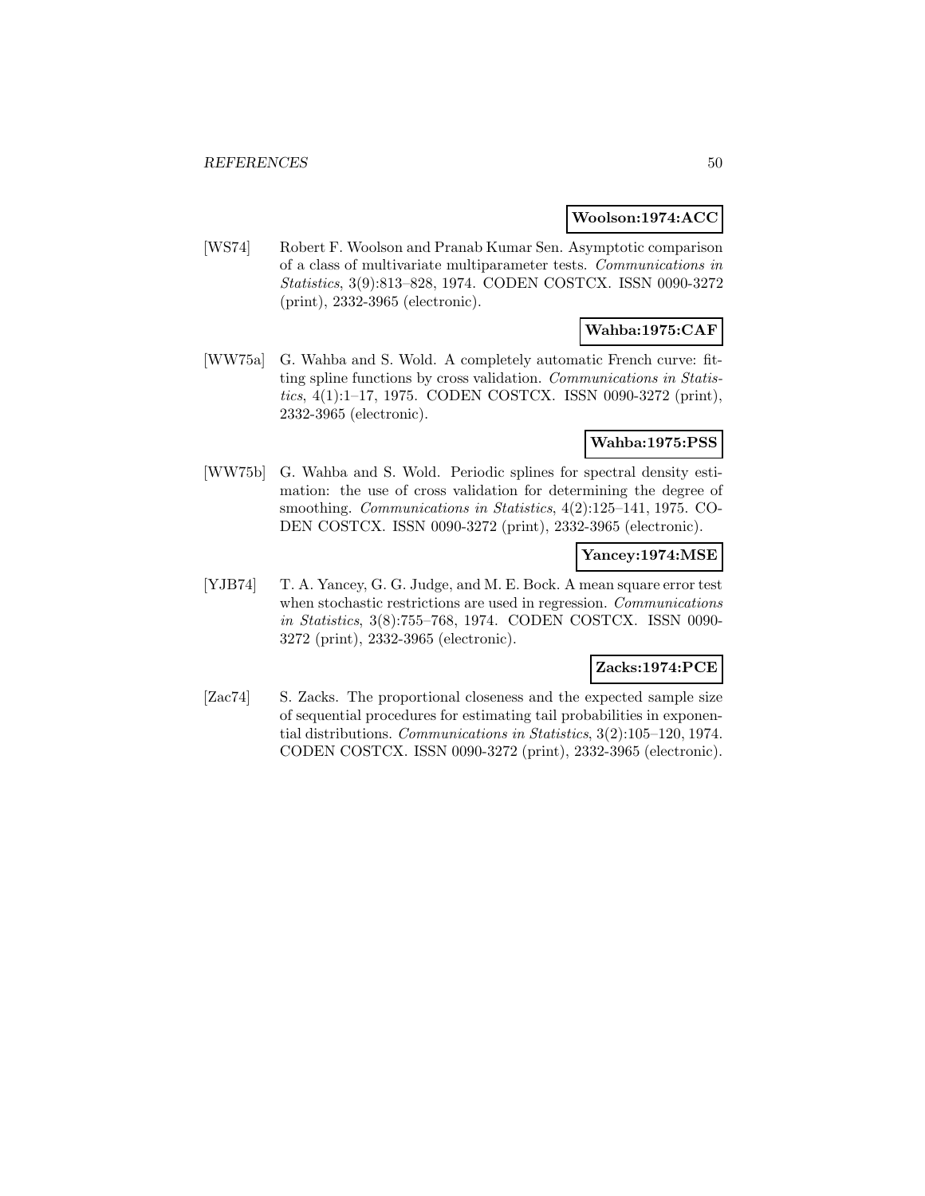**Woolson:1974:ACC**

[WS74] Robert F. Woolson and Pranab Kumar Sen. Asymptotic comparison of a class of multivariate multiparameter tests. *Communications in Statistics*, 3(9):813–828, 1974. CODEN COSTCX. ISSN 0090-3272 (print), 2332-3965 (electronic).

**Wahba:1975:CAF**

[WW75a] G. Wahba and S. Wold. A completely automatic French curve: fitting spline functions by cross validation. *Communications in Statistics*, 4(1):1–17, 1975. CODEN COSTCX. ISSN 0090-3272 (print), 2332-3965 (electronic).

**Wahba:1975:PSS**

[WW75b] G. Wahba and S. Wold. Periodic splines for spectral density estimation: the use of cross validation for determining the degree of smoothing. *Communications in Statistics*, 4(2):125–141, 1975. CODEN COSTCX. ISSN 0090-3272 (print), 2332-3965 (electronic).

**Yancey:1974:MSE**

[YJB74] T. A. Yancey, G. G. Judge, and M. E. Bock. A mean square error test when stochastic restrictions are used in regression. *Communications in Statistics*, 3(8):755–768, 1974. CODEN COSTCX. ISSN 0090-3272 (print), 2332-3965 (electronic).

**Zacks:1974:PCE**

[Zac74] S. Zacks. The proportional closeness and the expected sample size of sequential procedures for estimating tail probabilities in exponential distributions. *Communications in Statistics*, 3(2):105–120, 1974. CODEN COSTCX. ISSN 0090-3272 (print), 2332-3965 (electronic).